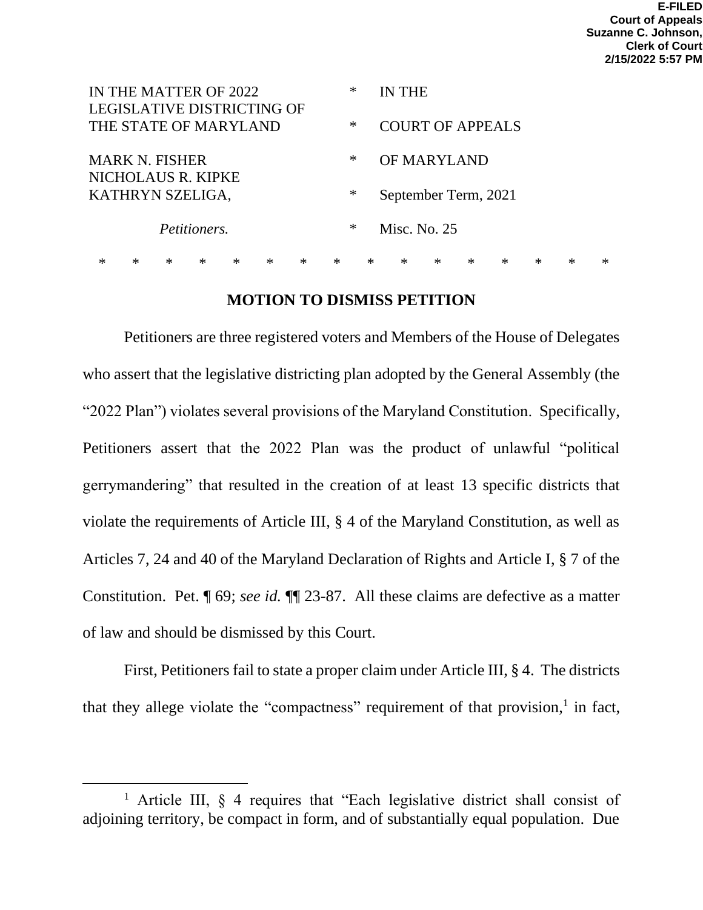E-FILED
Court of Appeals
Suzanne C. Johnson,
Clerk of Court
2/15/2022 5:57 PM

| | | |
|---|---|---|
| IN THE MATTER OF 2022 LEGISLATIVE DISTRICTING OF THE STATE OF MARYLAND | * | IN THE |
| | * | COURT OF APPEALS |
| MARK N. FISHER NICHOLAUS R. KIPKE KATHRYN SZELIGA, | * | OF MARYLAND |
| | * | September Term, 2021 |
| *Petitioners.* | * | Misc. No. 25 |

\* \* \* \* \* \* \* \* \* \* \* \* \* \* \* \*

## MOTION TO DISMISS PETITION

Petitioners are three registered voters and Members of the House of Delegates who assert that the legislative districting plan adopted by the General Assembly (the "2022 Plan") violates several provisions of the Maryland Constitution. Specifically, Petitioners assert that the 2022 Plan was the product of unlawful "political gerrymandering" that resulted in the creation of at least 13 specific districts that violate the requirements of Article III, § 4 of the Maryland Constitution, as well as Articles 7, 24 and 40 of the Maryland Declaration of Rights and Article I, § 7 of the Constitution. Pet. ¶ 69; *see id.* ¶¶ 23-87. All these claims are defective as a matter of law and should be dismissed by this Court.

First, Petitioners fail to state a proper claim under Article III, § 4. The districts that they allege violate the "compactness" requirement of that provision,[1] in fact,

[1] Article III, § 4 requires that "Each legislative district shall consist of adjoining territory, be compact in form, and of substantially equal population. Due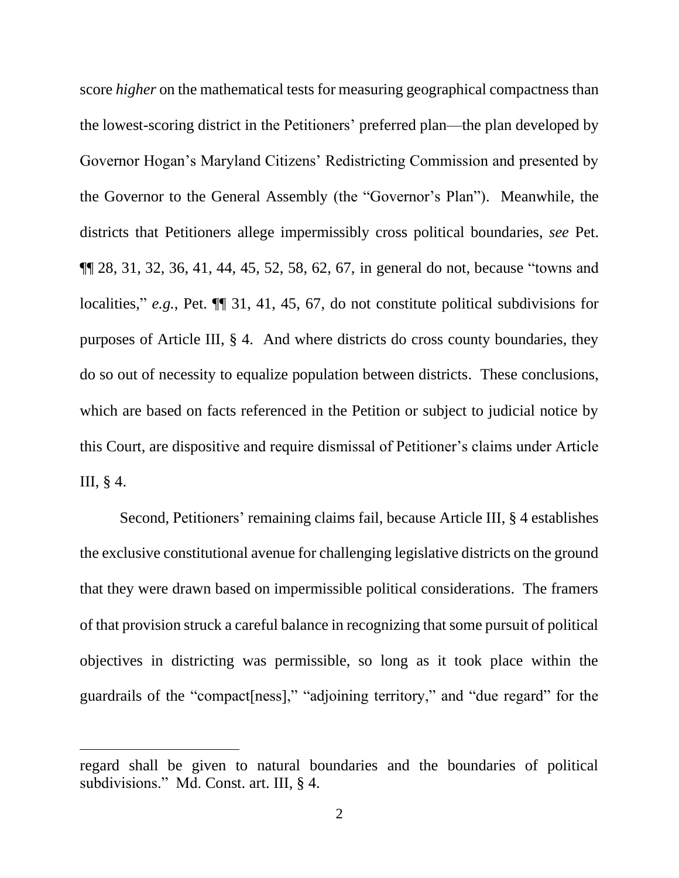score *higher* on the mathematical tests for measuring geographical compactness than the lowest-scoring district in the Petitioners' preferred plan—the plan developed by Governor Hogan's Maryland Citizens' Redistricting Commission and presented by the Governor to the General Assembly (the "Governor's Plan"). Meanwhile, the districts that Petitioners allege impermissibly cross political boundaries, *see* Pet. ¶¶ 28, 31, 32, 36, 41, 44, 45, 52, 58, 62, 67, in general do not, because "towns and localities," *e.g.*, Pet. ¶¶ 31, 41, 45, 67, do not constitute political subdivisions for purposes of Article III, § 4. And where districts do cross county boundaries, they do so out of necessity to equalize population between districts. These conclusions, which are based on facts referenced in the Petition or subject to judicial notice by this Court, are dispositive and require dismissal of Petitioner's claims under Article III, § 4.

Second, Petitioners' remaining claims fail, because Article III, § 4 establishes the exclusive constitutional avenue for challenging legislative districts on the ground that they were drawn based on impermissible political considerations. The framers of that provision struck a careful balance in recognizing that some pursuit of political objectives in districting was permissible, so long as it took place within the guardrails of the "compact[ness]," "adjoining territory," and "due regard" for the

---

regard shall be given to natural boundaries and the boundaries of political subdivisions." Md. Const. art. III, § 4.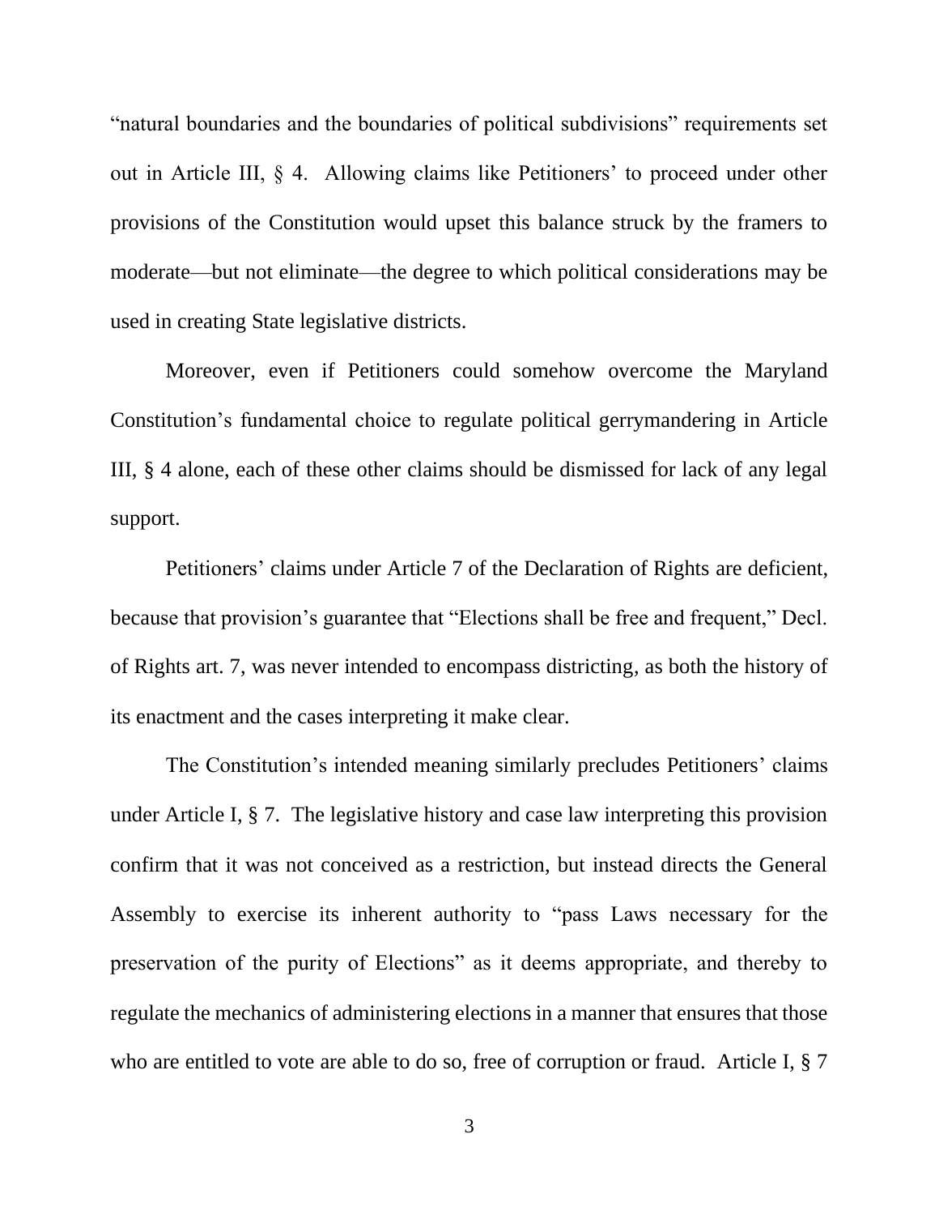"natural boundaries and the boundaries of political subdivisions" requirements set out in Article III, § 4. Allowing claims like Petitioners' to proceed under other provisions of the Constitution would upset this balance struck by the framers to moderate—but not eliminate—the degree to which political considerations may be used in creating State legislative districts.

Moreover, even if Petitioners could somehow overcome the Maryland Constitution's fundamental choice to regulate political gerrymandering in Article III, § 4 alone, each of these other claims should be dismissed for lack of any legal support.

Petitioners' claims under Article 7 of the Declaration of Rights are deficient, because that provision's guarantee that "Elections shall be free and frequent," Decl. of Rights art. 7, was never intended to encompass districting, as both the history of its enactment and the cases interpreting it make clear.

The Constitution's intended meaning similarly precludes Petitioners' claims under Article I, § 7. The legislative history and case law interpreting this provision confirm that it was not conceived as a restriction, but instead directs the General Assembly to exercise its inherent authority to "pass Laws necessary for the preservation of the purity of Elections" as it deems appropriate, and thereby to regulate the mechanics of administering elections in a manner that ensures that those who are entitled to vote are able to do so, free of corruption or fraud. Article I, § 7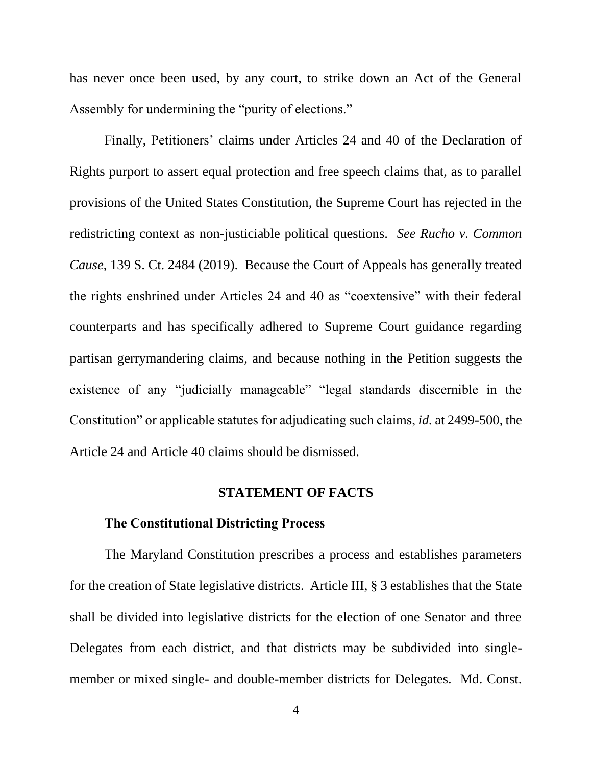has never once been used, by any court, to strike down an Act of the General Assembly for undermining the "purity of elections."

Finally, Petitioners' claims under Articles 24 and 40 of the Declaration of Rights purport to assert equal protection and free speech claims that, as to parallel provisions of the United States Constitution, the Supreme Court has rejected in the redistricting context as non-justiciable political questions. *See Rucho v. Common Cause*, 139 S. Ct. 2484 (2019). Because the Court of Appeals has generally treated the rights enshrined under Articles 24 and 40 as "coextensive" with their federal counterparts and has specifically adhered to Supreme Court guidance regarding partisan gerrymandering claims, and because nothing in the Petition suggests the existence of any "judicially manageable" "legal standards discernible in the Constitution" or applicable statutes for adjudicating such claims, *id.* at 2499-500, the Article 24 and Article 40 claims should be dismissed.

## STATEMENT OF FACTS

### The Constitutional Districting Process

The Maryland Constitution prescribes a process and establishes parameters for the creation of State legislative districts. Article III, § 3 establishes that the State shall be divided into legislative districts for the election of one Senator and three Delegates from each district, and that districts may be subdivided into single-member or mixed single- and double-member districts for Delegates. Md. Const.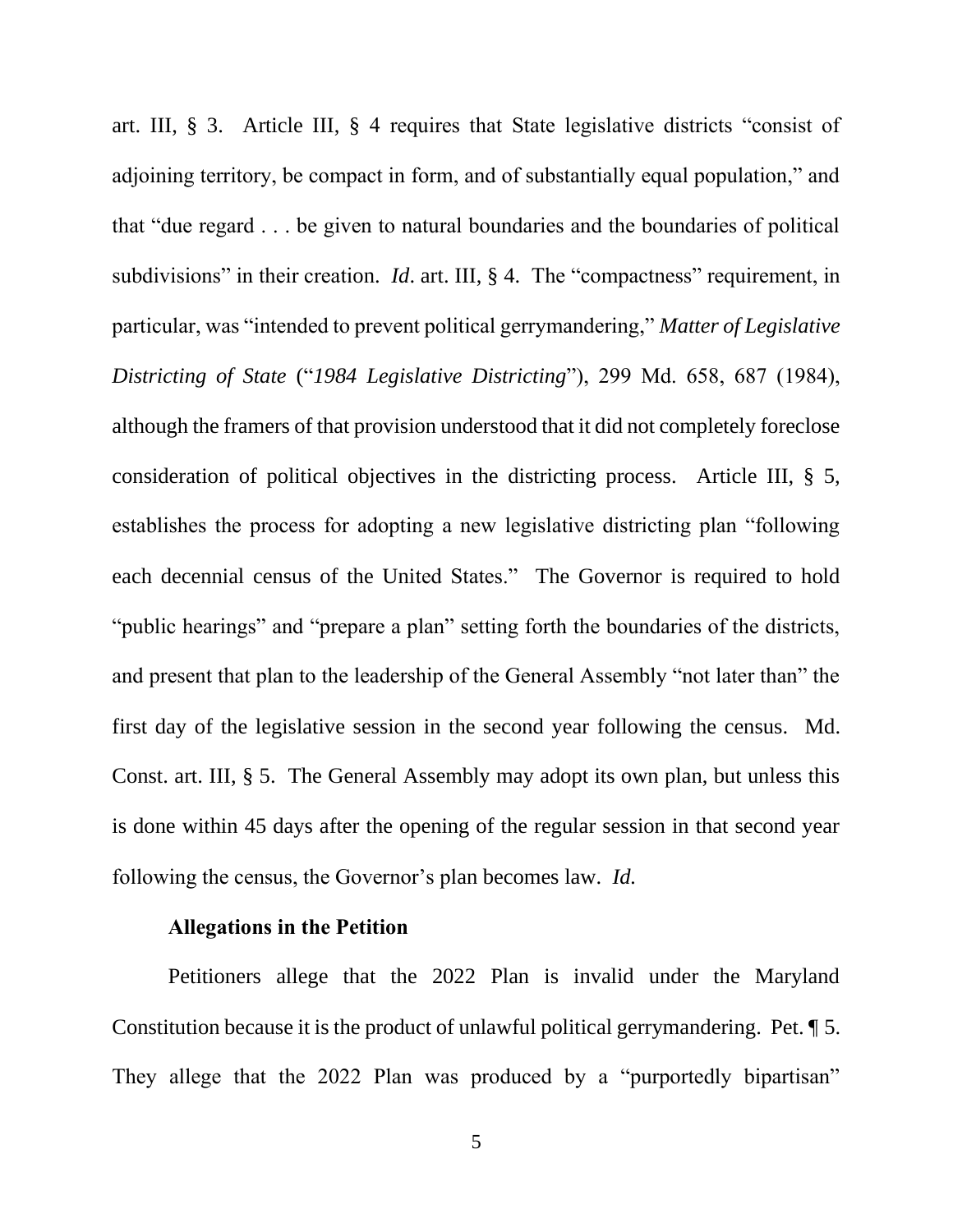art. III, § 3. Article III, § 4 requires that State legislative districts "consist of adjoining territory, be compact in form, and of substantially equal population," and that "due regard . . . be given to natural boundaries and the boundaries of political subdivisions" in their creation. *Id*. art. III, § 4. The "compactness" requirement, in particular, was "intended to prevent political gerrymandering," *Matter of Legislative Districting of State* ("*1984 Legislative Districting*"), 299 Md. 658, 687 (1984), although the framers of that provision understood that it did not completely foreclose consideration of political objectives in the districting process. Article III, § 5, establishes the process for adopting a new legislative districting plan "following each decennial census of the United States." The Governor is required to hold "public hearings" and "prepare a plan" setting forth the boundaries of the districts, and present that plan to the leadership of the General Assembly "not later than" the first day of the legislative session in the second year following the census. Md. Const. art. III, § 5. The General Assembly may adopt its own plan, but unless this is done within 45 days after the opening of the regular session in that second year following the census, the Governor's plan becomes law. *Id.*

**Allegations in the Petition**

Petitioners allege that the 2022 Plan is invalid under the Maryland Constitution because it is the product of unlawful political gerrymandering. Pet. ¶ 5. They allege that the 2022 Plan was produced by a "purportedly bipartisan"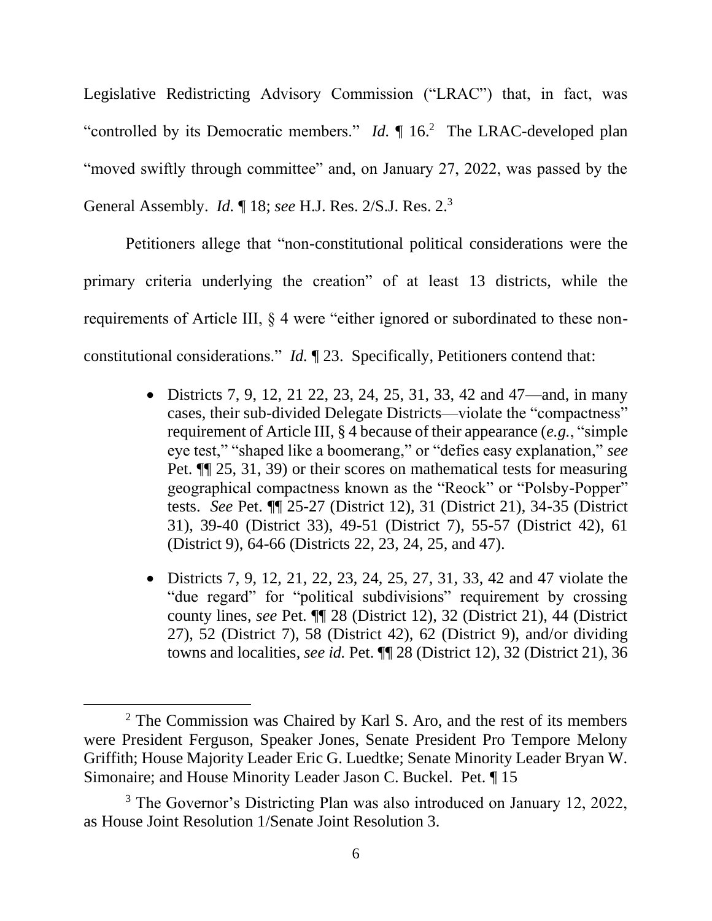Legislative Redistricting Advisory Commission ("LRAC") that, in fact, was "controlled by its Democratic members." *Id.* ¶ 16.[2] The LRAC-developed plan "moved swiftly through committee" and, on January 27, 2022, was passed by the General Assembly. *Id.* ¶ 18; *see* H.J. Res. 2/S.J. Res. 2.[3]

Petitioners allege that "non-constitutional political considerations were the primary criteria underlying the creation" of at least 13 districts, while the requirements of Article III, § 4 were "either ignored or subordinated to these non-constitutional considerations." *Id.* ¶ 23. Specifically, Petitioners contend that:

- Districts 7, 9, 12, 21 22, 23, 24, 25, 31, 33, 42 and 47—and, in many cases, their sub-divided Delegate Districts—violate the "compactness" requirement of Article III, § 4 because of their appearance (*e.g.*, "simple eye test," "shaped like a boomerang," or "defies easy explanation," *see* Pet. ¶¶ 25, 31, 39) or their scores on mathematical tests for measuring geographical compactness known as the "Reock" or "Polsby-Popper" tests. *See* Pet. ¶¶ 25-27 (District 12), 31 (District 21), 34-35 (District 31), 39-40 (District 33), 49-51 (District 7), 55-57 (District 42), 61 (District 9), 64-66 (Districts 22, 23, 24, 25, and 47).

- Districts 7, 9, 12, 21, 22, 23, 24, 25, 27, 31, 33, 42 and 47 violate the "due regard" for "political subdivisions" requirement by crossing county lines, *see* Pet. ¶¶ 28 (District 12), 32 (District 21), 44 (District 27), 52 (District 7), 58 (District 42), 62 (District 9), and/or dividing towns and localities, *see id.* Pet. ¶¶ 28 (District 12), 32 (District 21), 36

---

[2] The Commission was Chaired by Karl S. Aro, and the rest of its members were President Ferguson, Speaker Jones, Senate President Pro Tempore Melony Griffith; House Majority Leader Eric G. Luedtke; Senate Minority Leader Bryan W. Simonaire; and House Minority Leader Jason C. Buckel. Pet. ¶ 15

[3] The Governor's Districting Plan was also introduced on January 12, 2022, as House Joint Resolution 1/Senate Joint Resolution 3.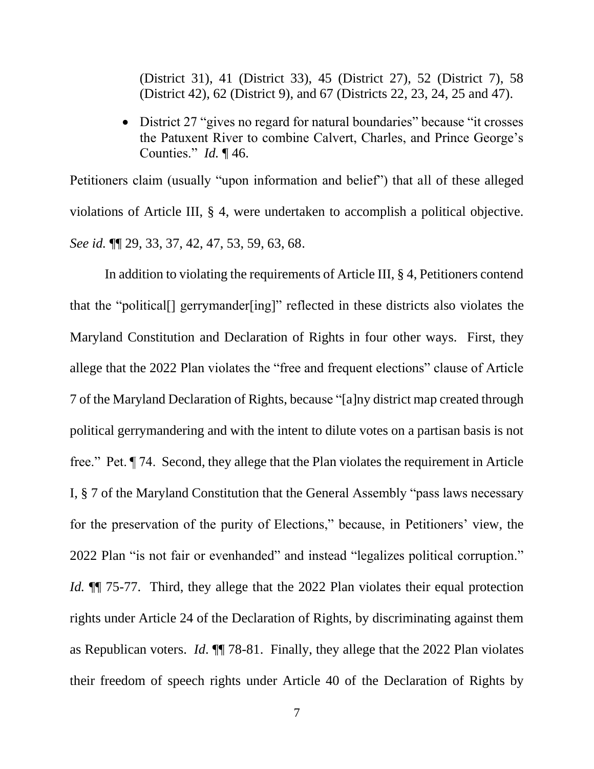(District 31), 41 (District 33), 45 (District 27), 52 (District 7), 58 (District 42), 62 (District 9), and 67 (Districts 22, 23, 24, 25 and 47).

- District 27 "gives no regard for natural boundaries" because "it crosses the Patuxent River to combine Calvert, Charles, and Prince George's Counties." *Id.* ¶ 46.

Petitioners claim (usually "upon information and belief") that all of these alleged violations of Article III, § 4, were undertaken to accomplish a political objective. *See id.* ¶¶ 29, 33, 37, 42, 47, 53, 59, 63, 68.

In addition to violating the requirements of Article III, § 4, Petitioners contend that the "political[] gerrymander[ing]" reflected in these districts also violates the Maryland Constitution and Declaration of Rights in four other ways. First, they allege that the 2022 Plan violates the "free and frequent elections" clause of Article 7 of the Maryland Declaration of Rights, because "[a]ny district map created through political gerrymandering and with the intent to dilute votes on a partisan basis is not free." Pet. ¶ 74. Second, they allege that the Plan violates the requirement in Article I, § 7 of the Maryland Constitution that the General Assembly "pass laws necessary for the preservation of the purity of Elections," because, in Petitioners' view, the 2022 Plan "is not fair or evenhanded" and instead "legalizes political corruption." *Id.* ¶¶ 75-77. Third, they allege that the 2022 Plan violates their equal protection rights under Article 24 of the Declaration of Rights, by discriminating against them as Republican voters. *Id*. ¶¶ 78-81. Finally, they allege that the 2022 Plan violates their freedom of speech rights under Article 40 of the Declaration of Rights by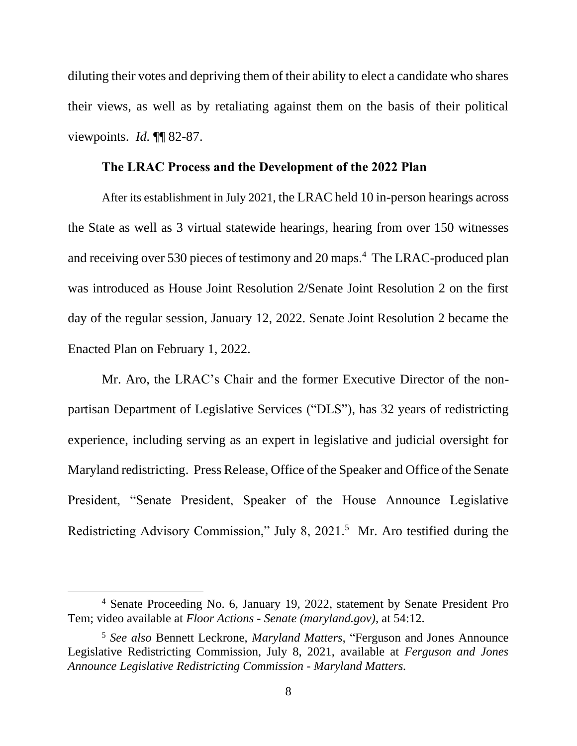diluting their votes and depriving them of their ability to elect a candidate who shares their views, as well as by retaliating against them on the basis of their political viewpoints. *Id.* ¶¶ 82-87.

**The LRAC Process and the Development of the 2022 Plan**

After its establishment in July 2021, the LRAC held 10 in-person hearings across the State as well as 3 virtual statewide hearings, hearing from over 150 witnesses and receiving over 530 pieces of testimony and 20 maps.[4] The LRAC-produced plan was introduced as House Joint Resolution 2/Senate Joint Resolution 2 on the first day of the regular session, January 12, 2022. Senate Joint Resolution 2 became the Enacted Plan on February 1, 2022.

Mr. Aro, the LRAC's Chair and the former Executive Director of the non-partisan Department of Legislative Services ("DLS"), has 32 years of redistricting experience, including serving as an expert in legislative and judicial oversight for Maryland redistricting. Press Release, Office of the Speaker and Office of the Senate President, "Senate President, Speaker of the House Announce Legislative Redistricting Advisory Commission," July 8, 2021.[5] Mr. Aro testified during the

---

[4] Senate Proceeding No. 6, January 19, 2022, statement by Senate President Pro Tem; video available at *Floor Actions - Senate (maryland.gov)*, at 54:12.

[5] *See also* Bennett Leckrone, *Maryland Matters*, "Ferguson and Jones Announce Legislative Redistricting Commission, July 8, 2021, available at *Ferguson and Jones Announce Legislative Redistricting Commission - Maryland Matters.*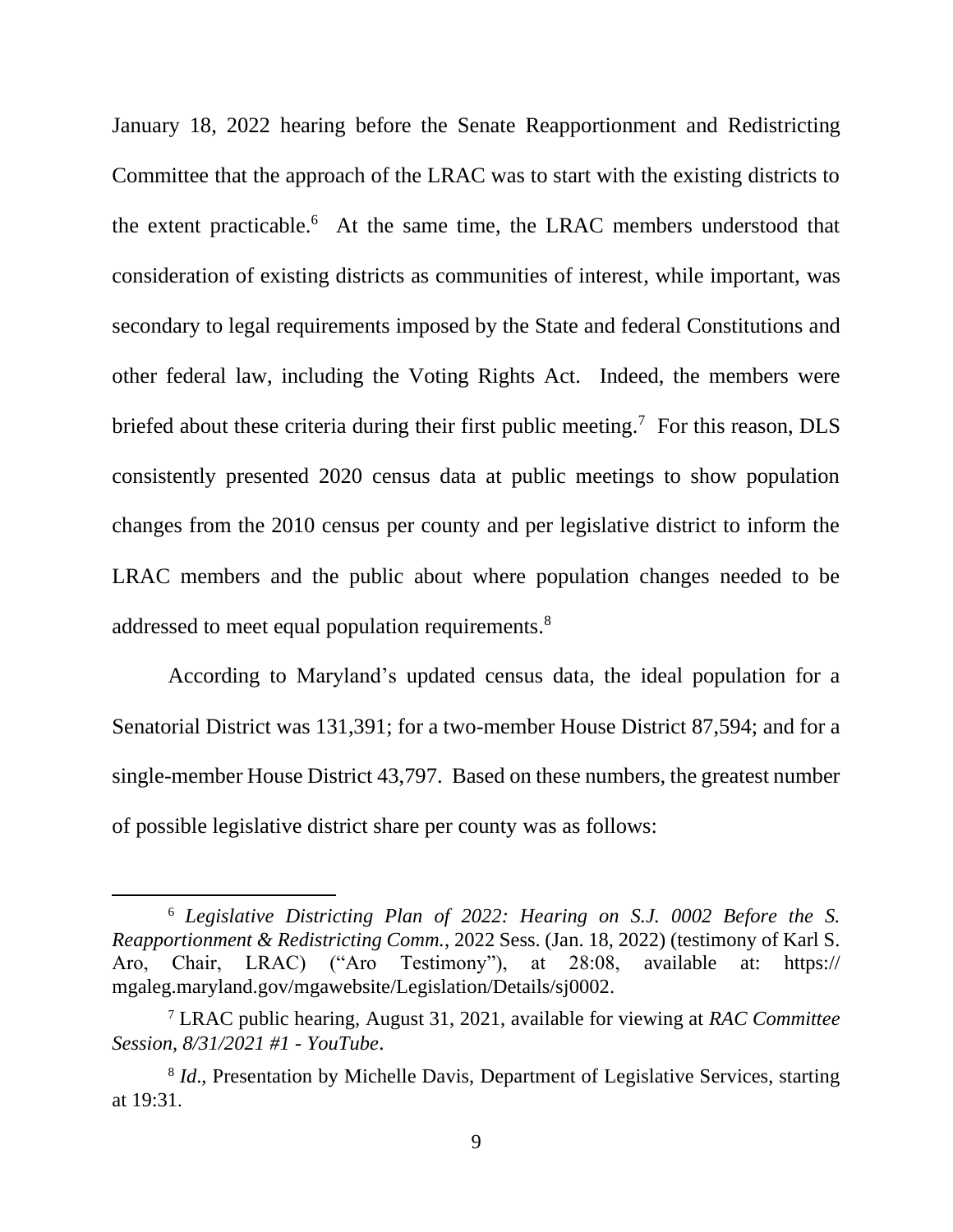January 18, 2022 hearing before the Senate Reapportionment and Redistricting Committee that the approach of the LRAC was to start with the existing districts to the extent practicable.[6] At the same time, the LRAC members understood that consideration of existing districts as communities of interest, while important, was secondary to legal requirements imposed by the State and federal Constitutions and other federal law, including the Voting Rights Act. Indeed, the members were briefed about these criteria during their first public meeting.[7] For this reason, DLS consistently presented 2020 census data at public meetings to show population changes from the 2010 census per county and per legislative district to inform the LRAC members and the public about where population changes needed to be addressed to meet equal population requirements.[8]

According to Maryland's updated census data, the ideal population for a Senatorial District was 131,391; for a two-member House District 87,594; and for a single-member House District 43,797. Based on these numbers, the greatest number of possible legislative district share per county was as follows:

---

[6] *Legislative Districting Plan of 2022: Hearing on S.J. 0002 Before the S. Reapportionment & Redistricting Comm.*, 2022 Sess. (Jan. 18, 2022) (testimony of Karl S. Aro, Chair, LRAC) ("Aro Testimony"), at 28:08, available at: https:// mgaleg.maryland.gov/mgawebsite/Legislation/Details/sj0002.

[7] LRAC public hearing, August 31, 2021, available for viewing at *RAC Committee Session, 8/31/2021 #1 - YouTube*.

[8] *Id*., Presentation by Michelle Davis, Department of Legislative Services, starting at 19:31.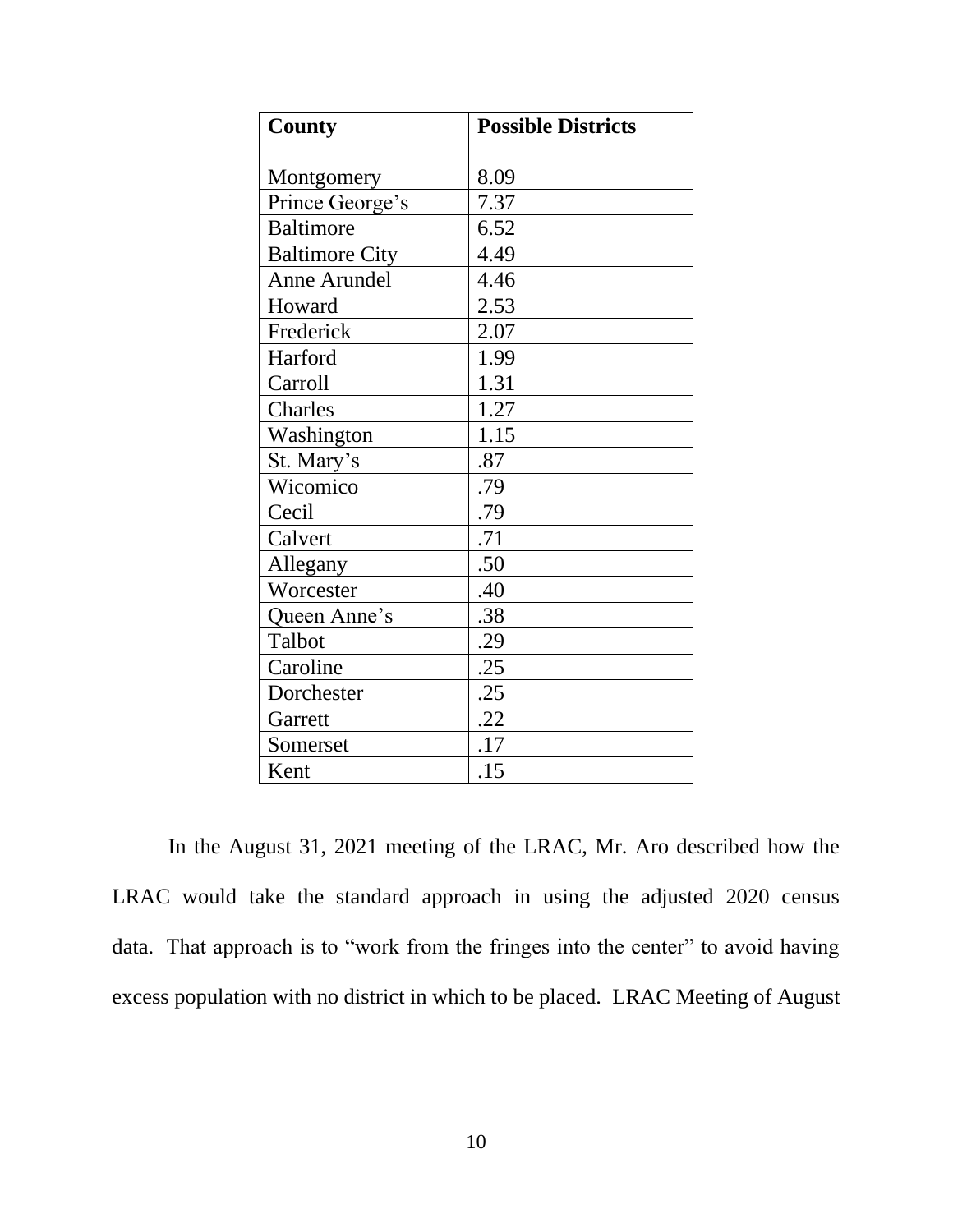| County | Possible Districts |
|---|---|
| Montgomery | 8.09 |
| Prince George's | 7.37 |
| Baltimore | 6.52 |
| Baltimore City | 4.49 |
| Anne Arundel | 4.46 |
| Howard | 2.53 |
| Frederick | 2.07 |
| Harford | 1.99 |
| Carroll | 1.31 |
| Charles | 1.27 |
| Washington | 1.15 |
| St. Mary's | .87 |
| Wicomico | .79 |
| Cecil | .79 |
| Calvert | .71 |
| Allegany | .50 |
| Worcester | .40 |
| Queen Anne's | .38 |
| Talbot | .29 |
| Caroline | .25 |
| Dorchester | .25 |
| Garrett | .22 |
| Somerset | .17 |
| Kent | .15 |

In the August 31, 2021 meeting of the LRAC, Mr. Aro described how the LRAC would take the standard approach in using the adjusted 2020 census data. That approach is to "work from the fringes into the center" to avoid having excess population with no district in which to be placed. LRAC Meeting of August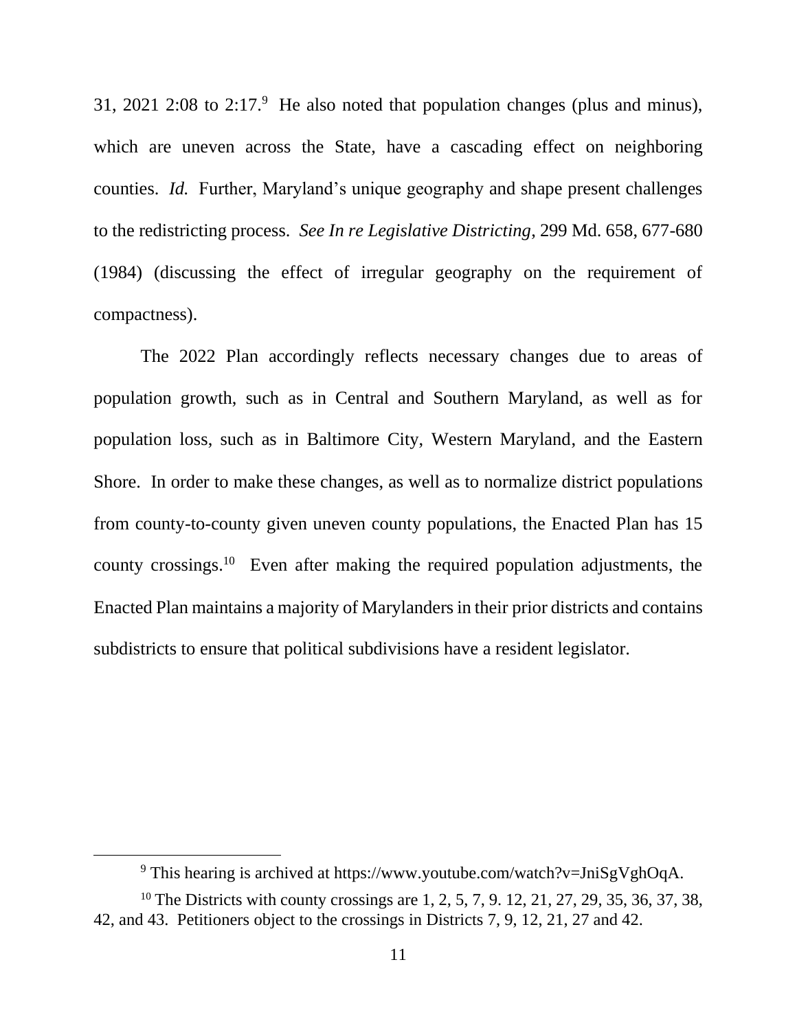31, 2021 2:08 to 2:17.[9] He also noted that population changes (plus and minus), which are uneven across the State, have a cascading effect on neighboring counties. *Id.* Further, Maryland's unique geography and shape present challenges to the redistricting process. *See In re Legislative Districting*, 299 Md. 658, 677-680 (1984) (discussing the effect of irregular geography on the requirement of compactness).

The 2022 Plan accordingly reflects necessary changes due to areas of population growth, such as in Central and Southern Maryland, as well as for population loss, such as in Baltimore City, Western Maryland, and the Eastern Shore. In order to make these changes, as well as to normalize district populations from county-to-county given uneven county populations, the Enacted Plan has 15 county crossings.[10] Even after making the required population adjustments, the Enacted Plan maintains a majority of Marylanders in their prior districts and contains subdistricts to ensure that political subdivisions have a resident legislator.

---

[9] This hearing is archived at https://www.youtube.com/watch?v=JniSgVghOqA.

[10] The Districts with county crossings are 1, 2, 5, 7, 9. 12, 21, 27, 29, 35, 36, 37, 38, 42, and 43. Petitioners object to the crossings in Districts 7, 9, 12, 21, 27 and 42.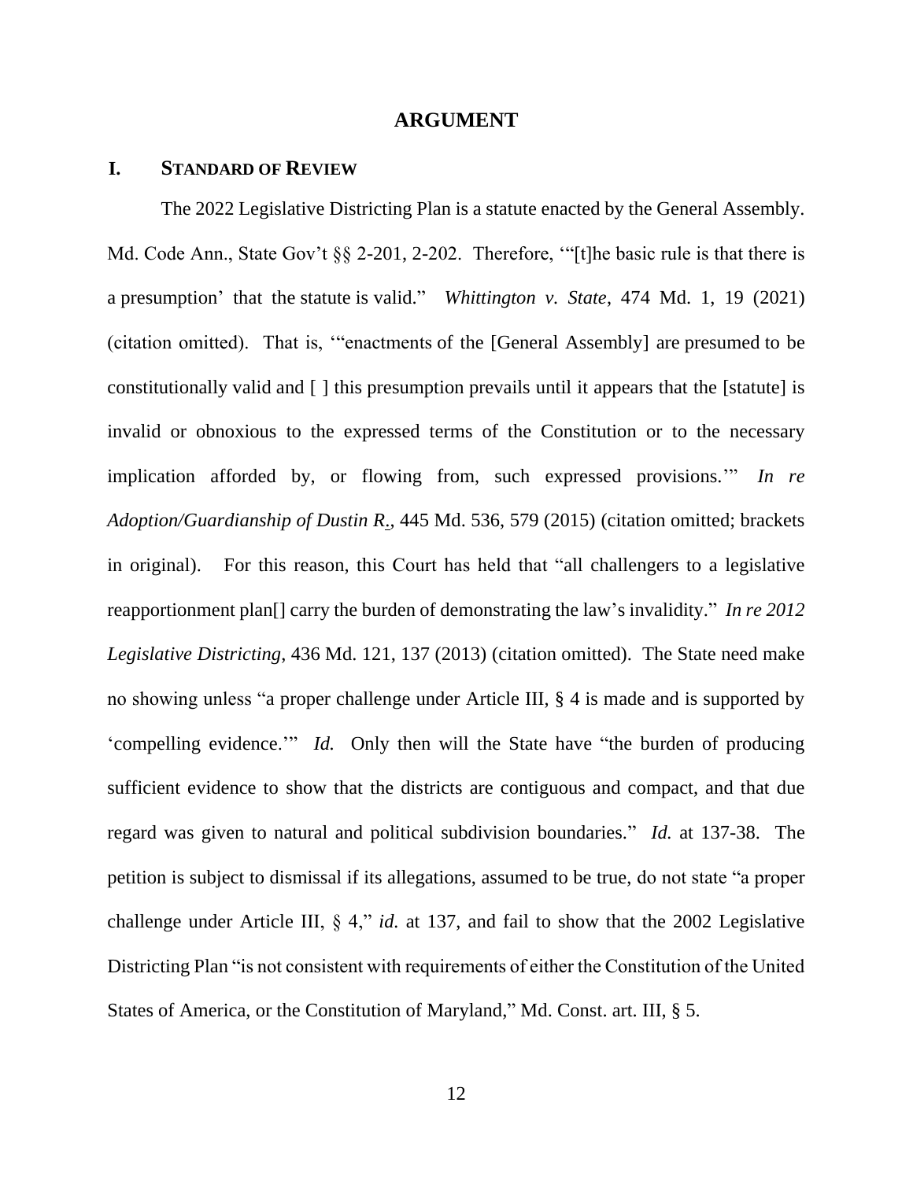# ARGUMENT

## I. STANDARD OF REVIEW

The 2022 Legislative Districting Plan is a statute enacted by the General Assembly. Md. Code Ann., State Gov't §§ 2-201, 2-202. Therefore, '"[t]he basic rule is that there is a presumption' that the statute is valid." *Whittington v. State*, 474 Md. 1, 19 (2021) (citation omitted). That is, '"enactments of the [General Assembly] are presumed to be constitutionally valid and [ ] this presumption prevails until it appears that the [statute] is invalid or obnoxious to the expressed terms of the Constitution or to the necessary implication afforded by, or flowing from, such expressed provisions.'" *In re Adoption/Guardianship of Dustin R.*, 445 Md. 536, 579 (2015) (citation omitted; brackets in original). For this reason, this Court has held that "all challengers to a legislative reapportionment plan[] carry the burden of demonstrating the law's invalidity." *In re 2012 Legislative Districting*, 436 Md. 121, 137 (2013) (citation omitted). The State need make no showing unless "a proper challenge under Article III, § 4 is made and is supported by 'compelling evidence.'" *Id.* Only then will the State have "the burden of producing sufficient evidence to show that the districts are contiguous and compact, and that due regard was given to natural and political subdivision boundaries." *Id.* at 137-38. The petition is subject to dismissal if its allegations, assumed to be true, do not state "a proper challenge under Article III, § 4," *id.* at 137, and fail to show that the 2002 Legislative Districting Plan "is not consistent with requirements of either the Constitution of the United States of America, or the Constitution of Maryland," Md. Const. art. III, § 5.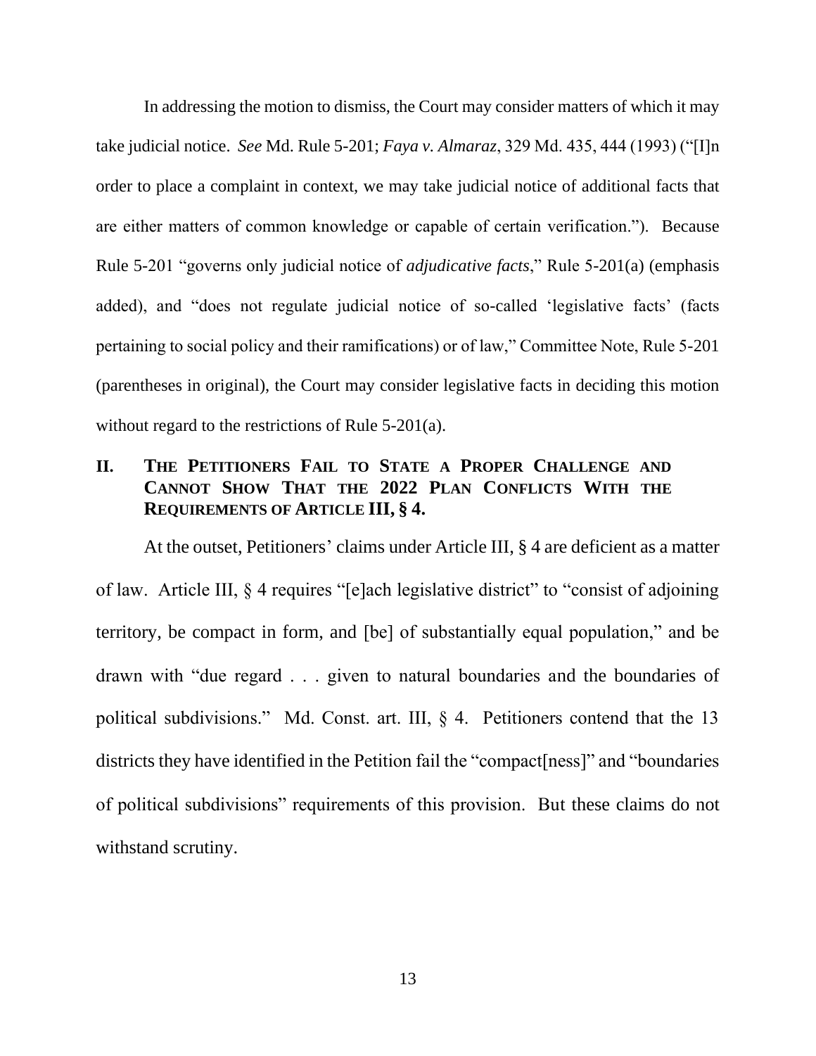In addressing the motion to dismiss, the Court may consider matters of which it may take judicial notice. *See* Md. Rule 5-201; *Faya v. Almaraz*, 329 Md. 435, 444 (1993) ("[I]n order to place a complaint in context, we may take judicial notice of additional facts that are either matters of common knowledge or capable of certain verification."). Because Rule 5-201 "governs only judicial notice of *adjudicative facts*," Rule 5-201(a) (emphasis added), and "does not regulate judicial notice of so-called 'legislative facts' (facts pertaining to social policy and their ramifications) or of law," Committee Note, Rule 5-201 (parentheses in original), the Court may consider legislative facts in deciding this motion without regard to the restrictions of Rule 5-201(a).

## II. THE PETITIONERS FAIL TO STATE A PROPER CHALLENGE AND CANNOT SHOW THAT THE 2022 PLAN CONFLICTS WITH THE REQUIREMENTS OF ARTICLE III, § 4.

At the outset, Petitioners' claims under Article III, § 4 are deficient as a matter of law. Article III, § 4 requires "[e]ach legislative district" to "consist of adjoining territory, be compact in form, and [be] of substantially equal population," and be drawn with "due regard . . . given to natural boundaries and the boundaries of political subdivisions." Md. Const. art. III, § 4. Petitioners contend that the 13 districts they have identified in the Petition fail the "compact[ness]" and "boundaries of political subdivisions" requirements of this provision. But these claims do not withstand scrutiny.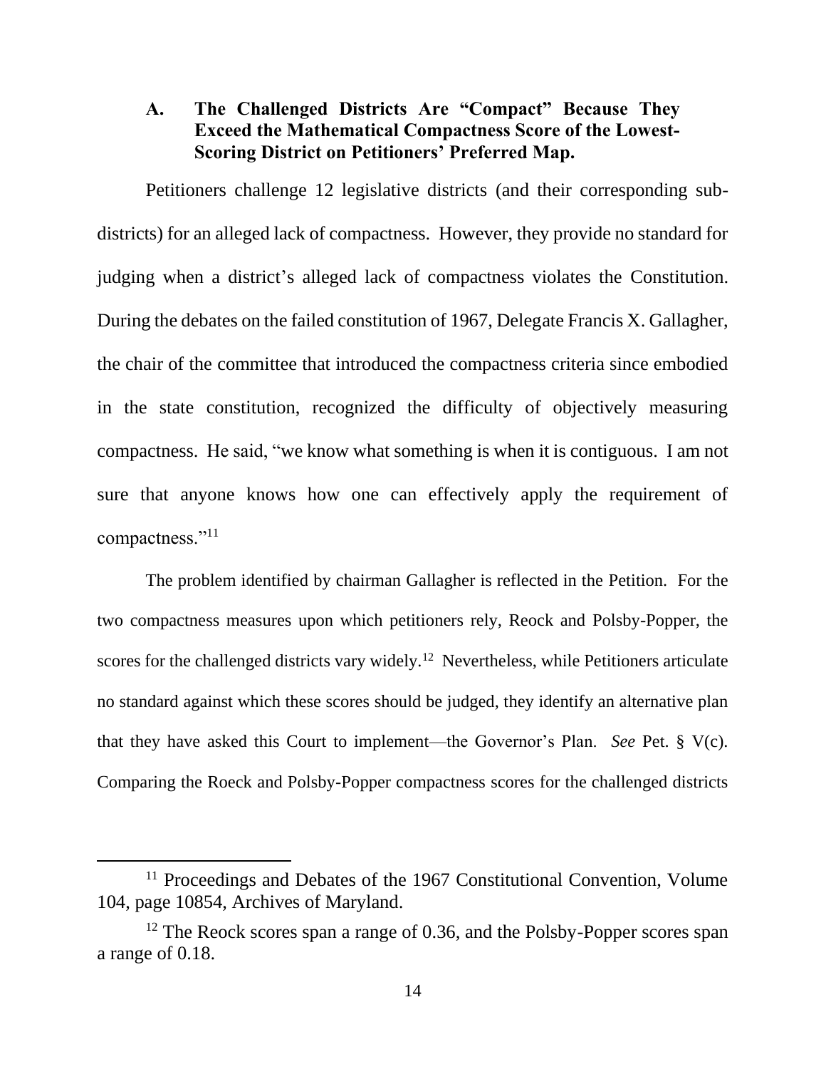### A. The Challenged Districts Are "Compact" Because They Exceed the Mathematical Compactness Score of the Lowest-Scoring District on Petitioners' Preferred Map.

Petitioners challenge 12 legislative districts (and their corresponding sub-districts) for an alleged lack of compactness. However, they provide no standard for judging when a district's alleged lack of compactness violates the Constitution. During the debates on the failed constitution of 1967, Delegate Francis X. Gallagher, the chair of the committee that introduced the compactness criteria since embodied in the state constitution, recognized the difficulty of objectively measuring compactness. He said, "we know what something is when it is contiguous. I am not sure that anyone knows how one can effectively apply the requirement of compactness."[11]

The problem identified by chairman Gallagher is reflected in the Petition. For the two compactness measures upon which petitioners rely, Reock and Polsby-Popper, the scores for the challenged districts vary widely.[12] Nevertheless, while Petitioners articulate no standard against which these scores should be judged, they identify an alternative plan that they have asked this Court to implement—the Governor's Plan. *See* Pet. § V(c). Comparing the Roeck and Polsby-Popper compactness scores for the challenged districts

---

[11] Proceedings and Debates of the 1967 Constitutional Convention, Volume 104, page 10854, Archives of Maryland.

[12] The Reock scores span a range of 0.36, and the Polsby-Popper scores span a range of 0.18.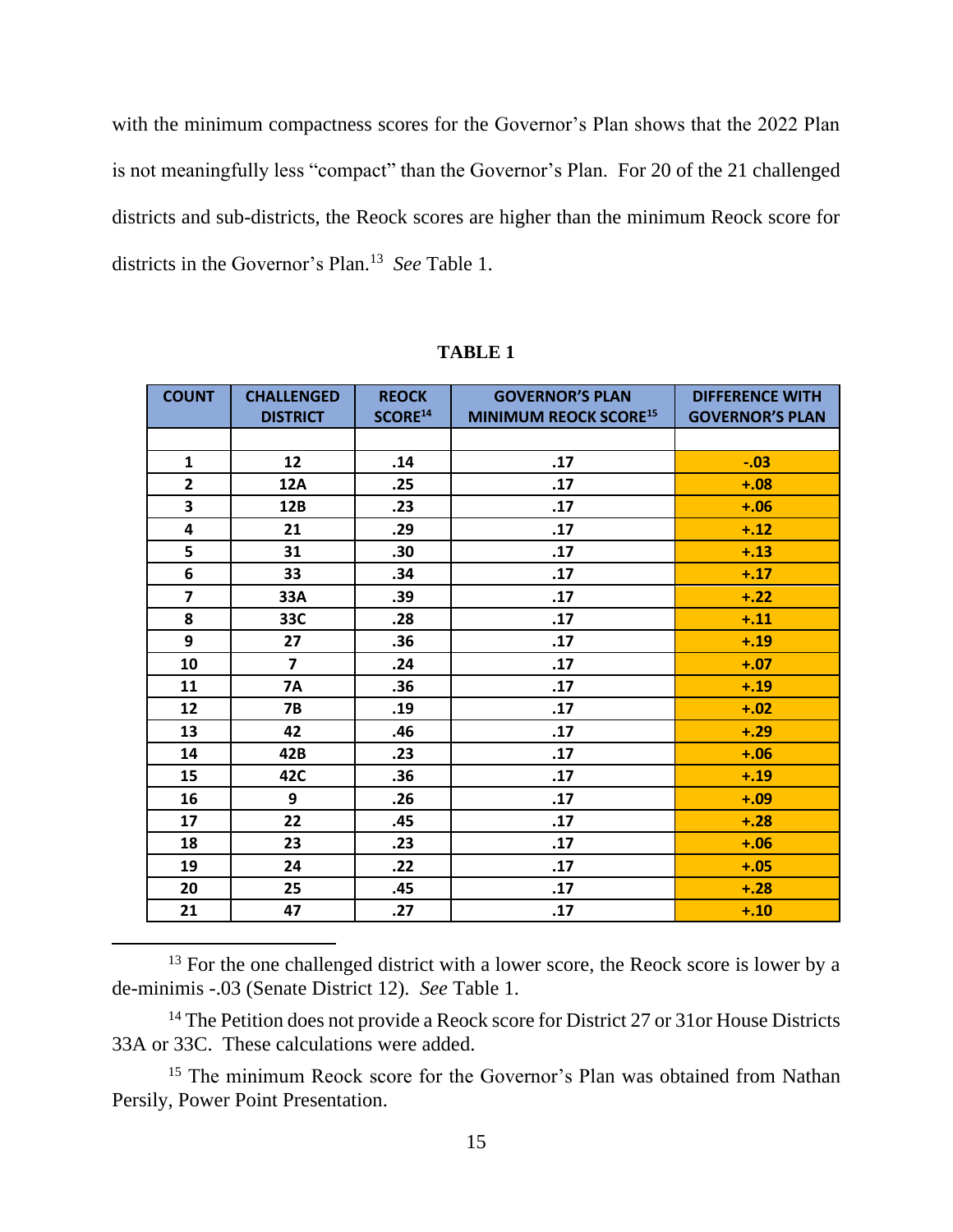with the minimum compactness scores for the Governor's Plan shows that the 2022 Plan is not meaningfully less "compact" than the Governor's Plan. For 20 of the 21 challenged districts and sub-districts, the Reock scores are higher than the minimum Reock score for districts in the Governor's Plan.[13] *See* Table 1.

**TABLE 1**

| COUNT | CHALLENGED DISTRICT | REOCK SCORE[14] | GOVERNOR'S PLAN MINIMUM REOCK SCORE[15] | DIFFERENCE WITH GOVERNOR'S PLAN |
|---|---|---|---|---|
| | | | | |
| 1 | 12 | .14 | .17 | -.03 |
| 2 | 12A | .25 | .17 | +.08 |
| 3 | 12B | .23 | .17 | +.06 |
| 4 | 21 | .29 | .17 | +.12 |
| 5 | 31 | .30 | .17 | +.13 |
| 6 | 33 | .34 | .17 | +.17 |
| 7 | 33A | .39 | .17 | +.22 |
| 8 | 33C | .28 | .17 | +.11 |
| 9 | 27 | .36 | .17 | +.19 |
| 10 | 7 | .24 | .17 | +.07 |
| 11 | 7A | .36 | .17 | +.19 |
| 12 | 7B | .19 | .17 | +.02 |
| 13 | 42 | .46 | .17 | +.29 |
| 14 | 42B | .23 | .17 | +.06 |
| 15 | 42C | .36 | .17 | +.19 |
| 16 | 9 | .26 | .17 | +.09 |
| 17 | 22 | .45 | .17 | +.28 |
| 18 | 23 | .23 | .17 | +.06 |
| 19 | 24 | .22 | .17 | +.05 |
| 20 | 25 | .45 | .17 | +.28 |
| 21 | 47 | .27 | .17 | +.10 |

[13] For the one challenged district with a lower score, the Reock score is lower by a de-minimis -.03 (Senate District 12). *See* Table 1.

[14] The Petition does not provide a Reock score for District 27 or 31or House Districts 33A or 33C. These calculations were added.

[15] The minimum Reock score for the Governor's Plan was obtained from Nathan Persily, Power Point Presentation.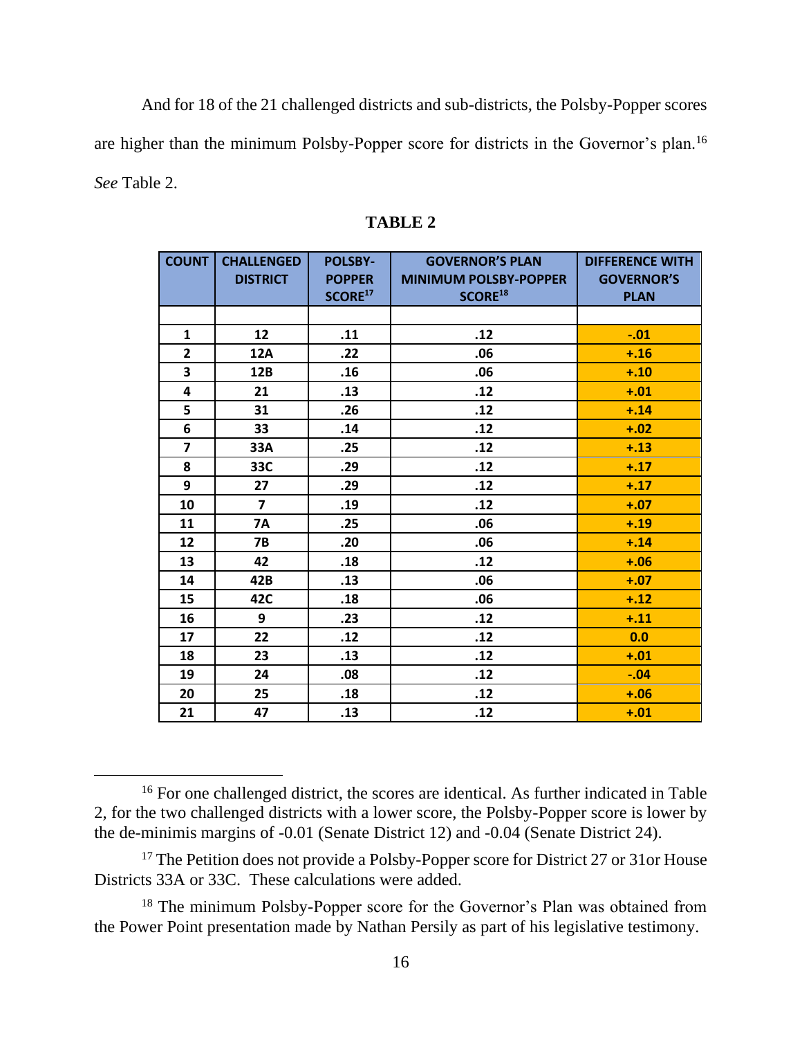And for 18 of the 21 challenged districts and sub-districts, the Polsby-Popper scores are higher than the minimum Polsby-Popper score for districts in the Governor's plan.[16] *See* Table 2.

**TABLE 2**

| COUNT | CHALLENGED DISTRICT | POLSBY-POPPER SCORE[17] | GOVERNOR'S PLAN MINIMUM POLSBY-POPPER SCORE[18] | DIFFERENCE WITH GOVERNOR'S PLAN |
|---|---|---|---|---|
| | | | | |
| 1 | 12 | .11 | .12 | -.01 |
| 2 | 12A | .22 | .06 | +.16 |
| 3 | 12B | .16 | .06 | +.10 |
| 4 | 21 | .13 | .12 | +.01 |
| 5 | 31 | .26 | .12 | +.14 |
| 6 | 33 | .14 | .12 | +.02 |
| 7 | 33A | .25 | .12 | +.13 |
| 8 | 33C | .29 | .12 | +.17 |
| 9 | 27 | .29 | .12 | +.17 |
| 10 | 7 | .19 | .12 | +.07 |
| 11 | 7A | .25 | .06 | +.19 |
| 12 | 7B | .20 | .06 | +.14 |
| 13 | 42 | .18 | .12 | +.06 |
| 14 | 42B | .13 | .06 | +.07 |
| 15 | 42C | .18 | .06 | +.12 |
| 16 | 9 | .23 | .12 | +.11 |
| 17 | 22 | .12 | .12 | 0.0 |
| 18 | 23 | .13 | .12 | +.01 |
| 19 | 24 | .08 | .12 | -.04 |
| 20 | 25 | .18 | .12 | +.06 |
| 21 | 47 | .13 | .12 | +.01 |

[16] For one challenged district, the scores are identical. As further indicated in Table 2, for the two challenged districts with a lower score, the Polsby-Popper score is lower by the de-minimis margins of -0.01 (Senate District 12) and -0.04 (Senate District 24).

[17] The Petition does not provide a Polsby-Popper score for District 27 or 31or House Districts 33A or 33C. These calculations were added.

[18] The minimum Polsby-Popper score for the Governor's Plan was obtained from the Power Point presentation made by Nathan Persily as part of his legislative testimony.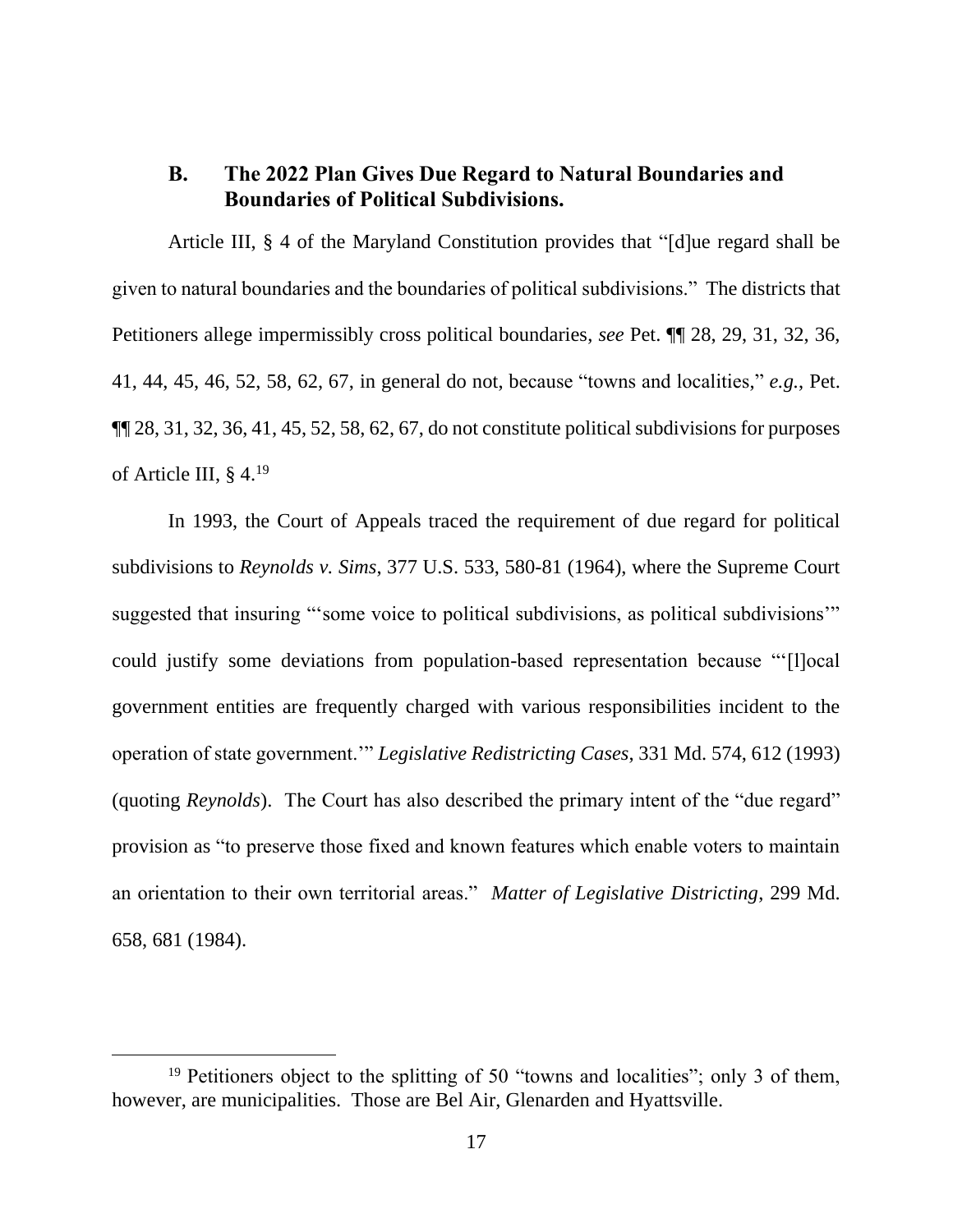### B. The 2022 Plan Gives Due Regard to Natural Boundaries and Boundaries of Political Subdivisions.

Article III, § 4 of the Maryland Constitution provides that "[d]ue regard shall be given to natural boundaries and the boundaries of political subdivisions." The districts that Petitioners allege impermissibly cross political boundaries, *see* Pet. ¶¶ 28, 29, 31, 32, 36, 41, 44, 45, 46, 52, 58, 62, 67, in general do not, because "towns and localities," *e.g.*, Pet. ¶¶ 28, 31, 32, 36, 41, 45, 52, 58, 62, 67, do not constitute political subdivisions for purposes of Article III, § 4.[19]

In 1993, the Court of Appeals traced the requirement of due regard for political subdivisions to *Reynolds v. Sims*, 377 U.S. 533, 580-81 (1964), where the Supreme Court suggested that insuring "'some voice to political subdivisions, as political subdivisions'" could justify some deviations from population-based representation because "'[l]ocal government entities are frequently charged with various responsibilities incident to the operation of state government.'" *Legislative Redistricting Cases*, 331 Md. 574, 612 (1993) (quoting *Reynolds*). The Court has also described the primary intent of the "due regard" provision as "to preserve those fixed and known features which enable voters to maintain an orientation to their own territorial areas." *Matter of Legislative Districting*, 299 Md. 658, 681 (1984).

[19] Petitioners object to the splitting of 50 "towns and localities"; only 3 of them, however, are municipalities. Those are Bel Air, Glenarden and Hyattsville.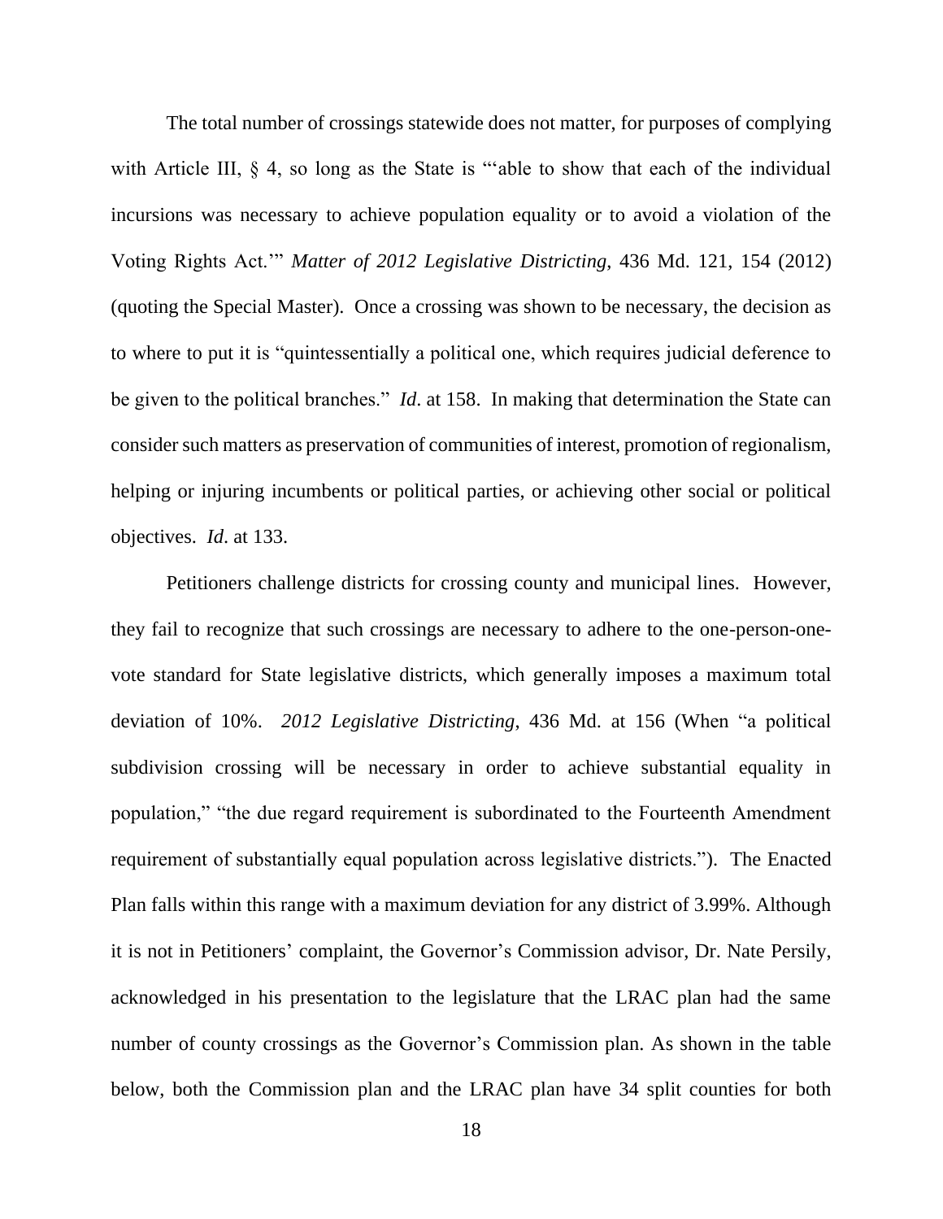The total number of crossings statewide does not matter, for purposes of complying with Article III, § 4, so long as the State is "'able to show that each of the individual incursions was necessary to achieve population equality or to avoid a violation of the Voting Rights Act.'" *Matter of 2012 Legislative Districting*, 436 Md. 121, 154 (2012) (quoting the Special Master). Once a crossing was shown to be necessary, the decision as to where to put it is "quintessentially a political one, which requires judicial deference to be given to the political branches." *Id*. at 158. In making that determination the State can consider such matters as preservation of communities of interest, promotion of regionalism, helping or injuring incumbents or political parties, or achieving other social or political objectives. *Id*. at 133.

Petitioners challenge districts for crossing county and municipal lines. However, they fail to recognize that such crossings are necessary to adhere to the one-person-one-vote standard for State legislative districts, which generally imposes a maximum total deviation of 10%. *2012 Legislative Districting*, 436 Md. at 156 (When "a political subdivision crossing will be necessary in order to achieve substantial equality in population," "the due regard requirement is subordinated to the Fourteenth Amendment requirement of substantially equal population across legislative districts."). The Enacted Plan falls within this range with a maximum deviation for any district of 3.99%. Although it is not in Petitioners' complaint, the Governor's Commission advisor, Dr. Nate Persily, acknowledged in his presentation to the legislature that the LRAC plan had the same number of county crossings as the Governor's Commission plan. As shown in the table below, both the Commission plan and the LRAC plan have 34 split counties for both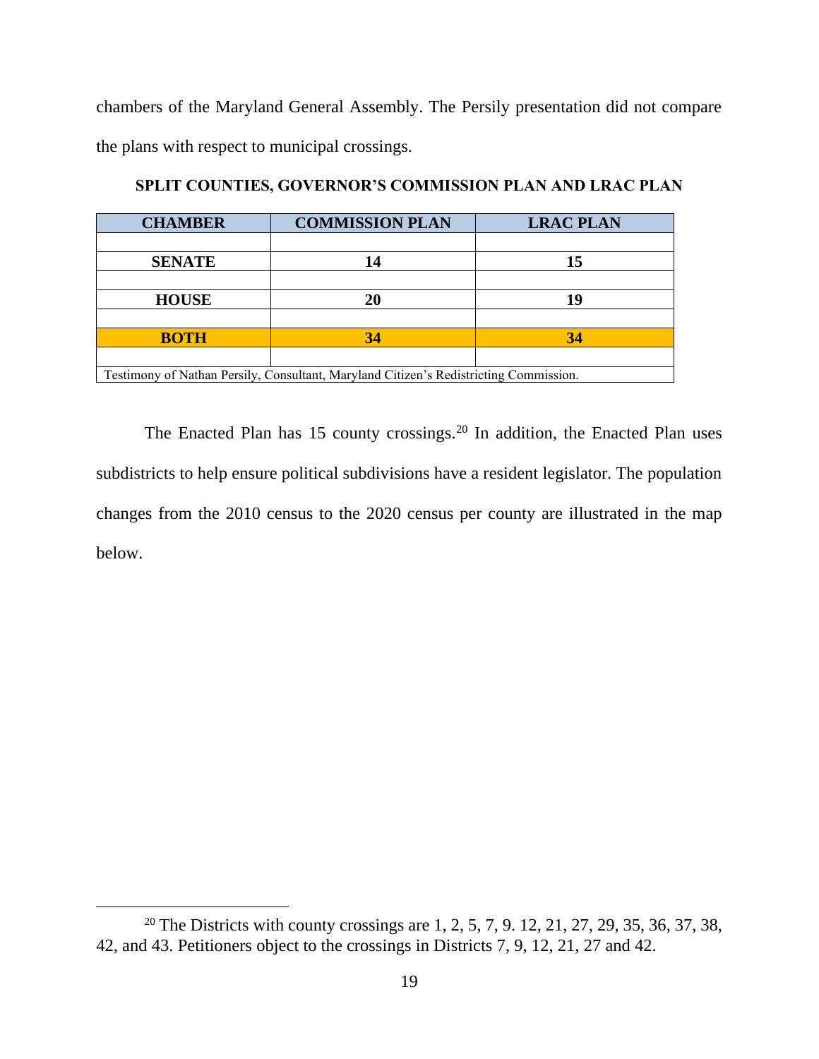chambers of the Maryland General Assembly. The Persily presentation did not compare the plans with respect to municipal crossings.

**SPLIT COUNTIES, GOVERNOR'S COMMISSION PLAN AND LRAC PLAN**

| CHAMBER | COMMISSION PLAN | LRAC PLAN |
|---|---|---|
| | | |
| **SENATE** | **14** | **15** |
| | | |
| **HOUSE** | **20** | **19** |
| | | |
| **BOTH** | **34** | **34** |
| | | |
| Testimony of Nathan Persily, Consultant, Maryland Citizen's Redistricting Commission. | | |

The Enacted Plan has 15 county crossings.[20] In addition, the Enacted Plan uses subdistricts to help ensure political subdivisions have a resident legislator. The population changes from the 2010 census to the 2020 census per county are illustrated in the map below.

[20] The Districts with county crossings are 1, 2, 5, 7, 9. 12, 21, 27, 29, 35, 36, 37, 38, 42, and 43. Petitioners object to the crossings in Districts 7, 9, 12, 21, 27 and 42.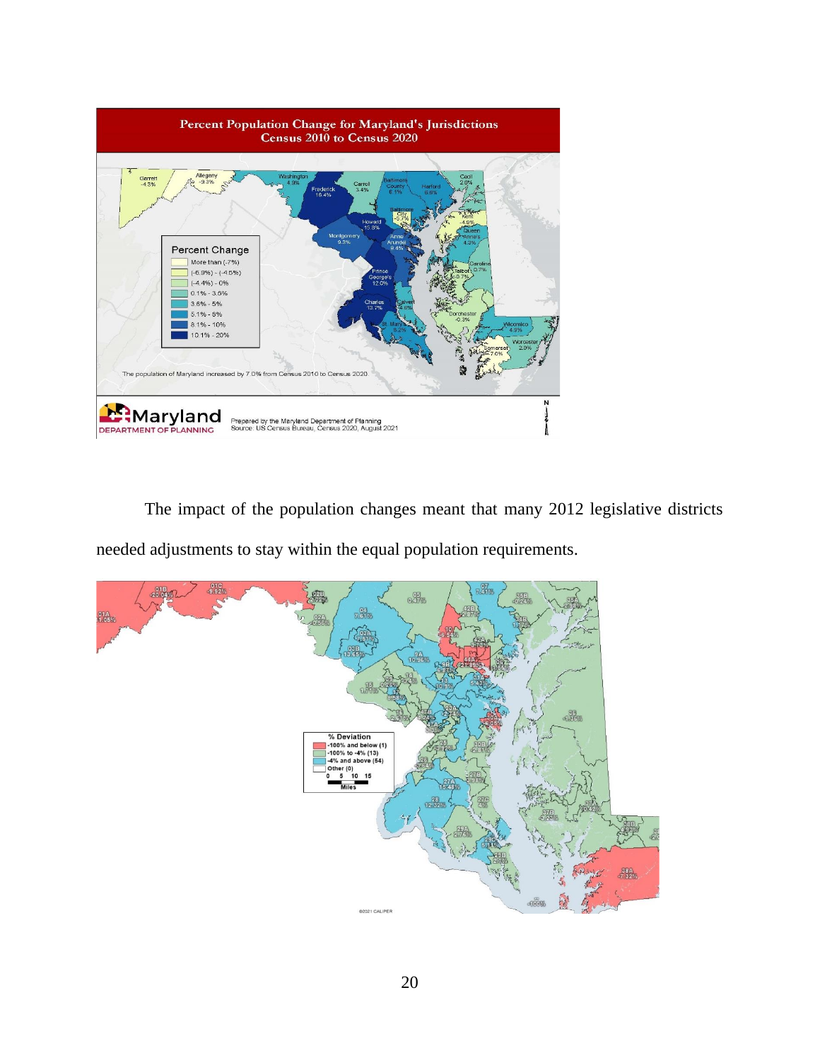The impact of the population changes meant that many 2012 legislative districts needed adjustments to stay within the equal population requirements.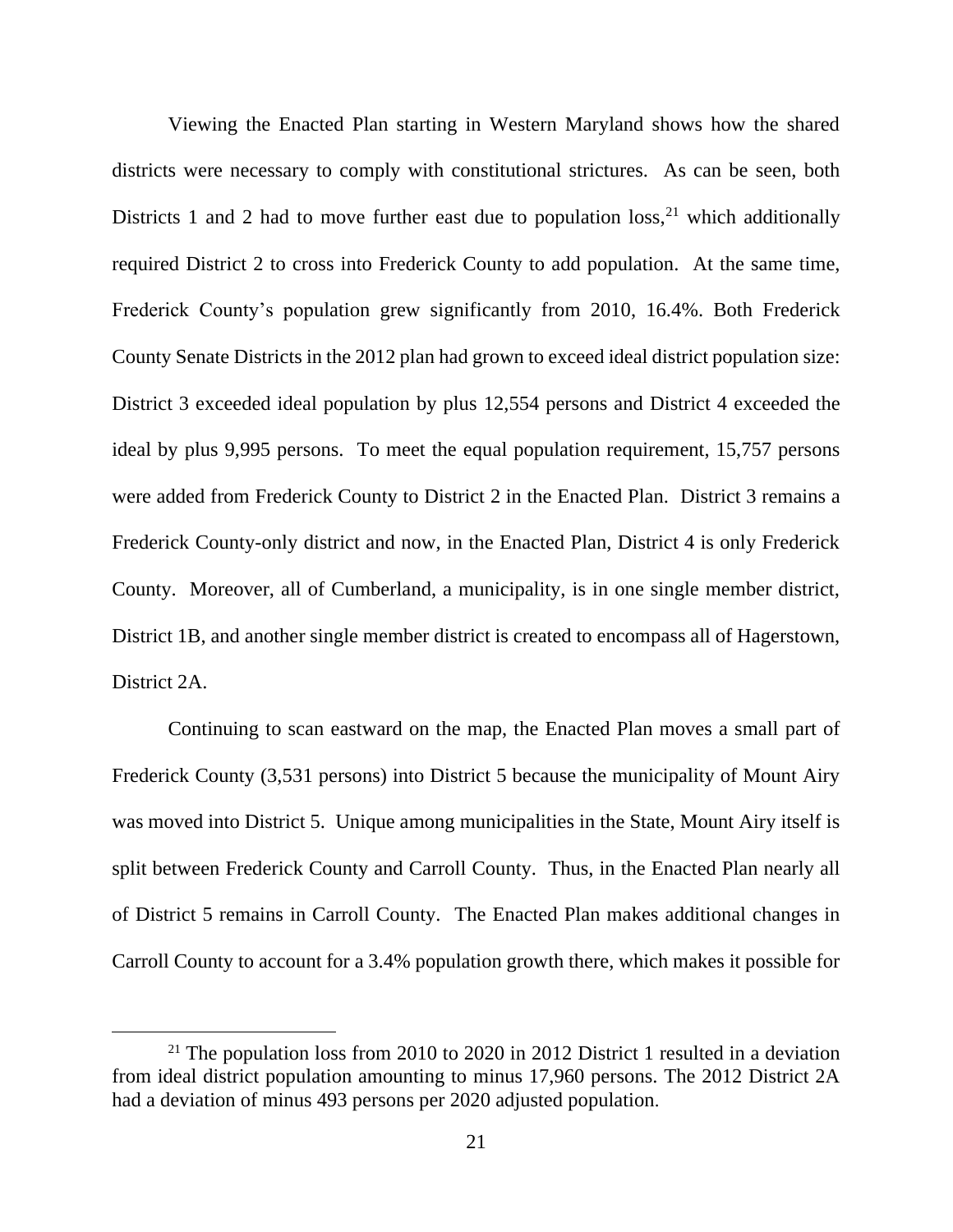Viewing the Enacted Plan starting in Western Maryland shows how the shared districts were necessary to comply with constitutional strictures. As can be seen, both Districts 1 and 2 had to move further east due to population loss,[21] which additionally required District 2 to cross into Frederick County to add population. At the same time, Frederick County's population grew significantly from 2010, 16.4%. Both Frederick County Senate Districts in the 2012 plan had grown to exceed ideal district population size: District 3 exceeded ideal population by plus 12,554 persons and District 4 exceeded the ideal by plus 9,995 persons. To meet the equal population requirement, 15,757 persons were added from Frederick County to District 2 in the Enacted Plan. District 3 remains a Frederick County-only district and now, in the Enacted Plan, District 4 is only Frederick County. Moreover, all of Cumberland, a municipality, is in one single member district, District 1B, and another single member district is created to encompass all of Hagerstown, District 2A.

Continuing to scan eastward on the map, the Enacted Plan moves a small part of Frederick County (3,531 persons) into District 5 because the municipality of Mount Airy was moved into District 5. Unique among municipalities in the State, Mount Airy itself is split between Frederick County and Carroll County. Thus, in the Enacted Plan nearly all of District 5 remains in Carroll County. The Enacted Plan makes additional changes in Carroll County to account for a 3.4% population growth there, which makes it possible for

[21] The population loss from 2010 to 2020 in 2012 District 1 resulted in a deviation from ideal district population amounting to minus 17,960 persons. The 2012 District 2A had a deviation of minus 493 persons per 2020 adjusted population.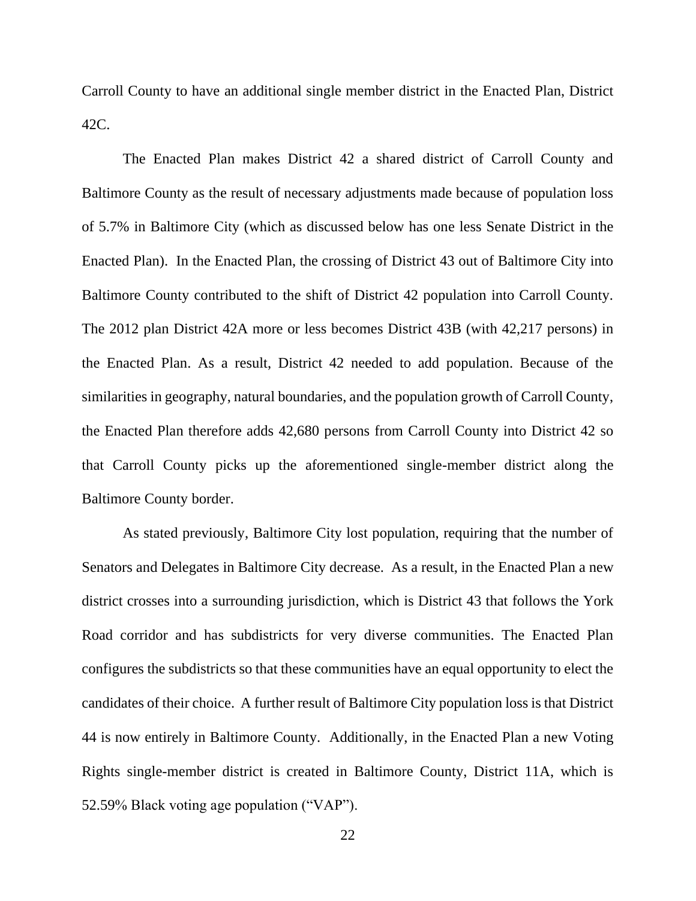Carroll County to have an additional single member district in the Enacted Plan, District 42C.

The Enacted Plan makes District 42 a shared district of Carroll County and Baltimore County as the result of necessary adjustments made because of population loss of 5.7% in Baltimore City (which as discussed below has one less Senate District in the Enacted Plan). In the Enacted Plan, the crossing of District 43 out of Baltimore City into Baltimore County contributed to the shift of District 42 population into Carroll County. The 2012 plan District 42A more or less becomes District 43B (with 42,217 persons) in the Enacted Plan. As a result, District 42 needed to add population. Because of the similarities in geography, natural boundaries, and the population growth of Carroll County, the Enacted Plan therefore adds 42,680 persons from Carroll County into District 42 so that Carroll County picks up the aforementioned single-member district along the Baltimore County border.

As stated previously, Baltimore City lost population, requiring that the number of Senators and Delegates in Baltimore City decrease. As a result, in the Enacted Plan a new district crosses into a surrounding jurisdiction, which is District 43 that follows the York Road corridor and has subdistricts for very diverse communities. The Enacted Plan configures the subdistricts so that these communities have an equal opportunity to elect the candidates of their choice. A further result of Baltimore City population loss is that District 44 is now entirely in Baltimore County. Additionally, in the Enacted Plan a new Voting Rights single-member district is created in Baltimore County, District 11A, which is 52.59% Black voting age population ("VAP").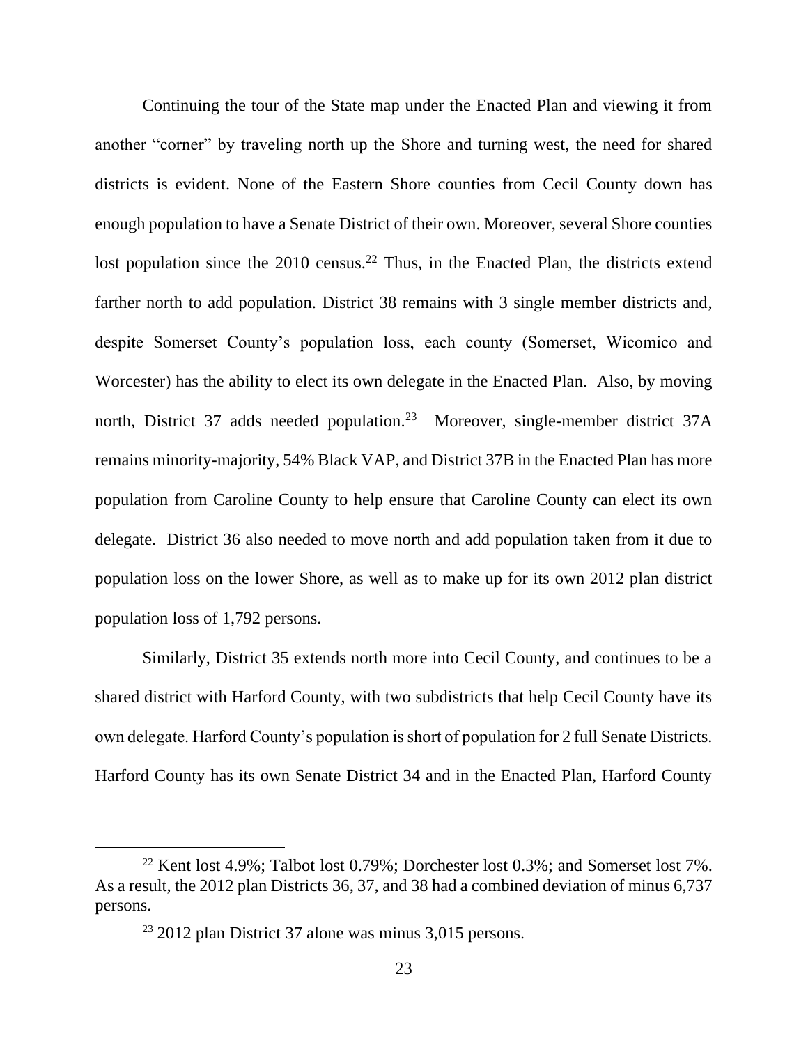Continuing the tour of the State map under the Enacted Plan and viewing it from another "corner" by traveling north up the Shore and turning west, the need for shared districts is evident. None of the Eastern Shore counties from Cecil County down has enough population to have a Senate District of their own. Moreover, several Shore counties lost population since the 2010 census.[22] Thus, in the Enacted Plan, the districts extend farther north to add population. District 38 remains with 3 single member districts and, despite Somerset County's population loss, each county (Somerset, Wicomico and Worcester) has the ability to elect its own delegate in the Enacted Plan. Also, by moving north, District 37 adds needed population.[23] Moreover, single-member district 37A remains minority-majority, 54% Black VAP, and District 37B in the Enacted Plan has more population from Caroline County to help ensure that Caroline County can elect its own delegate. District 36 also needed to move north and add population taken from it due to population loss on the lower Shore, as well as to make up for its own 2012 plan district population loss of 1,792 persons.

Similarly, District 35 extends north more into Cecil County, and continues to be a shared district with Harford County, with two subdistricts that help Cecil County have its own delegate. Harford County's population is short of population for 2 full Senate Districts. Harford County has its own Senate District 34 and in the Enacted Plan, Harford County

[22] Kent lost 4.9%; Talbot lost 0.79%; Dorchester lost 0.3%; and Somerset lost 7%. As a result, the 2012 plan Districts 36, 37, and 38 had a combined deviation of minus 6,737 persons.

[23] 2012 plan District 37 alone was minus 3,015 persons.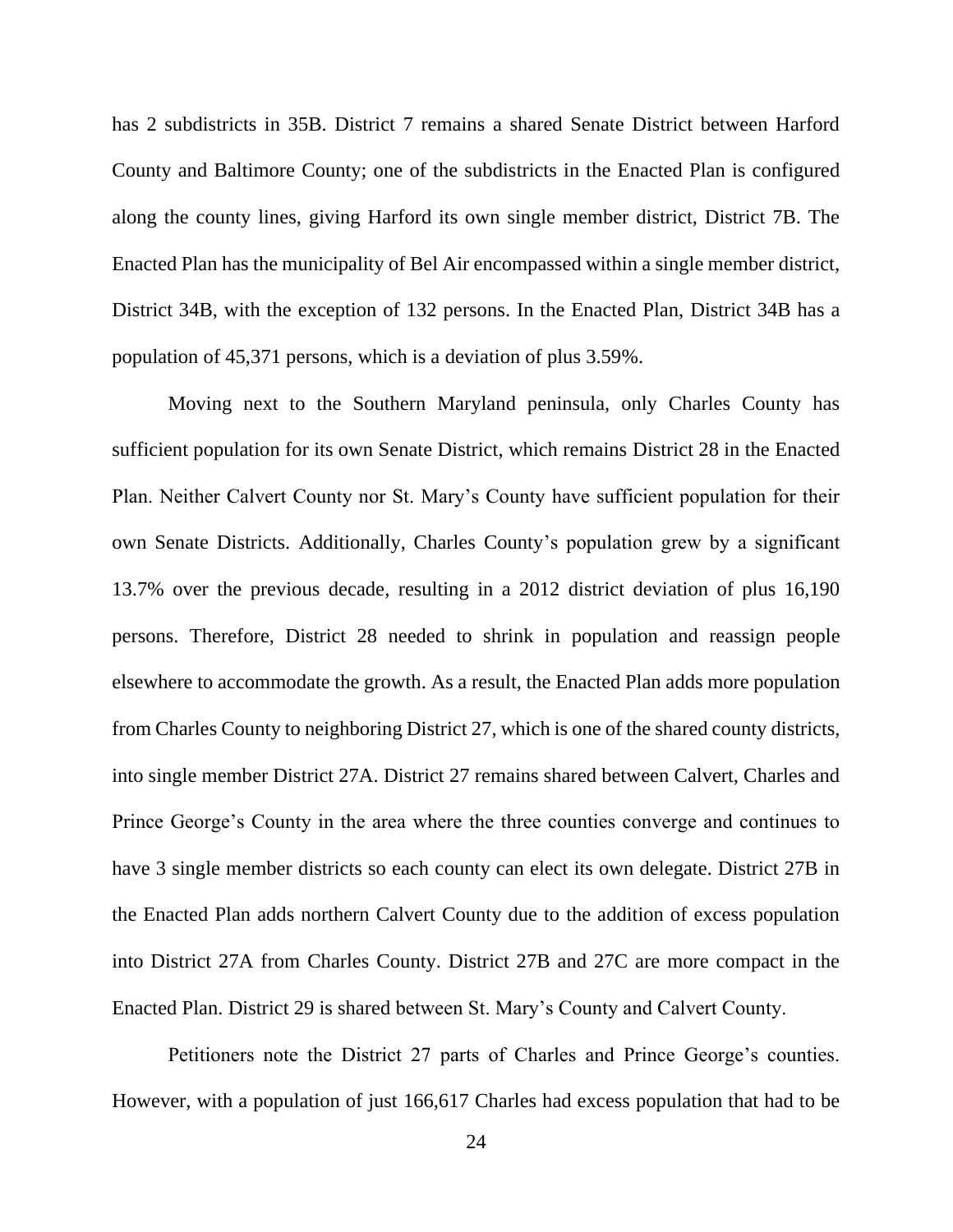has 2 subdistricts in 35B. District 7 remains a shared Senate District between Harford County and Baltimore County; one of the subdistricts in the Enacted Plan is configured along the county lines, giving Harford its own single member district, District 7B. The Enacted Plan has the municipality of Bel Air encompassed within a single member district, District 34B, with the exception of 132 persons. In the Enacted Plan, District 34B has a population of 45,371 persons, which is a deviation of plus 3.59%.

Moving next to the Southern Maryland peninsula, only Charles County has sufficient population for its own Senate District, which remains District 28 in the Enacted Plan. Neither Calvert County nor St. Mary's County have sufficient population for their own Senate Districts. Additionally, Charles County's population grew by a significant 13.7% over the previous decade, resulting in a 2012 district deviation of plus 16,190 persons. Therefore, District 28 needed to shrink in population and reassign people elsewhere to accommodate the growth. As a result, the Enacted Plan adds more population from Charles County to neighboring District 27, which is one of the shared county districts, into single member District 27A. District 27 remains shared between Calvert, Charles and Prince George's County in the area where the three counties converge and continues to have 3 single member districts so each county can elect its own delegate. District 27B in the Enacted Plan adds northern Calvert County due to the addition of excess population into District 27A from Charles County. District 27B and 27C are more compact in the Enacted Plan. District 29 is shared between St. Mary's County and Calvert County.

Petitioners note the District 27 parts of Charles and Prince George's counties. However, with a population of just 166,617 Charles had excess population that had to be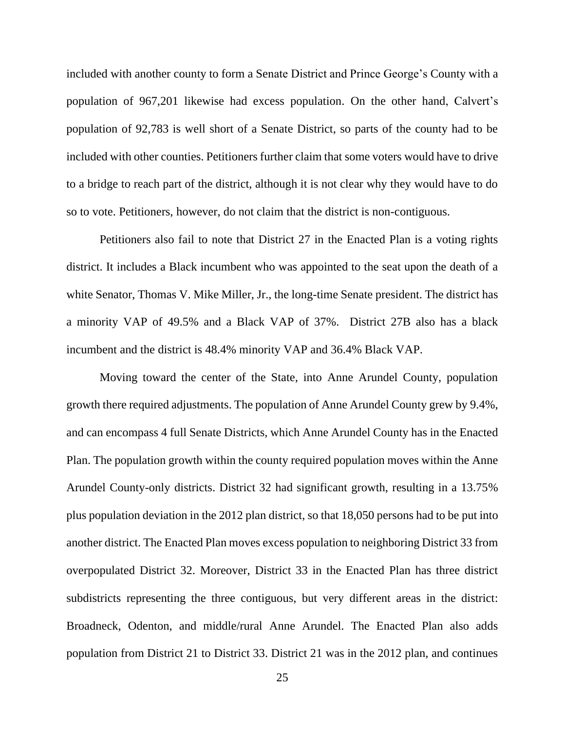included with another county to form a Senate District and Prince George's County with a population of 967,201 likewise had excess population. On the other hand, Calvert's population of 92,783 is well short of a Senate District, so parts of the county had to be included with other counties. Petitioners further claim that some voters would have to drive to a bridge to reach part of the district, although it is not clear why they would have to do so to vote. Petitioners, however, do not claim that the district is non-contiguous.

Petitioners also fail to note that District 27 in the Enacted Plan is a voting rights district. It includes a Black incumbent who was appointed to the seat upon the death of a white Senator, Thomas V. Mike Miller, Jr., the long-time Senate president. The district has a minority VAP of 49.5% and a Black VAP of 37%. District 27B also has a black incumbent and the district is 48.4% minority VAP and 36.4% Black VAP.

Moving toward the center of the State, into Anne Arundel County, population growth there required adjustments. The population of Anne Arundel County grew by 9.4%, and can encompass 4 full Senate Districts, which Anne Arundel County has in the Enacted Plan. The population growth within the county required population moves within the Anne Arundel County-only districts. District 32 had significant growth, resulting in a 13.75% plus population deviation in the 2012 plan district, so that 18,050 persons had to be put into another district. The Enacted Plan moves excess population to neighboring District 33 from overpopulated District 32. Moreover, District 33 in the Enacted Plan has three district subdistricts representing the three contiguous, but very different areas in the district: Broadneck, Odenton, and middle/rural Anne Arundel. The Enacted Plan also adds population from District 21 to District 33. District 21 was in the 2012 plan, and continues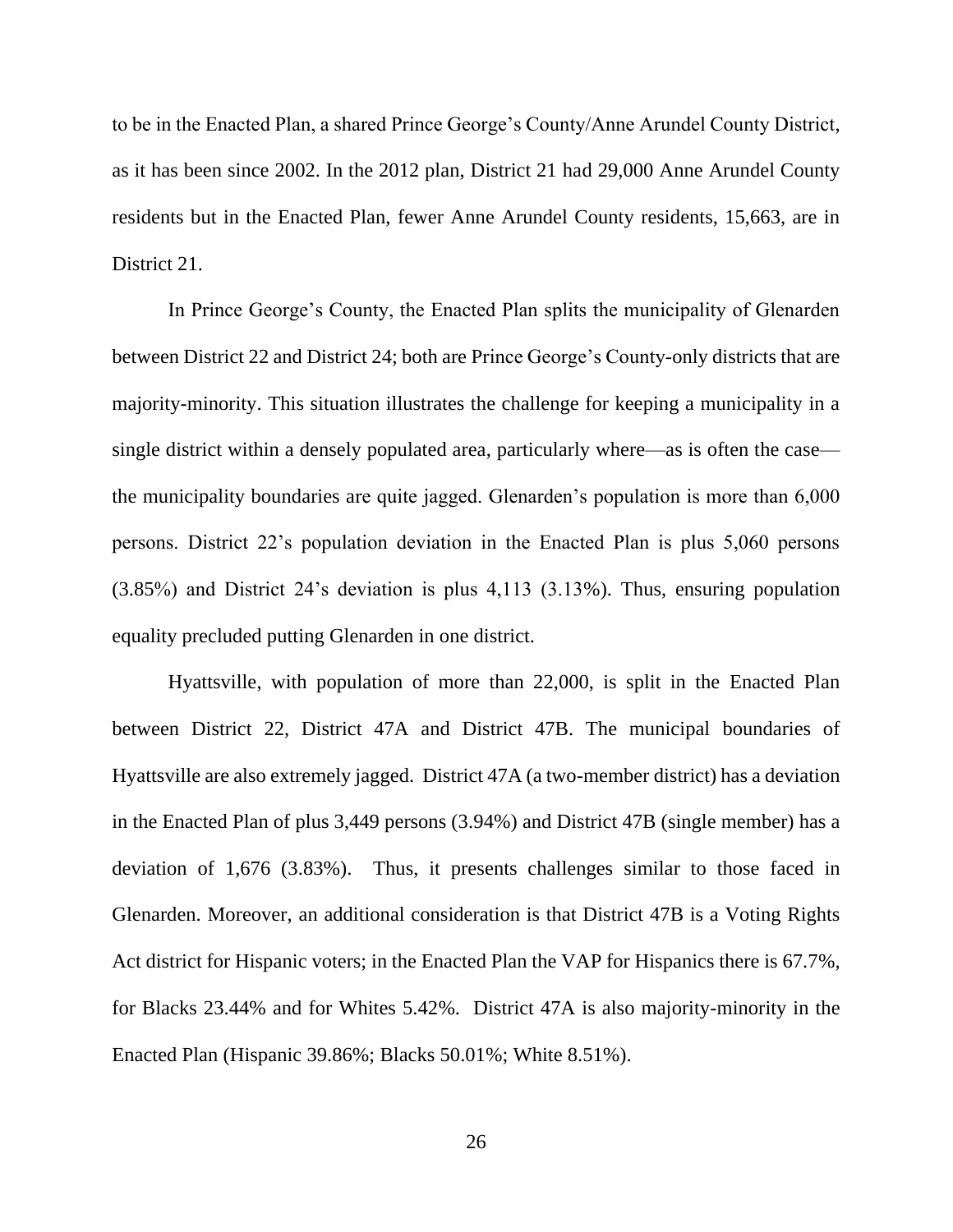to be in the Enacted Plan, a shared Prince George's County/Anne Arundel County District, as it has been since 2002. In the 2012 plan, District 21 had 29,000 Anne Arundel County residents but in the Enacted Plan, fewer Anne Arundel County residents, 15,663, are in District 21.

In Prince George's County, the Enacted Plan splits the municipality of Glenarden between District 22 and District 24; both are Prince George's County-only districts that are majority-minority. This situation illustrates the challenge for keeping a municipality in a single district within a densely populated area, particularly where—as is often the case—the municipality boundaries are quite jagged. Glenarden's population is more than 6,000 persons. District 22's population deviation in the Enacted Plan is plus 5,060 persons (3.85%) and District 24's deviation is plus 4,113 (3.13%). Thus, ensuring population equality precluded putting Glenarden in one district.

Hyattsville, with population of more than 22,000, is split in the Enacted Plan between District 22, District 47A and District 47B. The municipal boundaries of Hyattsville are also extremely jagged. District 47A (a two-member district) has a deviation in the Enacted Plan of plus 3,449 persons (3.94%) and District 47B (single member) has a deviation of 1,676 (3.83%). Thus, it presents challenges similar to those faced in Glenarden. Moreover, an additional consideration is that District 47B is a Voting Rights Act district for Hispanic voters; in the Enacted Plan the VAP for Hispanics there is 67.7%, for Blacks 23.44% and for Whites 5.42%. District 47A is also majority-minority in the Enacted Plan (Hispanic 39.86%; Blacks 50.01%; White 8.51%).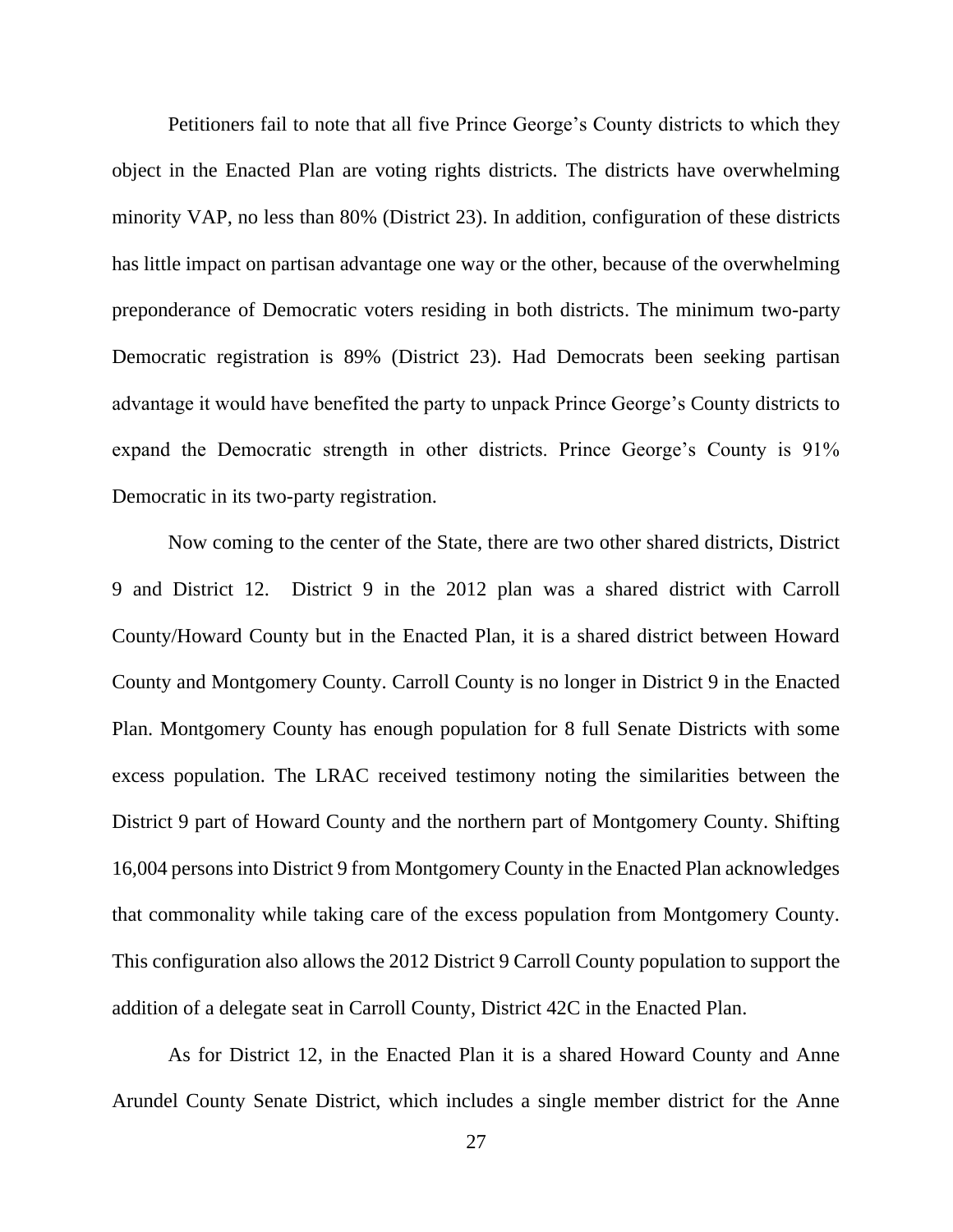Petitioners fail to note that all five Prince George's County districts to which they object in the Enacted Plan are voting rights districts. The districts have overwhelming minority VAP, no less than 80% (District 23). In addition, configuration of these districts has little impact on partisan advantage one way or the other, because of the overwhelming preponderance of Democratic voters residing in both districts. The minimum two-party Democratic registration is 89% (District 23). Had Democrats been seeking partisan advantage it would have benefited the party to unpack Prince George's County districts to expand the Democratic strength in other districts. Prince George's County is 91% Democratic in its two-party registration.

Now coming to the center of the State, there are two other shared districts, District 9 and District 12. District 9 in the 2012 plan was a shared district with Carroll County/Howard County but in the Enacted Plan, it is a shared district between Howard County and Montgomery County. Carroll County is no longer in District 9 in the Enacted Plan. Montgomery County has enough population for 8 full Senate Districts with some excess population. The LRAC received testimony noting the similarities between the District 9 part of Howard County and the northern part of Montgomery County. Shifting 16,004 persons into District 9 from Montgomery County in the Enacted Plan acknowledges that commonality while taking care of the excess population from Montgomery County. This configuration also allows the 2012 District 9 Carroll County population to support the addition of a delegate seat in Carroll County, District 42C in the Enacted Plan.

As for District 12, in the Enacted Plan it is a shared Howard County and Anne Arundel County Senate District, which includes a single member district for the Anne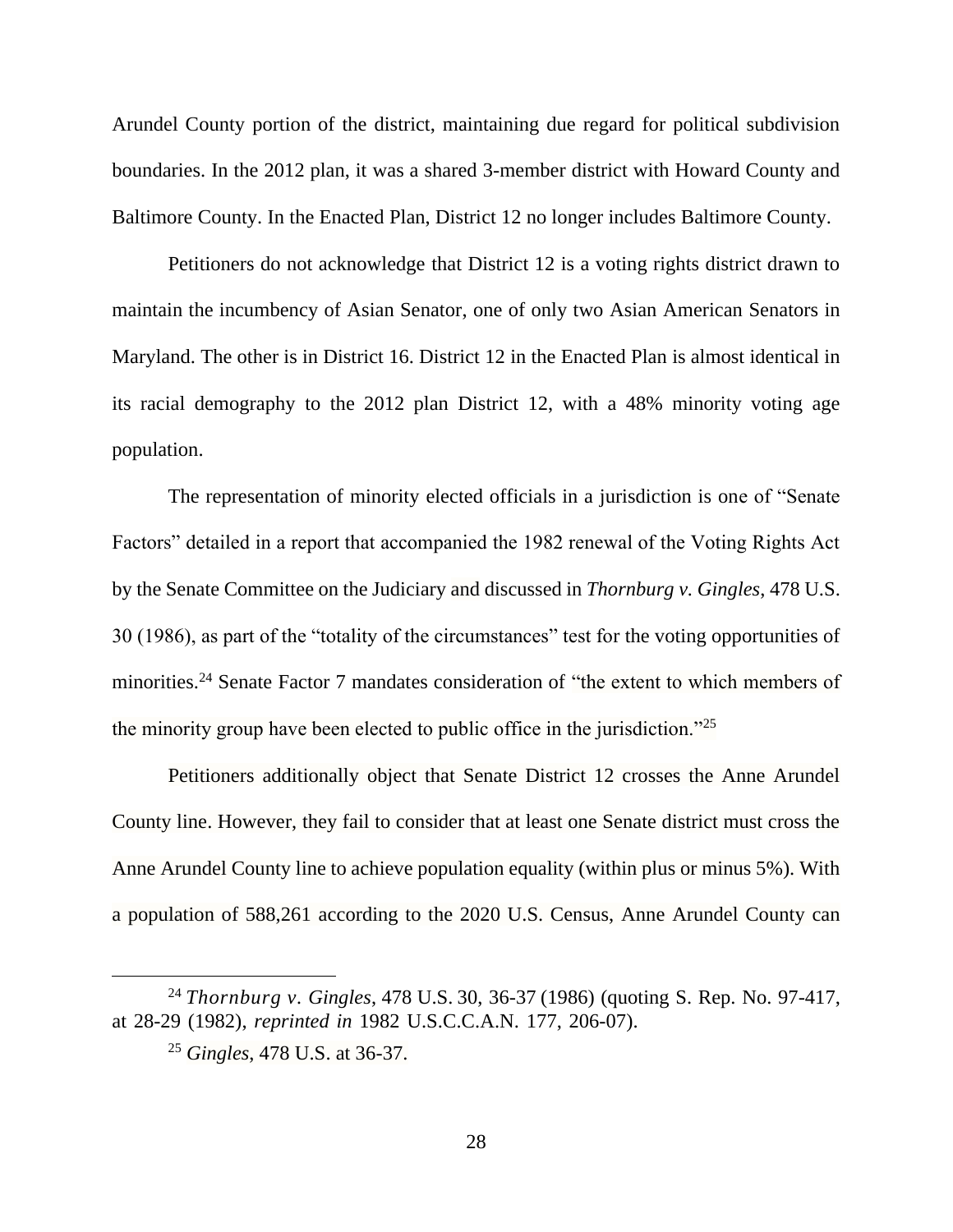Arundel County portion of the district, maintaining due regard for political subdivision boundaries. In the 2012 plan, it was a shared 3-member district with Howard County and Baltimore County. In the Enacted Plan, District 12 no longer includes Baltimore County.

Petitioners do not acknowledge that District 12 is a voting rights district drawn to maintain the incumbency of Asian Senator, one of only two Asian American Senators in Maryland. The other is in District 16. District 12 in the Enacted Plan is almost identical in its racial demography to the 2012 plan District 12, with a 48% minority voting age population.

The representation of minority elected officials in a jurisdiction is one of "Senate Factors" detailed in a report that accompanied the 1982 renewal of the Voting Rights Act by the Senate Committee on the Judiciary and discussed in *Thornburg v. Gingles*, 478 U.S. 30 (1986), as part of the "totality of the circumstances" test for the voting opportunities of minorities.[24] Senate Factor 7 mandates consideration of "the extent to which members of the minority group have been elected to public office in the jurisdiction."[25]

Petitioners additionally object that Senate District 12 crosses the Anne Arundel County line. However, they fail to consider that at least one Senate district must cross the Anne Arundel County line to achieve population equality (within plus or minus 5%). With a population of 588,261 according to the 2020 U.S. Census, Anne Arundel County can

---

[24] *Thornburg v. Gingles*, 478 U.S. 30, 36-37 (1986) (quoting S. Rep. No. 97-417, at 28-29 (1982), *reprinted in* 1982 U.S.C.C.A.N. 177, 206-07).

[25] *Gingles*, 478 U.S. at 36-37.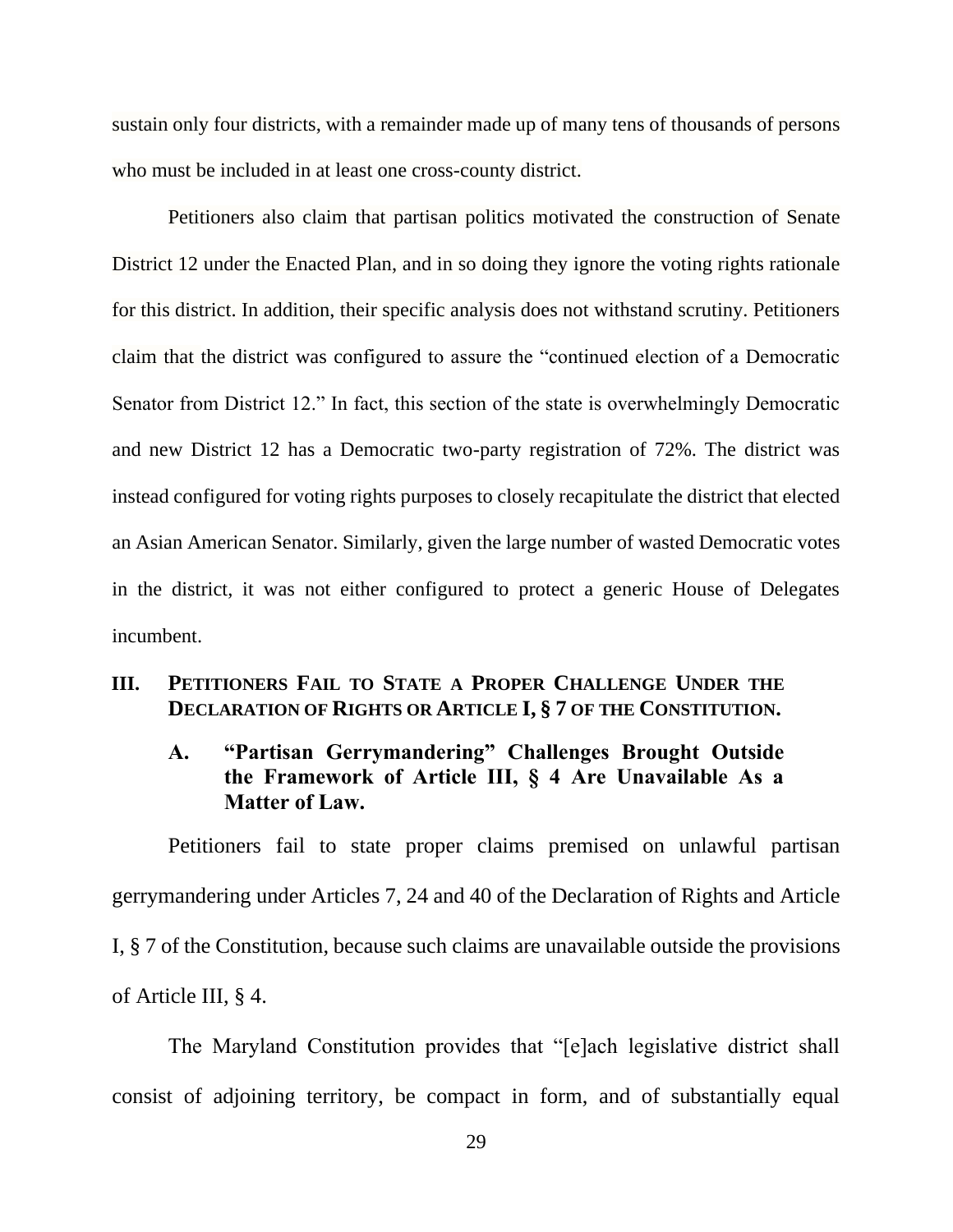sustain only four districts, with a remainder made up of many tens of thousands of persons who must be included in at least one cross-county district.

Petitioners also claim that partisan politics motivated the construction of Senate District 12 under the Enacted Plan, and in so doing they ignore the voting rights rationale for this district. In addition, their specific analysis does not withstand scrutiny. Petitioners claim that the district was configured to assure the "continued election of a Democratic Senator from District 12." In fact, this section of the state is overwhelmingly Democratic and new District 12 has a Democratic two-party registration of 72%. The district was instead configured for voting rights purposes to closely recapitulate the district that elected an Asian American Senator. Similarly, given the large number of wasted Democratic votes in the district, it was not either configured to protect a generic House of Delegates incumbent.

## III. Petitioners Fail to State a Proper Challenge Under the Declaration of Rights or Article I, § 7 of the Constitution.

### A. "Partisan Gerrymandering" Challenges Brought Outside the Framework of Article III, § 4 Are Unavailable As a Matter of Law.

Petitioners fail to state proper claims premised on unlawful partisan gerrymandering under Articles 7, 24 and 40 of the Declaration of Rights and Article I, § 7 of the Constitution, because such claims are unavailable outside the provisions of Article III, § 4.

The Maryland Constitution provides that "[e]ach legislative district shall consist of adjoining territory, be compact in form, and of substantially equal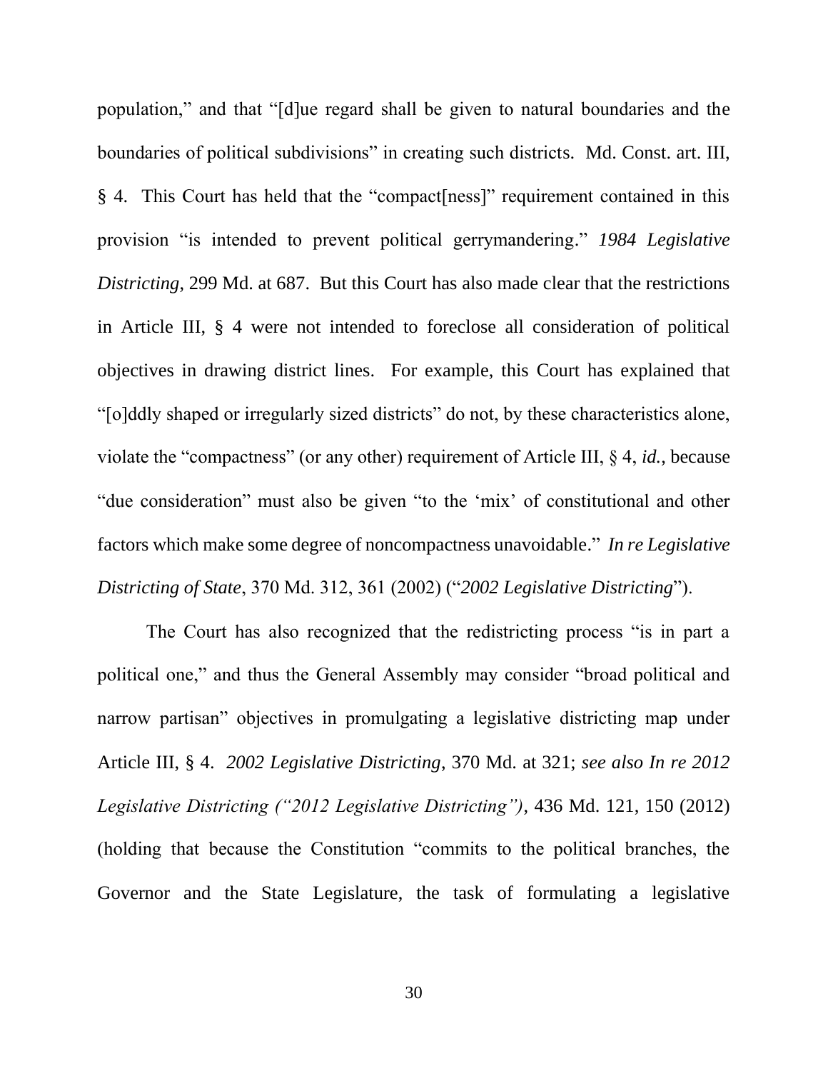population," and that "[d]ue regard shall be given to natural boundaries and the boundaries of political subdivisions" in creating such districts. Md. Const. art. III, § 4. This Court has held that the "compact[ness]" requirement contained in this provision "is intended to prevent political gerrymandering." *1984 Legislative Districting*, 299 Md. at 687. But this Court has also made clear that the restrictions in Article III, § 4 were not intended to foreclose all consideration of political objectives in drawing district lines. For example, this Court has explained that "[o]ddly shaped or irregularly sized districts" do not, by these characteristics alone, violate the "compactness" (or any other) requirement of Article III, § 4, *id.*, because "due consideration" must also be given "to the 'mix' of constitutional and other factors which make some degree of noncompactness unavoidable." *In re Legislative Districting of State*, 370 Md. 312, 361 (2002) ("*2002 Legislative Districting*").

The Court has also recognized that the redistricting process "is in part a political one," and thus the General Assembly may consider "broad political and narrow partisan" objectives in promulgating a legislative districting map under Article III, § 4. *2002 Legislative Districting*, 370 Md. at 321; *see also In re 2012 Legislative Districting ("2012 Legislative Districting")*, 436 Md. 121, 150 (2012) (holding that because the Constitution "commits to the political branches, the Governor and the State Legislature, the task of formulating a legislative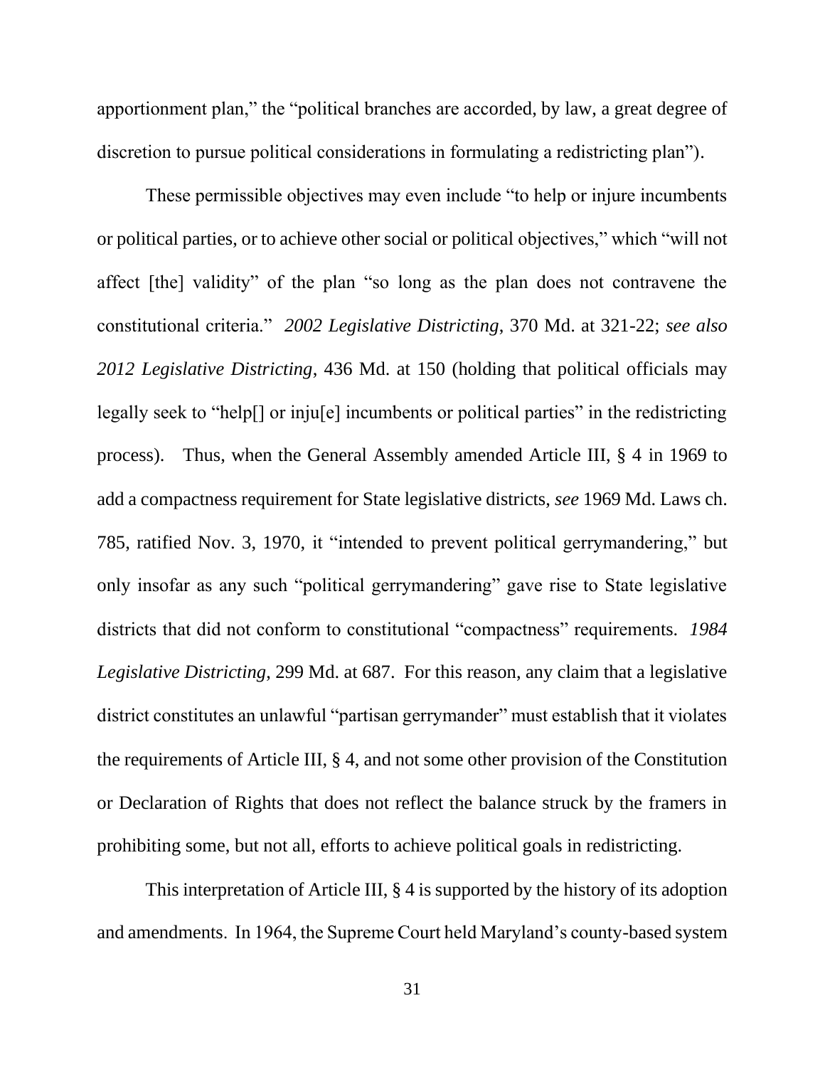apportionment plan," the "political branches are accorded, by law, a great degree of discretion to pursue political considerations in formulating a redistricting plan").

These permissible objectives may even include "to help or injure incumbents or political parties, or to achieve other social or political objectives," which "will not affect [the] validity" of the plan "so long as the plan does not contravene the constitutional criteria." *2002 Legislative Districting*, 370 Md. at 321-22; *see also 2012 Legislative Districting*, 436 Md. at 150 (holding that political officials may legally seek to "help[] or inju[e] incumbents or political parties" in the redistricting process). Thus, when the General Assembly amended Article III, § 4 in 1969 to add a compactness requirement for State legislative districts, *see* 1969 Md. Laws ch. 785, ratified Nov. 3, 1970, it "intended to prevent political gerrymandering," but only insofar as any such "political gerrymandering" gave rise to State legislative districts that did not conform to constitutional "compactness" requirements. *1984 Legislative Districting*, 299 Md. at 687. For this reason, any claim that a legislative district constitutes an unlawful "partisan gerrymander" must establish that it violates the requirements of Article III, § 4, and not some other provision of the Constitution or Declaration of Rights that does not reflect the balance struck by the framers in prohibiting some, but not all, efforts to achieve political goals in redistricting.

This interpretation of Article III, § 4 is supported by the history of its adoption and amendments. In 1964, the Supreme Court held Maryland's county-based system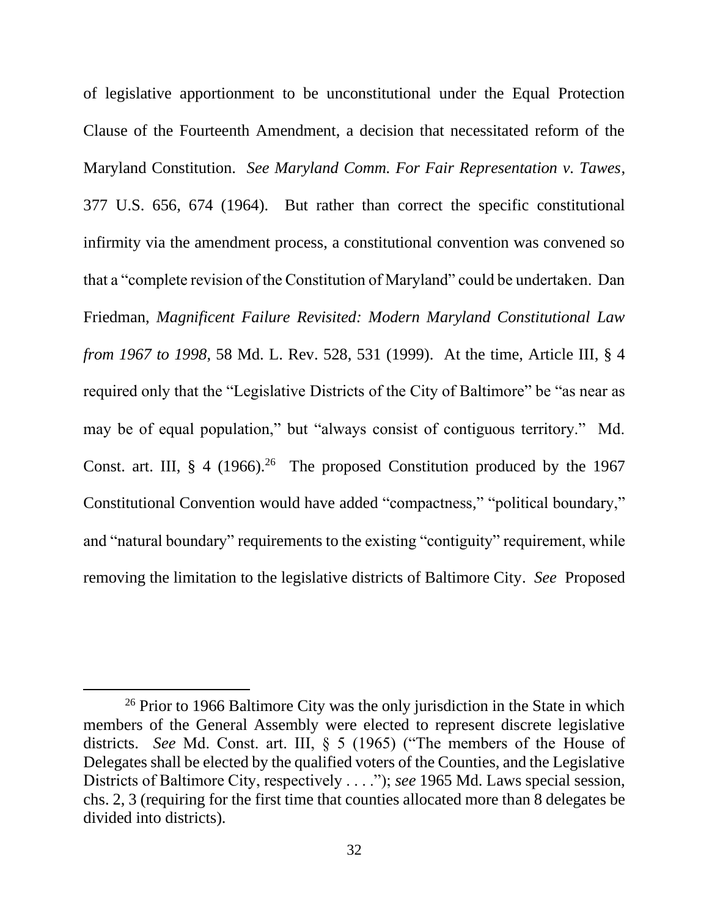of legislative apportionment to be unconstitutional under the Equal Protection Clause of the Fourteenth Amendment, a decision that necessitated reform of the Maryland Constitution. *See Maryland Comm. For Fair Representation v. Tawes*, 377 U.S. 656, 674 (1964). But rather than correct the specific constitutional infirmity via the amendment process, a constitutional convention was convened so that a "complete revision of the Constitution of Maryland" could be undertaken. Dan Friedman, *Magnificent Failure Revisited: Modern Maryland Constitutional Law from 1967 to 1998*, 58 Md. L. Rev. 528, 531 (1999). At the time, Article III, § 4 required only that the "Legislative Districts of the City of Baltimore" be "as near as may be of equal population," but "always consist of contiguous territory." Md. Const. art. III, § 4 (1966).[26] The proposed Constitution produced by the 1967 Constitutional Convention would have added "compactness," "political boundary," and "natural boundary" requirements to the existing "contiguity" requirement, while removing the limitation to the legislative districts of Baltimore City. *See* Proposed

[26] Prior to 1966 Baltimore City was the only jurisdiction in the State in which members of the General Assembly were elected to represent discrete legislative districts. *See* Md. Const. art. III, § 5 (1965) ("The members of the House of Delegates shall be elected by the qualified voters of the Counties, and the Legislative Districts of Baltimore City, respectively . . . ."); *see* 1965 Md. Laws special session, chs. 2, 3 (requiring for the first time that counties allocated more than 8 delegates be divided into districts).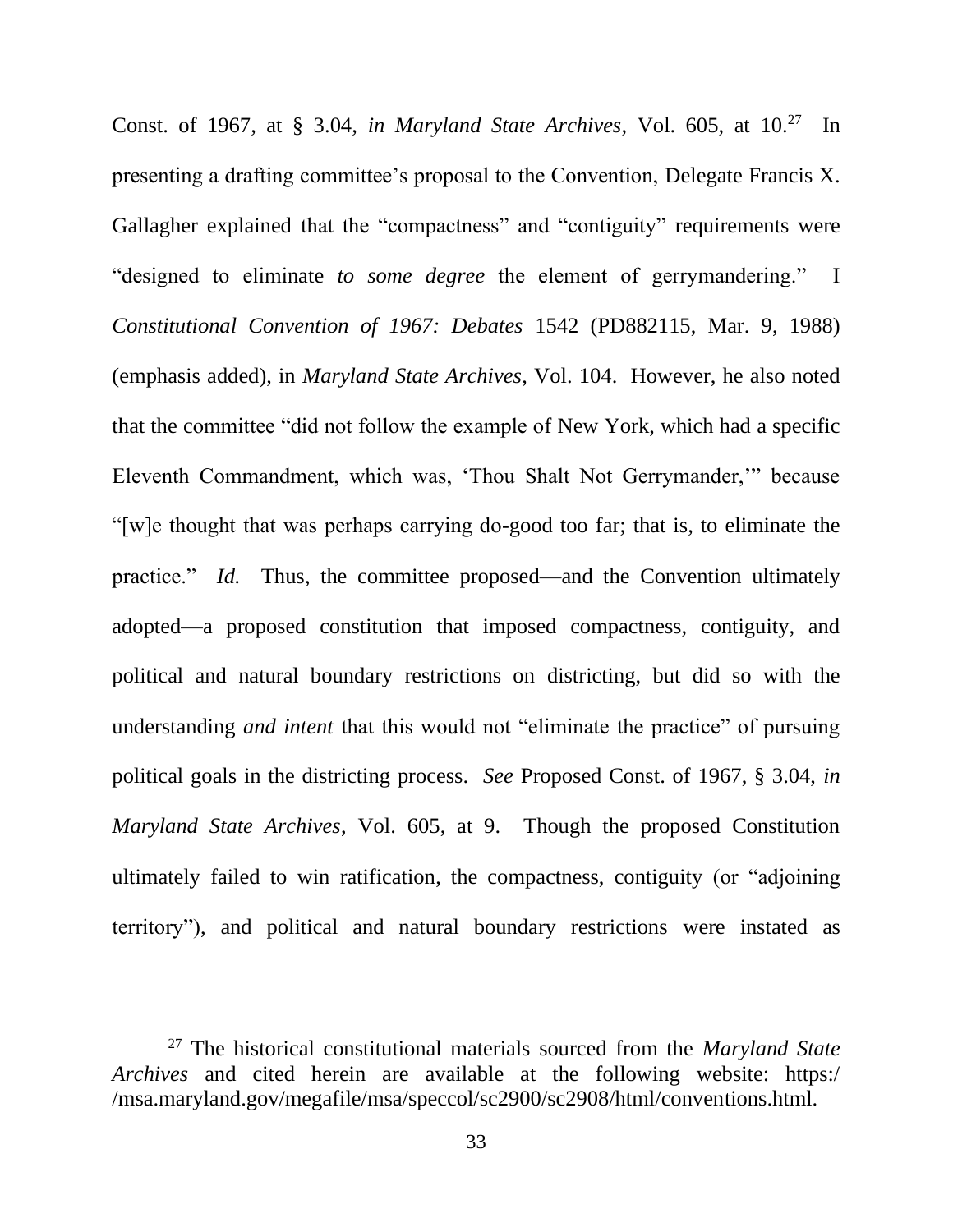Const. of 1967, at § 3.04, *in Maryland State Archives*, Vol. 605, at 10.[27] In presenting a drafting committee's proposal to the Convention, Delegate Francis X. Gallagher explained that the "compactness" and "contiguity" requirements were "designed to eliminate *to some degree* the element of gerrymandering." I *Constitutional Convention of 1967: Debates* 1542 (PD882115, Mar. 9, 1988) (emphasis added), in *Maryland State Archives*, Vol. 104. However, he also noted that the committee "did not follow the example of New York, which had a specific Eleventh Commandment, which was, 'Thou Shalt Not Gerrymander,'" because "[w]e thought that was perhaps carrying do-good too far; that is, to eliminate the practice." *Id.* Thus, the committee proposed—and the Convention ultimately adopted—a proposed constitution that imposed compactness, contiguity, and political and natural boundary restrictions on districting, but did so with the understanding *and intent* that this would not "eliminate the practice" of pursuing political goals in the districting process. *See* Proposed Const. of 1967, § 3.04, *in Maryland State Archives*, Vol. 605, at 9. Though the proposed Constitution ultimately failed to win ratification, the compactness, contiguity (or "adjoining territory"), and political and natural boundary restrictions were instated as

---

[27] The historical constitutional materials sourced from the *Maryland State Archives* and cited herein are available at the following website: https://msa.maryland.gov/megafile/msa/speccol/sc2900/sc2908/html/conventions.html.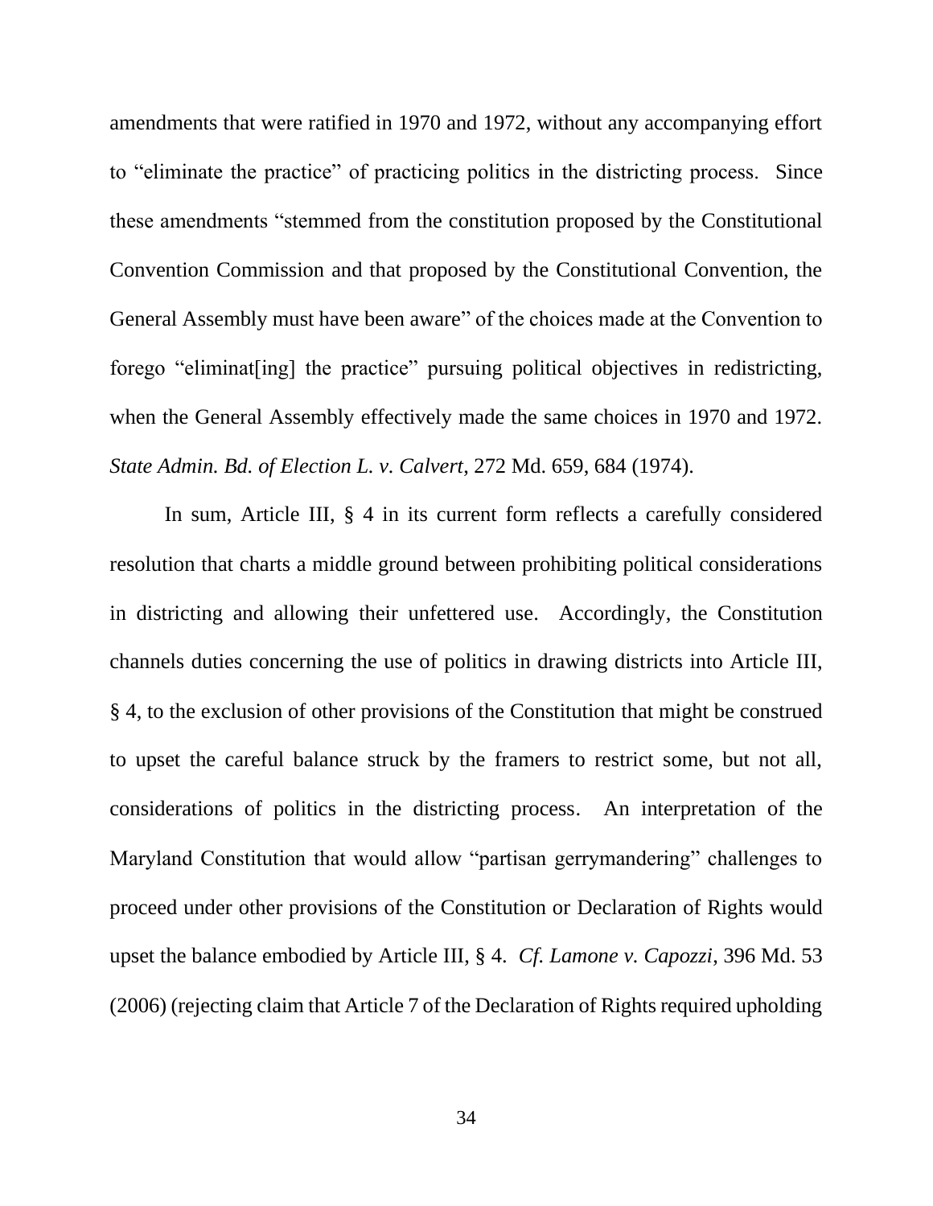amendments that were ratified in 1970 and 1972, without any accompanying effort to "eliminate the practice" of practicing politics in the districting process. Since these amendments "stemmed from the constitution proposed by the Constitutional Convention Commission and that proposed by the Constitutional Convention, the General Assembly must have been aware" of the choices made at the Convention to forego "eliminat[ing] the practice" pursuing political objectives in redistricting, when the General Assembly effectively made the same choices in 1970 and 1972. *State Admin. Bd. of Election L. v. Calvert*, 272 Md. 659, 684 (1974).

In sum, Article III, § 4 in its current form reflects a carefully considered resolution that charts a middle ground between prohibiting political considerations in districting and allowing their unfettered use. Accordingly, the Constitution channels duties concerning the use of politics in drawing districts into Article III, § 4, to the exclusion of other provisions of the Constitution that might be construed to upset the careful balance struck by the framers to restrict some, but not all, considerations of politics in the districting process. An interpretation of the Maryland Constitution that would allow "partisan gerrymandering" challenges to proceed under other provisions of the Constitution or Declaration of Rights would upset the balance embodied by Article III, § 4. *Cf. Lamone v. Capozzi*, 396 Md. 53 (2006) (rejecting claim that Article 7 of the Declaration of Rights required upholding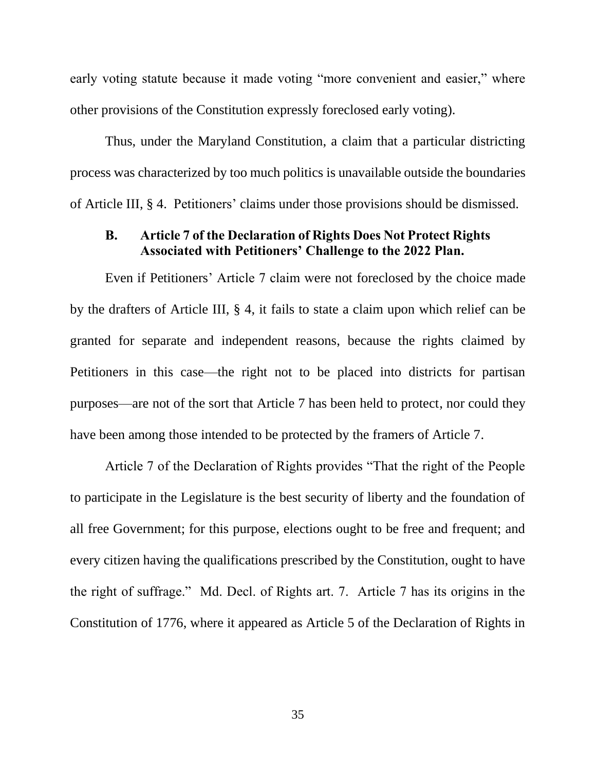early voting statute because it made voting "more convenient and easier," where other provisions of the Constitution expressly foreclosed early voting).

Thus, under the Maryland Constitution, a claim that a particular districting process was characterized by too much politics is unavailable outside the boundaries of Article III, § 4. Petitioners' claims under those provisions should be dismissed.

### B. Article 7 of the Declaration of Rights Does Not Protect Rights Associated with Petitioners' Challenge to the 2022 Plan.

Even if Petitioners' Article 7 claim were not foreclosed by the choice made by the drafters of Article III, § 4, it fails to state a claim upon which relief can be granted for separate and independent reasons, because the rights claimed by Petitioners in this case—the right not to be placed into districts for partisan purposes—are not of the sort that Article 7 has been held to protect, nor could they have been among those intended to be protected by the framers of Article 7.

Article 7 of the Declaration of Rights provides "That the right of the People to participate in the Legislature is the best security of liberty and the foundation of all free Government; for this purpose, elections ought to be free and frequent; and every citizen having the qualifications prescribed by the Constitution, ought to have the right of suffrage." Md. Decl. of Rights art. 7. Article 7 has its origins in the Constitution of 1776, where it appeared as Article 5 of the Declaration of Rights in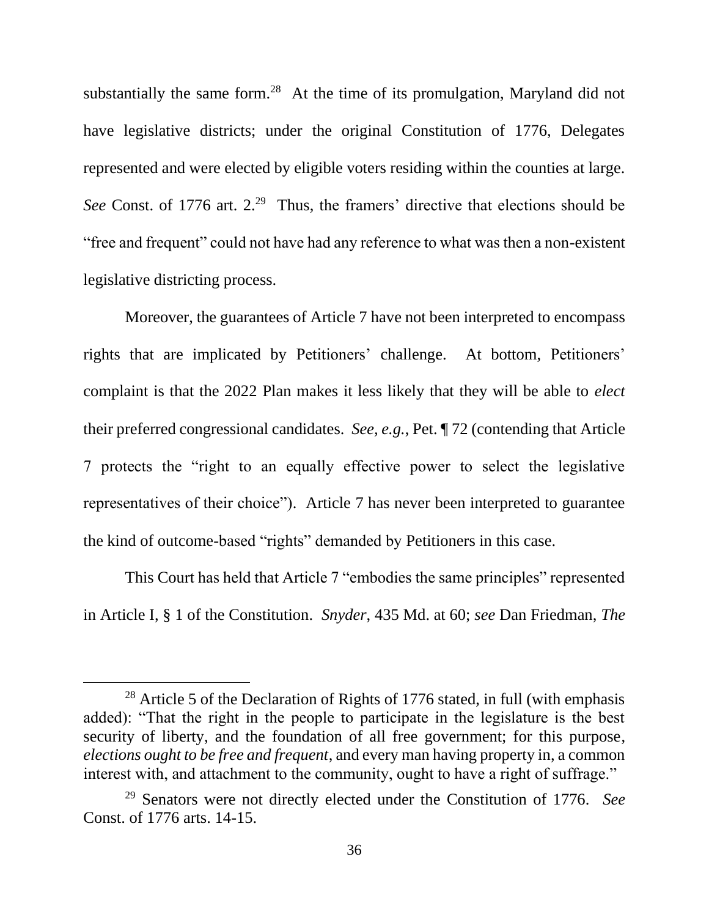substantially the same form.[28] At the time of its promulgation, Maryland did not have legislative districts; under the original Constitution of 1776, Delegates represented and were elected by eligible voters residing within the counties at large. *See* Const. of 1776 art. 2.[29] Thus, the framers' directive that elections should be "free and frequent" could not have had any reference to what was then a non-existent legislative districting process.

Moreover, the guarantees of Article 7 have not been interpreted to encompass rights that are implicated by Petitioners' challenge. At bottom, Petitioners' complaint is that the 2022 Plan makes it less likely that they will be able to *elect* their preferred congressional candidates. *See, e.g.*, Pet. ¶ 72 (contending that Article 7 protects the "right to an equally effective power to select the legislative representatives of their choice"). Article 7 has never been interpreted to guarantee the kind of outcome-based "rights" demanded by Petitioners in this case.

This Court has held that Article 7 "embodies the same principles" represented in Article I, § 1 of the Constitution. *Snyder*, 435 Md. at 60; *see* Dan Friedman, *The*

---

[28] Article 5 of the Declaration of Rights of 1776 stated, in full (with emphasis added): "That the right in the people to participate in the legislature is the best security of liberty, and the foundation of all free government; for this purpose, *elections ought to be free and frequent*, and every man having property in, a common interest with, and attachment to the community, ought to have a right of suffrage."

[29] Senators were not directly elected under the Constitution of 1776. *See* Const. of 1776 arts. 14-15.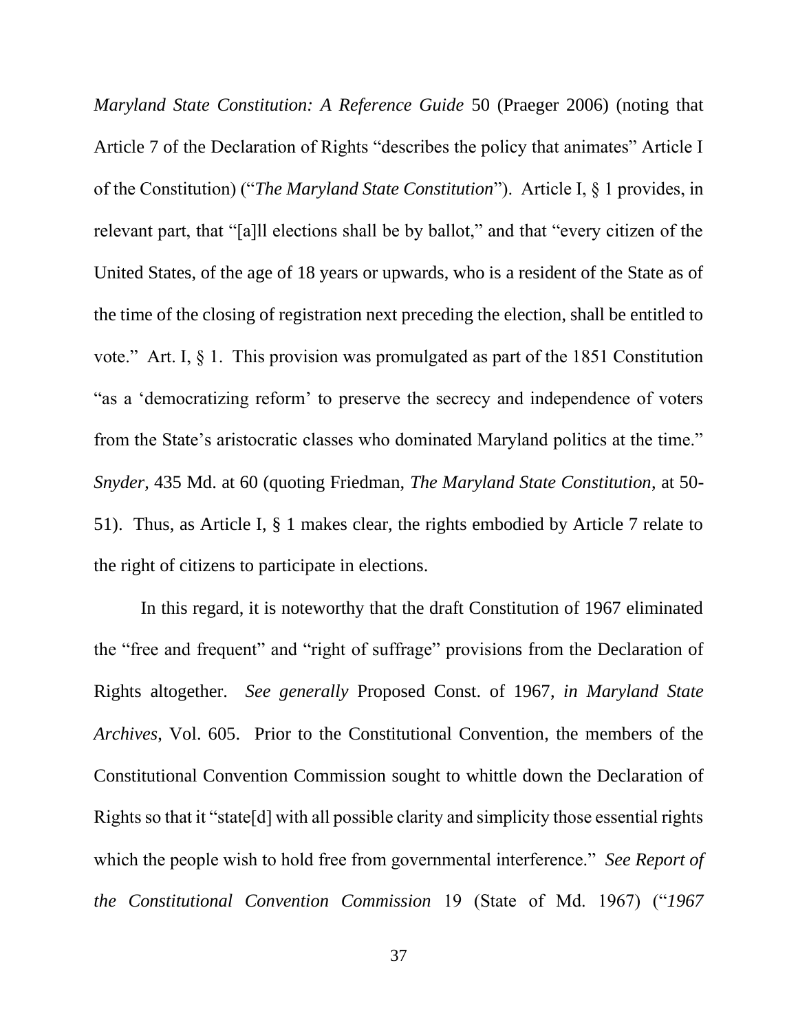*Maryland State Constitution: A Reference Guide* 50 (Praeger 2006) (noting that Article 7 of the Declaration of Rights "describes the policy that animates" Article I of the Constitution) ("*The Maryland State Constitution*"). Article I, § 1 provides, in relevant part, that "[a]ll elections shall be by ballot," and that "every citizen of the United States, of the age of 18 years or upwards, who is a resident of the State as of the time of the closing of registration next preceding the election, shall be entitled to vote." Art. I, § 1. This provision was promulgated as part of the 1851 Constitution "as a 'democratizing reform' to preserve the secrecy and independence of voters from the State's aristocratic classes who dominated Maryland politics at the time." *Snyder*, 435 Md. at 60 (quoting Friedman, *The Maryland State Constitution*, at 50-51). Thus, as Article I, § 1 makes clear, the rights embodied by Article 7 relate to the right of citizens to participate in elections.

In this regard, it is noteworthy that the draft Constitution of 1967 eliminated the "free and frequent" and "right of suffrage" provisions from the Declaration of Rights altogether. *See generally* Proposed Const. of 1967, *in Maryland State Archives*, Vol. 605. Prior to the Constitutional Convention, the members of the Constitutional Convention Commission sought to whittle down the Declaration of Rights so that it "state[d] with all possible clarity and simplicity those essential rights which the people wish to hold free from governmental interference." *See Report of the Constitutional Convention Commission* 19 (State of Md. 1967) ("*1967*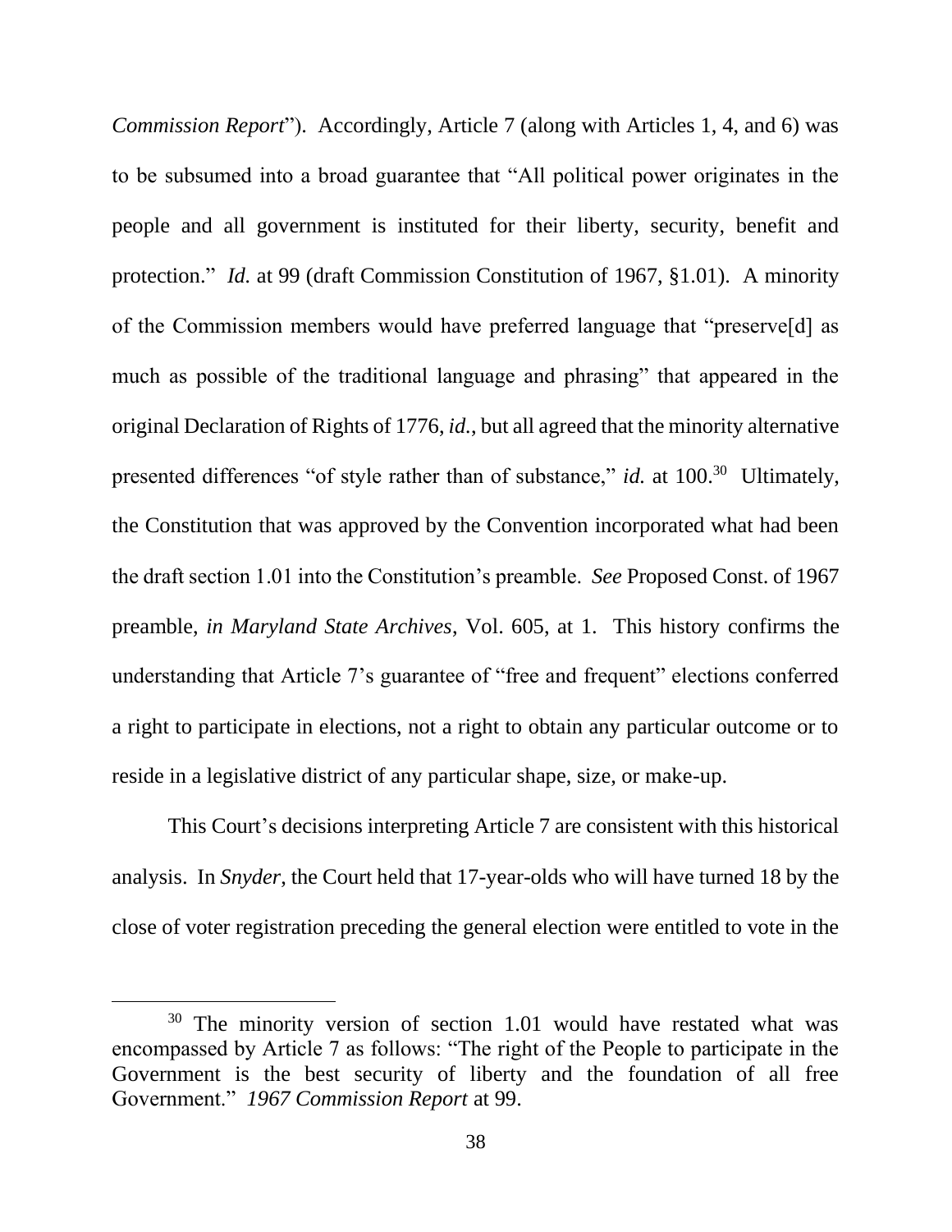*Commission Report*"). Accordingly, Article 7 (along with Articles 1, 4, and 6) was to be subsumed into a broad guarantee that "All political power originates in the people and all government is instituted for their liberty, security, benefit and protection." *Id.* at 99 (draft Commission Constitution of 1967, §1.01). A minority of the Commission members would have preferred language that "preserve[d] as much as possible of the traditional language and phrasing" that appeared in the original Declaration of Rights of 1776, *id.*, but all agreed that the minority alternative presented differences "of style rather than of substance," *id.* at 100.[30] Ultimately, the Constitution that was approved by the Convention incorporated what had been the draft section 1.01 into the Constitution's preamble. *See* Proposed Const. of 1967 preamble, *in Maryland State Archives*, Vol. 605, at 1. This history confirms the understanding that Article 7's guarantee of "free and frequent" elections conferred a right to participate in elections, not a right to obtain any particular outcome or to reside in a legislative district of any particular shape, size, or make-up.

This Court's decisions interpreting Article 7 are consistent with this historical analysis. In *Snyder*, the Court held that 17-year-olds who will have turned 18 by the close of voter registration preceding the general election were entitled to vote in the

---

[30] The minority version of section 1.01 would have restated what was encompassed by Article 7 as follows: "The right of the People to participate in the Government is the best security of liberty and the foundation of all free Government." *1967 Commission Report* at 99.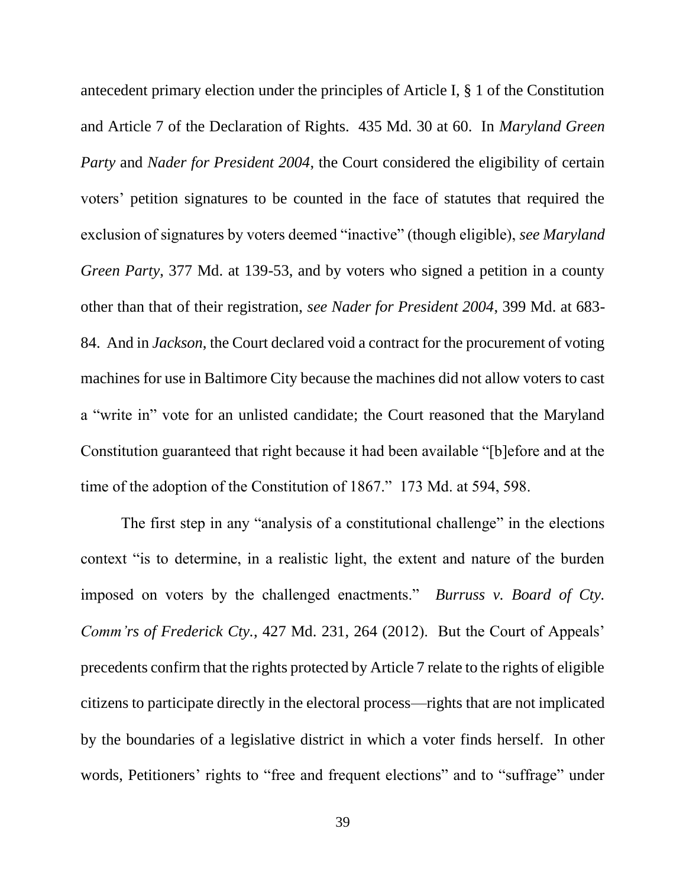antecedent primary election under the principles of Article I, § 1 of the Constitution and Article 7 of the Declaration of Rights. 435 Md. 30 at 60. In *Maryland Green Party* and *Nader for President 2004*, the Court considered the eligibility of certain voters' petition signatures to be counted in the face of statutes that required the exclusion of signatures by voters deemed "inactive" (though eligible), *see Maryland Green Party*, 377 Md. at 139-53, and by voters who signed a petition in a county other than that of their registration, *see Nader for President 2004*, 399 Md. at 683-84. And in *Jackson,* the Court declared void a contract for the procurement of voting machines for use in Baltimore City because the machines did not allow voters to cast a "write in" vote for an unlisted candidate; the Court reasoned that the Maryland Constitution guaranteed that right because it had been available "[b]efore and at the time of the adoption of the Constitution of 1867." 173 Md. at 594, 598.

The first step in any "analysis of a constitutional challenge" in the elections context "is to determine, in a realistic light, the extent and nature of the burden imposed on voters by the challenged enactments." *Burruss v. Board of Cty. Comm'rs of Frederick Cty.*, 427 Md. 231, 264 (2012). But the Court of Appeals' precedents confirm that the rights protected by Article 7 relate to the rights of eligible citizens to participate directly in the electoral process—rights that are not implicated by the boundaries of a legislative district in which a voter finds herself. In other words, Petitioners' rights to "free and frequent elections" and to "suffrage" under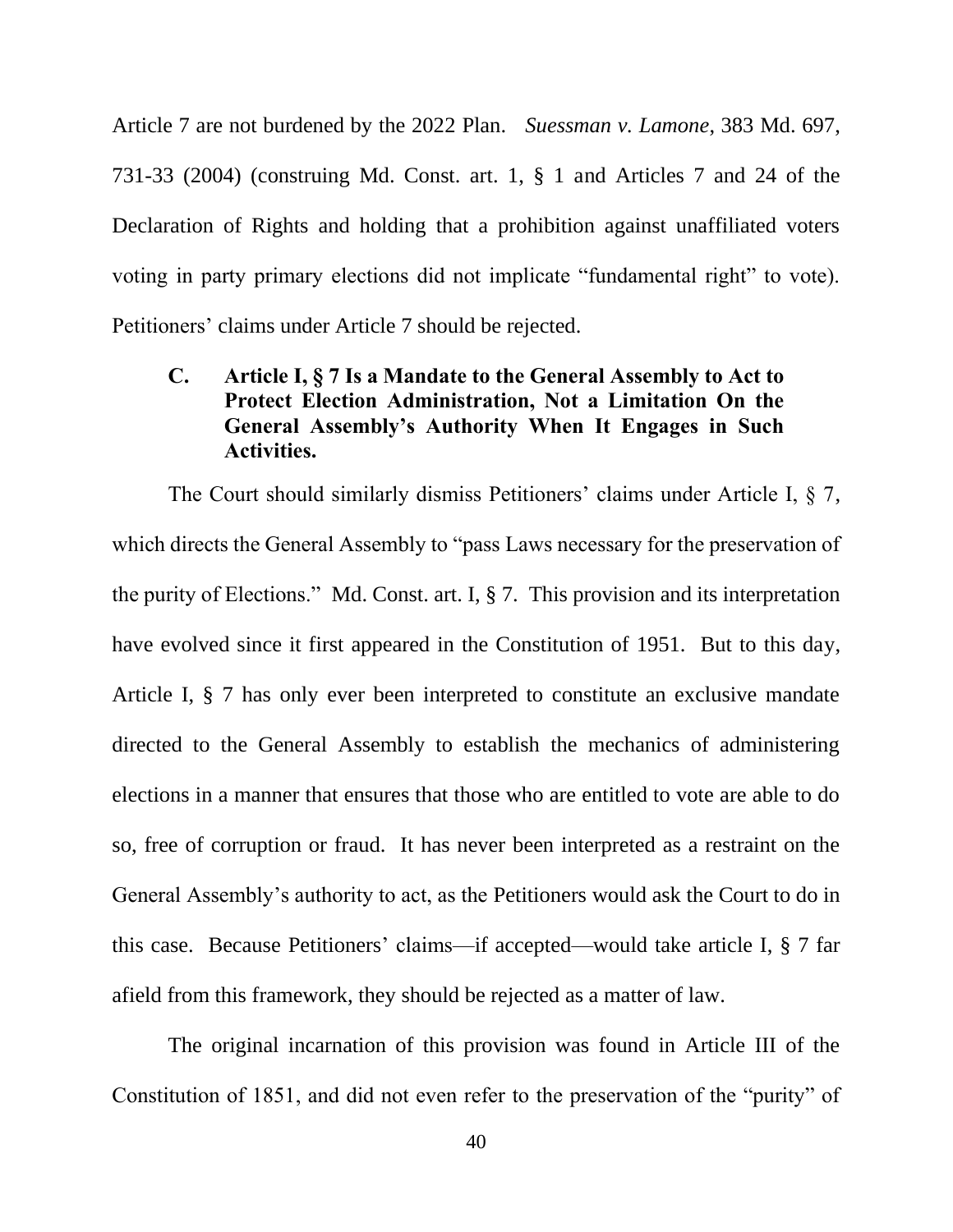Article 7 are not burdened by the 2022 Plan. *Suessman v. Lamone*, 383 Md. 697, 731-33 (2004) (construing Md. Const. art. 1, § 1 and Articles 7 and 24 of the Declaration of Rights and holding that a prohibition against unaffiliated voters voting in party primary elections did not implicate "fundamental right" to vote). Petitioners' claims under Article 7 should be rejected.

### C. Article I, § 7 Is a Mandate to the General Assembly to Act to Protect Election Administration, Not a Limitation On the General Assembly's Authority When It Engages in Such Activities.

The Court should similarly dismiss Petitioners' claims under Article I, § 7, which directs the General Assembly to "pass Laws necessary for the preservation of the purity of Elections." Md. Const. art. I, § 7. This provision and its interpretation have evolved since it first appeared in the Constitution of 1951. But to this day, Article I, § 7 has only ever been interpreted to constitute an exclusive mandate directed to the General Assembly to establish the mechanics of administering elections in a manner that ensures that those who are entitled to vote are able to do so, free of corruption or fraud. It has never been interpreted as a restraint on the General Assembly's authority to act, as the Petitioners would ask the Court to do in this case. Because Petitioners' claims—if accepted—would take article I, § 7 far afield from this framework, they should be rejected as a matter of law.

The original incarnation of this provision was found in Article III of the Constitution of 1851, and did not even refer to the preservation of the "purity" of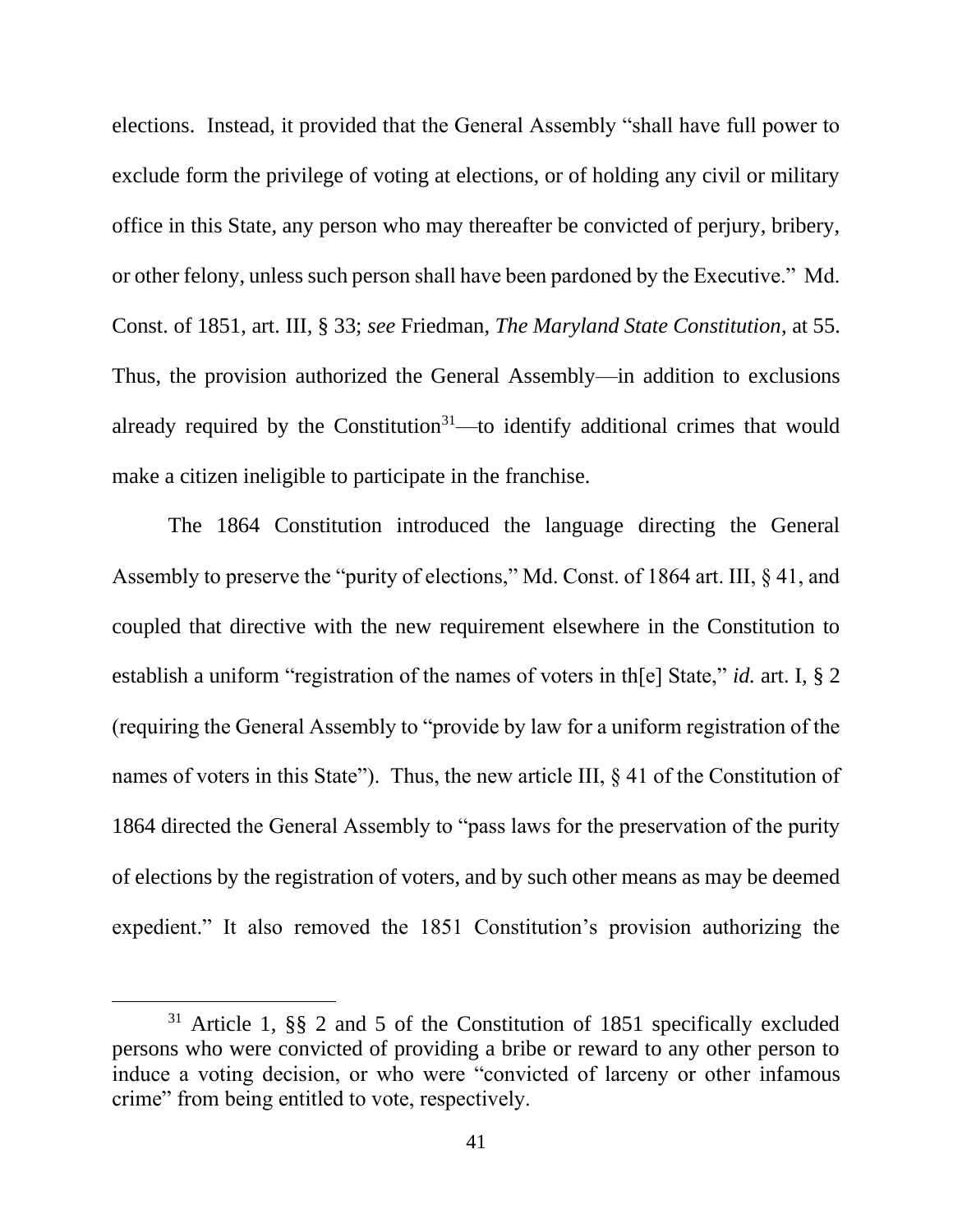elections. Instead, it provided that the General Assembly "shall have full power to exclude form the privilege of voting at elections, or of holding any civil or military office in this State, any person who may thereafter be convicted of perjury, bribery, or other felony, unless such person shall have been pardoned by the Executive." Md. Const. of 1851, art. III, § 33; *see* Friedman, *The Maryland State Constitution*, at 55. Thus, the provision authorized the General Assembly—in addition to exclusions already required by the Constitution[31]—to identify additional crimes that would make a citizen ineligible to participate in the franchise.

The 1864 Constitution introduced the language directing the General Assembly to preserve the "purity of elections," Md. Const. of 1864 art. III, § 41, and coupled that directive with the new requirement elsewhere in the Constitution to establish a uniform "registration of the names of voters in th[e] State," *id.* art. I, § 2 (requiring the General Assembly to "provide by law for a uniform registration of the names of voters in this State"). Thus, the new article III, § 41 of the Constitution of 1864 directed the General Assembly to "pass laws for the preservation of the purity of elections by the registration of voters, and by such other means as may be deemed expedient." It also removed the 1851 Constitution's provision authorizing the

---

[31] Article 1, §§ 2 and 5 of the Constitution of 1851 specifically excluded persons who were convicted of providing a bribe or reward to any other person to induce a voting decision, or who were "convicted of larceny or other infamous crime" from being entitled to vote, respectively.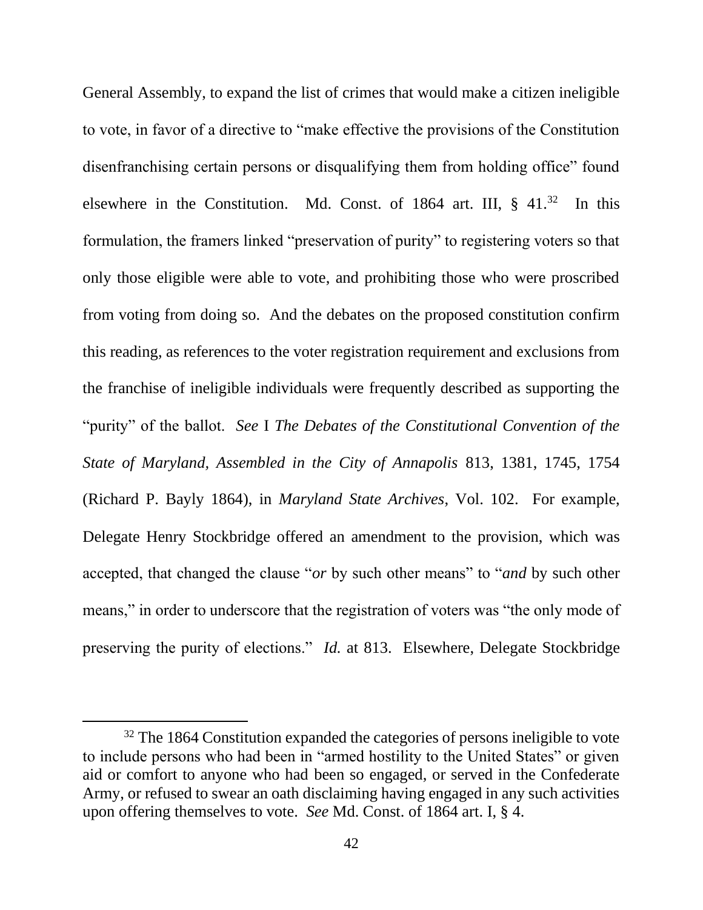General Assembly, to expand the list of crimes that would make a citizen ineligible to vote, in favor of a directive to "make effective the provisions of the Constitution disenfranchising certain persons or disqualifying them from holding office" found elsewhere in the Constitution. Md. Const. of 1864 art. III, § 41.[32] In this formulation, the framers linked "preservation of purity" to registering voters so that only those eligible were able to vote, and prohibiting those who were proscribed from voting from doing so. And the debates on the proposed constitution confirm this reading, as references to the voter registration requirement and exclusions from the franchise of ineligible individuals were frequently described as supporting the "purity" of the ballot. *See* I *The Debates of the Constitutional Convention of the State of Maryland, Assembled in the City of Annapolis* 813, 1381, 1745, 1754 (Richard P. Bayly 1864), in *Maryland State Archives*, Vol. 102. For example, Delegate Henry Stockbridge offered an amendment to the provision, which was accepted, that changed the clause "*or* by such other means" to "*and* by such other means," in order to underscore that the registration of voters was "the only mode of preserving the purity of elections." *Id.* at 813. Elsewhere, Delegate Stockbridge

[32] The 1864 Constitution expanded the categories of persons ineligible to vote to include persons who had been in "armed hostility to the United States" or given aid or comfort to anyone who had been so engaged, or served in the Confederate Army, or refused to swear an oath disclaiming having engaged in any such activities upon offering themselves to vote. *See* Md. Const. of 1864 art. I, § 4.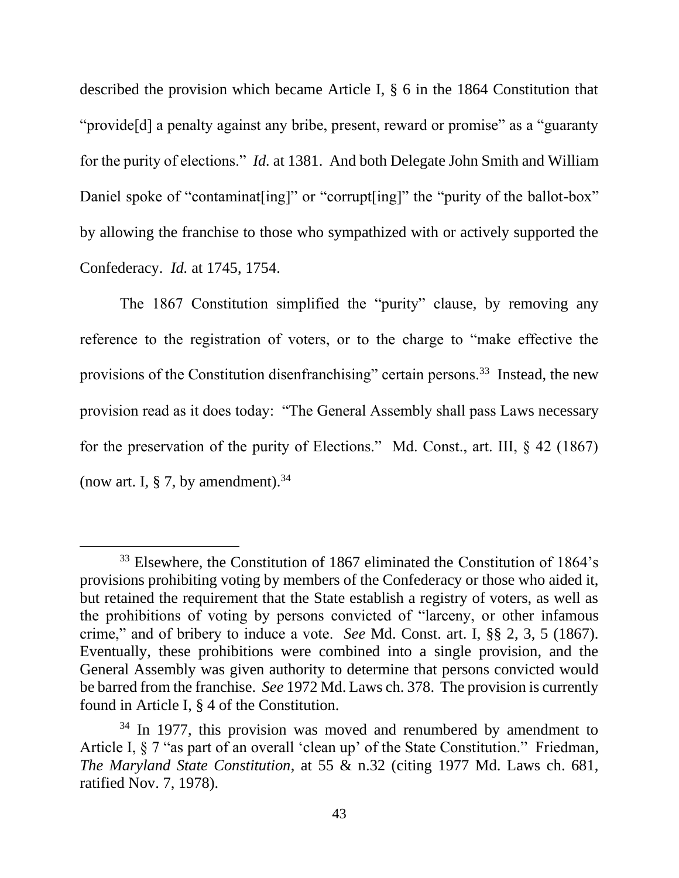described the provision which became Article I, § 6 in the 1864 Constitution that "provide[d] a penalty against any bribe, present, reward or promise" as a "guaranty for the purity of elections." *Id.* at 1381. And both Delegate John Smith and William Daniel spoke of "contaminat[ing]" or "corrupt[ing]" the "purity of the ballot-box" by allowing the franchise to those who sympathized with or actively supported the Confederacy. *Id.* at 1745, 1754.

The 1867 Constitution simplified the "purity" clause, by removing any reference to the registration of voters, or to the charge to "make effective the provisions of the Constitution disenfranchising" certain persons.[33] Instead, the new provision read as it does today: "The General Assembly shall pass Laws necessary for the preservation of the purity of Elections." Md. Const., art. III, § 42 (1867) (now art. I, § 7, by amendment).[34]

---

[33] Elsewhere, the Constitution of 1867 eliminated the Constitution of 1864's provisions prohibiting voting by members of the Confederacy or those who aided it, but retained the requirement that the State establish a registry of voters, as well as the prohibitions of voting by persons convicted of "larceny, or other infamous crime," and of bribery to induce a vote. *See* Md. Const. art. I, §§ 2, 3, 5 (1867). Eventually, these prohibitions were combined into a single provision, and the General Assembly was given authority to determine that persons convicted would be barred from the franchise. *See* 1972 Md. Laws ch. 378. The provision is currently found in Article I, § 4 of the Constitution.

[34] In 1977, this provision was moved and renumbered by amendment to Article I, § 7 "as part of an overall 'clean up' of the State Constitution." Friedman, *The Maryland State Constitution*, at 55 & n.32 (citing 1977 Md. Laws ch. 681, ratified Nov. 7, 1978).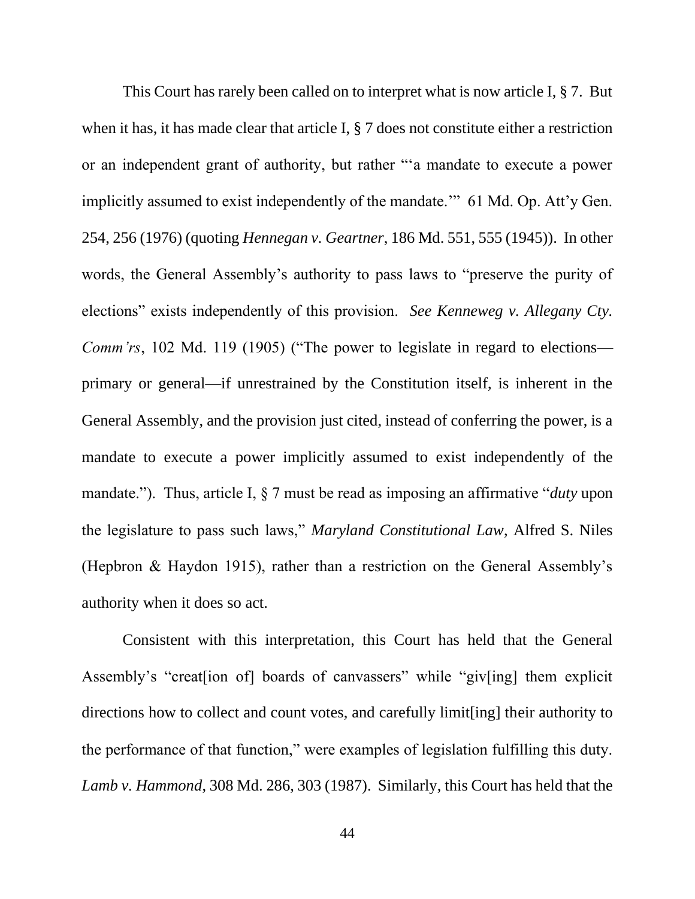This Court has rarely been called on to interpret what is now article I, § 7. But when it has, it has made clear that article I, § 7 does not constitute either a restriction or an independent grant of authority, but rather "'a mandate to execute a power implicitly assumed to exist independently of the mandate.'" 61 Md. Op. Att'y Gen. 254, 256 (1976) (quoting *Hennegan v. Geartner*, 186 Md. 551, 555 (1945)). In other words, the General Assembly's authority to pass laws to "preserve the purity of elections" exists independently of this provision. *See Kenneweg v. Allegany Cty. Comm'rs*, 102 Md. 119 (1905) ("The power to legislate in regard to elections—primary or general—if unrestrained by the Constitution itself, is inherent in the General Assembly, and the provision just cited, instead of conferring the power, is a mandate to execute a power implicitly assumed to exist independently of the mandate."). Thus, article I, § 7 must be read as imposing an affirmative "*duty* upon the legislature to pass such laws," *Maryland Constitutional Law*, Alfred S. Niles (Hepbron & Haydon 1915), rather than a restriction on the General Assembly's authority when it does so act.

Consistent with this interpretation, this Court has held that the General Assembly's "creat[ion of] boards of canvassers" while "giv[ing] them explicit directions how to collect and count votes, and carefully limit[ing] their authority to the performance of that function," were examples of legislation fulfilling this duty. *Lamb v. Hammond*, 308 Md. 286, 303 (1987). Similarly, this Court has held that the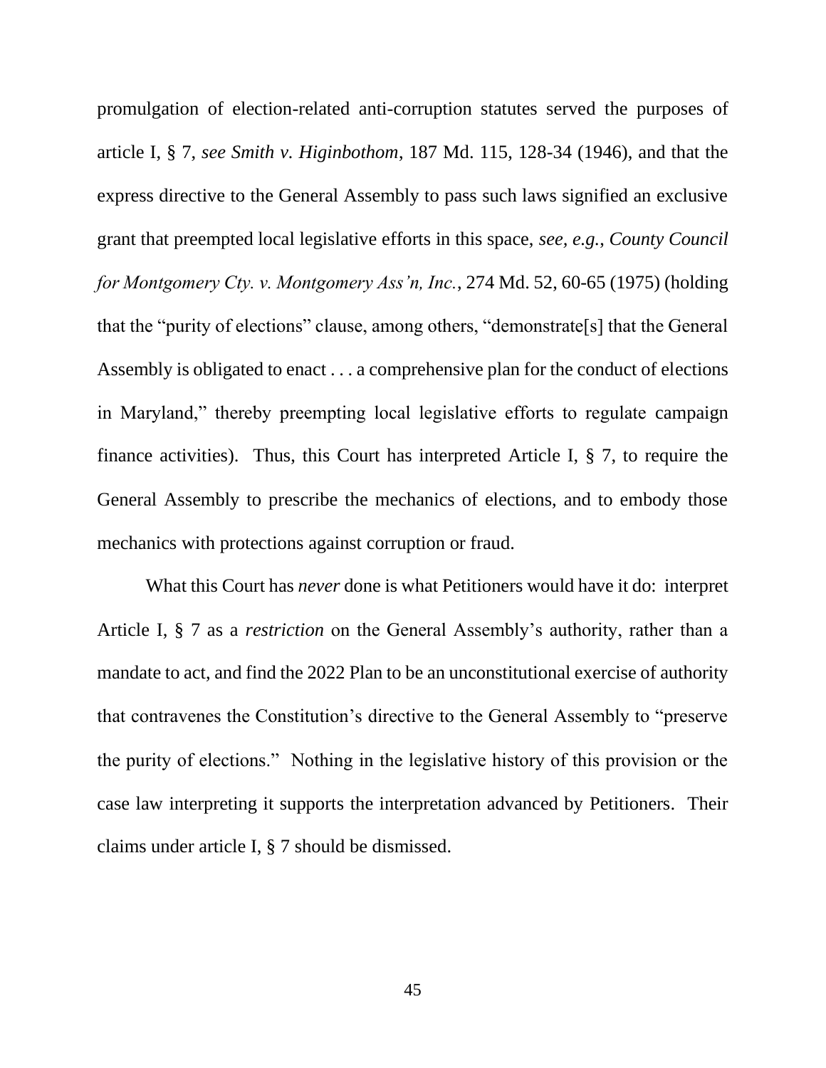promulgation of election-related anti-corruption statutes served the purposes of article I, § 7, *see Smith v. Higinbothom*, 187 Md. 115, 128-34 (1946), and that the express directive to the General Assembly to pass such laws signified an exclusive grant that preempted local legislative efforts in this space, *see, e.g.*, *County Council for Montgomery Cty. v. Montgomery Ass'n, Inc.*, 274 Md. 52, 60-65 (1975) (holding that the "purity of elections" clause, among others, "demonstrate[s] that the General Assembly is obligated to enact . . . a comprehensive plan for the conduct of elections in Maryland," thereby preempting local legislative efforts to regulate campaign finance activities). Thus, this Court has interpreted Article I, § 7, to require the General Assembly to prescribe the mechanics of elections, and to embody those mechanics with protections against corruption or fraud.

What this Court has *never* done is what Petitioners would have it do: interpret Article I, § 7 as a *restriction* on the General Assembly's authority, rather than a mandate to act, and find the 2022 Plan to be an unconstitutional exercise of authority that contravenes the Constitution's directive to the General Assembly to "preserve the purity of elections." Nothing in the legislative history of this provision or the case law interpreting it supports the interpretation advanced by Petitioners. Their claims under article I, § 7 should be dismissed.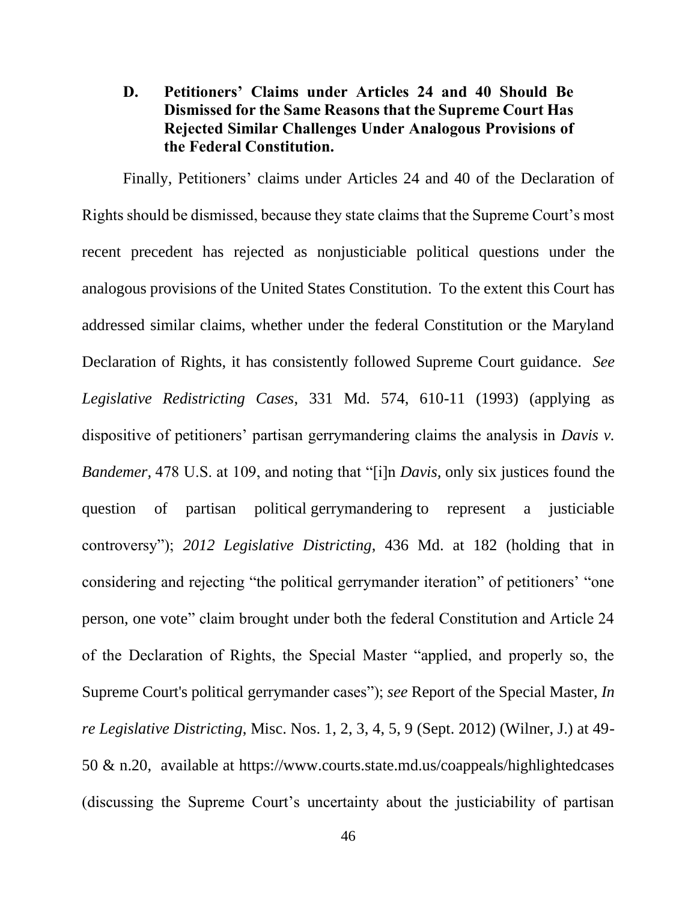### D. Petitioners' Claims under Articles 24 and 40 Should Be Dismissed for the Same Reasons that the Supreme Court Has Rejected Similar Challenges Under Analogous Provisions of the Federal Constitution.

Finally, Petitioners' claims under Articles 24 and 40 of the Declaration of Rights should be dismissed, because they state claims that the Supreme Court's most recent precedent has rejected as nonjusticiable political questions under the analogous provisions of the United States Constitution. To the extent this Court has addressed similar claims, whether under the federal Constitution or the Maryland Declaration of Rights, it has consistently followed Supreme Court guidance. *See Legislative Redistricting Cases*, 331 Md. 574, 610-11 (1993) (applying as dispositive of petitioners' partisan gerrymandering claims the analysis in *Davis v. Bandemer,* 478 U.S. at 109, and noting that "[i]n *Davis,* only six justices found the question of partisan political gerrymandering to represent a justiciable controversy"); *2012 Legislative Districting*, 436 Md. at 182 (holding that in considering and rejecting "the political gerrymander iteration" of petitioners' "one person, one vote" claim brought under both the federal Constitution and Article 24 of the Declaration of Rights, the Special Master "applied, and properly so, the Supreme Court's political gerrymander cases"); *see* Report of the Special Master, *In re Legislative Districting*, Misc. Nos. 1, 2, 3, 4, 5, 9 (Sept. 2012) (Wilner, J.) at 49-50 & n.20, available at https://www.courts.state.md.us/coappeals/highlightedcases (discussing the Supreme Court's uncertainty about the justiciability of partisan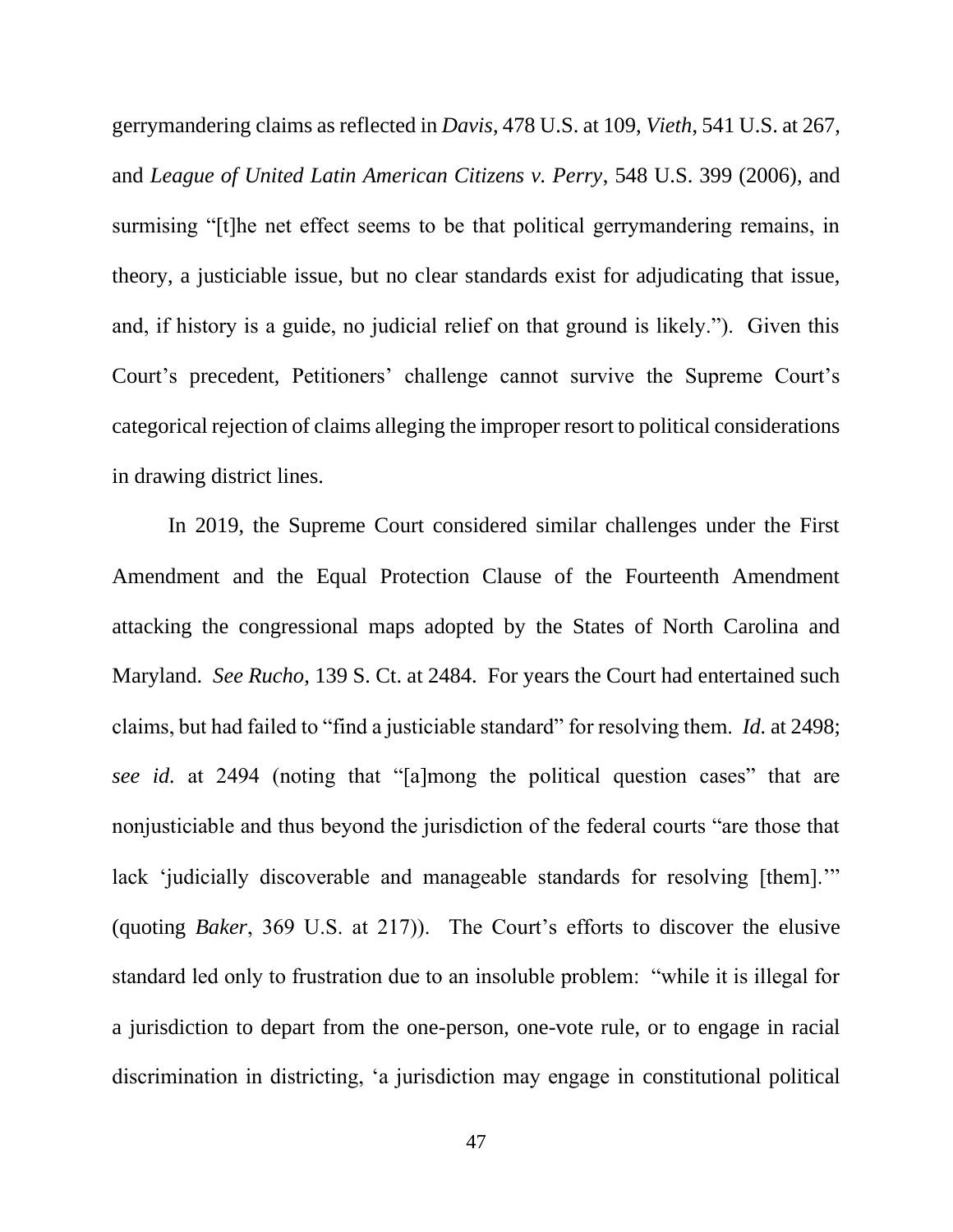gerrymandering claims as reflected in *Davis*, 478 U.S. at 109, *Vieth*, 541 U.S. at 267, and *League of United Latin American Citizens v. Perry*, 548 U.S. 399 (2006), and surmising "[t]he net effect seems to be that political gerrymandering remains, in theory, a justiciable issue, but no clear standards exist for adjudicating that issue, and, if history is a guide, no judicial relief on that ground is likely."). Given this Court's precedent, Petitioners' challenge cannot survive the Supreme Court's categorical rejection of claims alleging the improper resort to political considerations in drawing district lines.

In 2019, the Supreme Court considered similar challenges under the First Amendment and the Equal Protection Clause of the Fourteenth Amendment attacking the congressional maps adopted by the States of North Carolina and Maryland. *See Rucho,* 139 S. Ct. at 2484. For years the Court had entertained such claims, but had failed to "find a justiciable standard" for resolving them. *Id.* at 2498; *see id.* at 2494 (noting that "[a]mong the political question cases" that are nonjusticiable and thus beyond the jurisdiction of the federal courts "are those that lack 'judicially discoverable and manageable standards for resolving [them].'" (quoting *Baker*, 369 U.S. at 217)). The Court's efforts to discover the elusive standard led only to frustration due to an insoluble problem: "while it is illegal for a jurisdiction to depart from the one-person, one-vote rule, or to engage in racial discrimination in districting, 'a jurisdiction may engage in constitutional political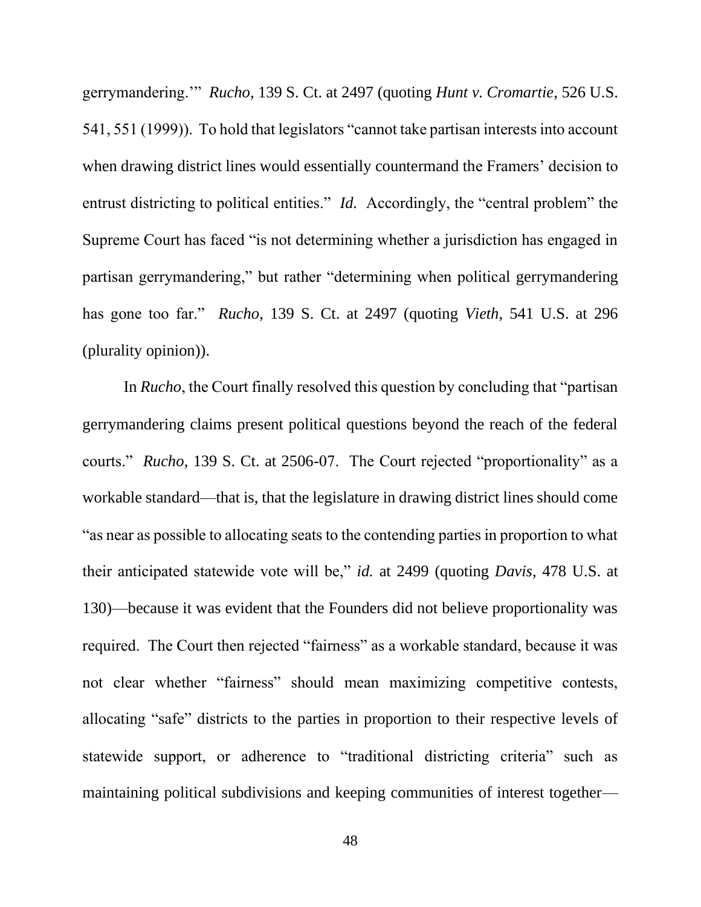gerrymandering.'" *Rucho*, 139 S. Ct. at 2497 (quoting *Hunt v. Cromartie*, 526 U.S. 541, 551 (1999)). To hold that legislators "cannot take partisan interests into account when drawing district lines would essentially countermand the Framers' decision to entrust districting to political entities." *Id.* Accordingly, the "central problem" the Supreme Court has faced "is not determining whether a jurisdiction has engaged in partisan gerrymandering," but rather "determining when political gerrymandering has gone too far." *Rucho*, 139 S. Ct. at 2497 (quoting *Vieth*, 541 U.S. at 296 (plurality opinion)).

In *Rucho*, the Court finally resolved this question by concluding that "partisan gerrymandering claims present political questions beyond the reach of the federal courts." *Rucho*, 139 S. Ct. at 2506-07. The Court rejected "proportionality" as a workable standard—that is, that the legislature in drawing district lines should come "as near as possible to allocating seats to the contending parties in proportion to what their anticipated statewide vote will be," *id.* at 2499 (quoting *Davis*, 478 U.S. at 130)—because it was evident that the Founders did not believe proportionality was required. The Court then rejected "fairness" as a workable standard, because it was not clear whether "fairness" should mean maximizing competitive contests, allocating "safe" districts to the parties in proportion to their respective levels of statewide support, or adherence to "traditional districting criteria" such as maintaining political subdivisions and keeping communities of interest together—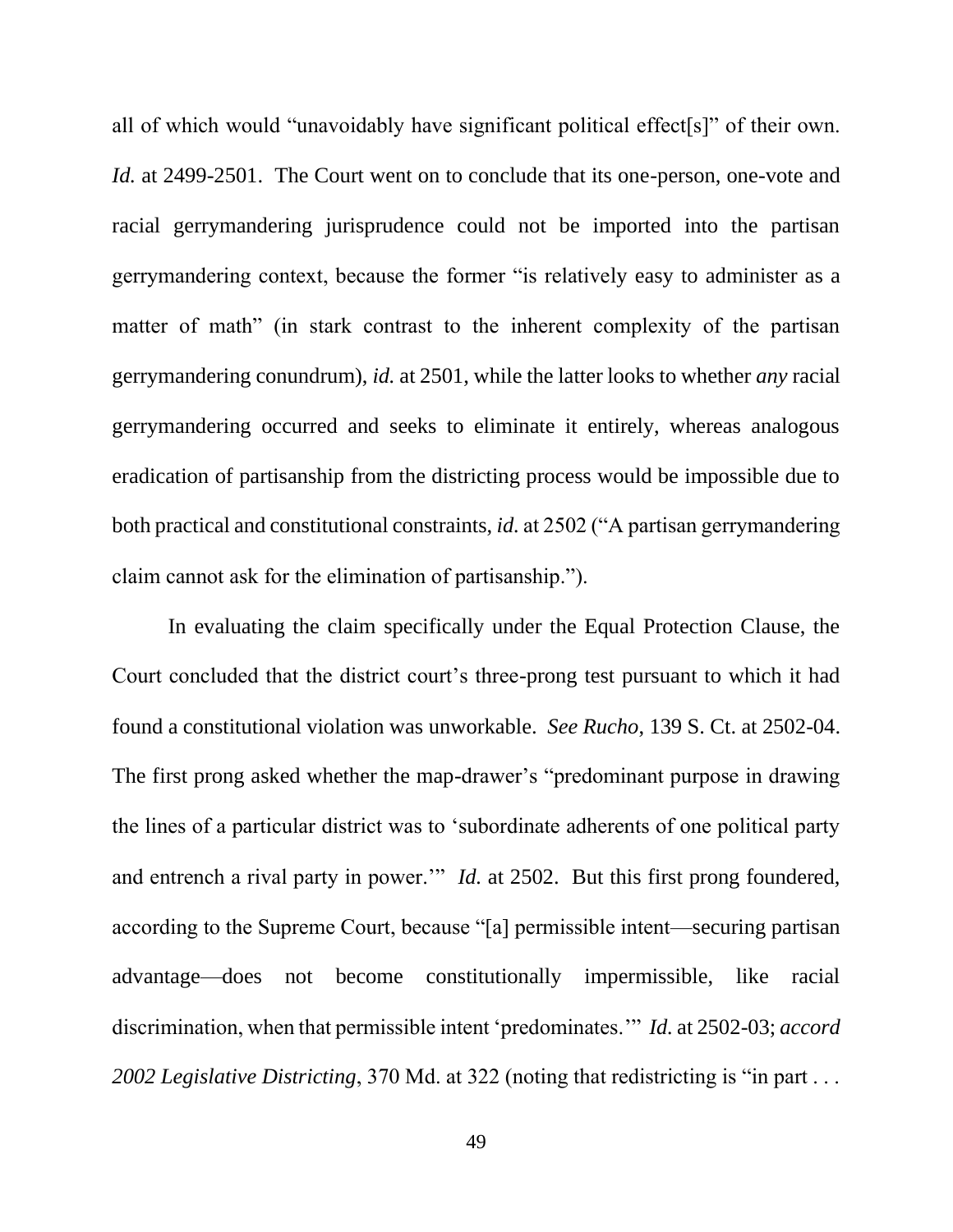all of which would "unavoidably have significant political effect[s]" of their own. *Id.* at 2499-2501. The Court went on to conclude that its one-person, one-vote and racial gerrymandering jurisprudence could not be imported into the partisan gerrymandering context, because the former "is relatively easy to administer as a matter of math" (in stark contrast to the inherent complexity of the partisan gerrymandering conundrum), *id.* at 2501, while the latter looks to whether *any* racial gerrymandering occurred and seeks to eliminate it entirely, whereas analogous eradication of partisanship from the districting process would be impossible due to both practical and constitutional constraints, *id.* at 2502 ("A partisan gerrymandering claim cannot ask for the elimination of partisanship.").

In evaluating the claim specifically under the Equal Protection Clause, the Court concluded that the district court's three-prong test pursuant to which it had found a constitutional violation was unworkable. *See Rucho*, 139 S. Ct. at 2502-04. The first prong asked whether the map-drawer's "predominant purpose in drawing the lines of a particular district was to 'subordinate adherents of one political party and entrench a rival party in power.'" *Id.* at 2502. But this first prong foundered, according to the Supreme Court, because "[a] permissible intent—securing partisan advantage—does not become constitutionally impermissible, like racial discrimination, when that permissible intent 'predominates.'" *Id.* at 2502-03; *accord 2002 Legislative Districting*, 370 Md. at 322 (noting that redistricting is "in part . . .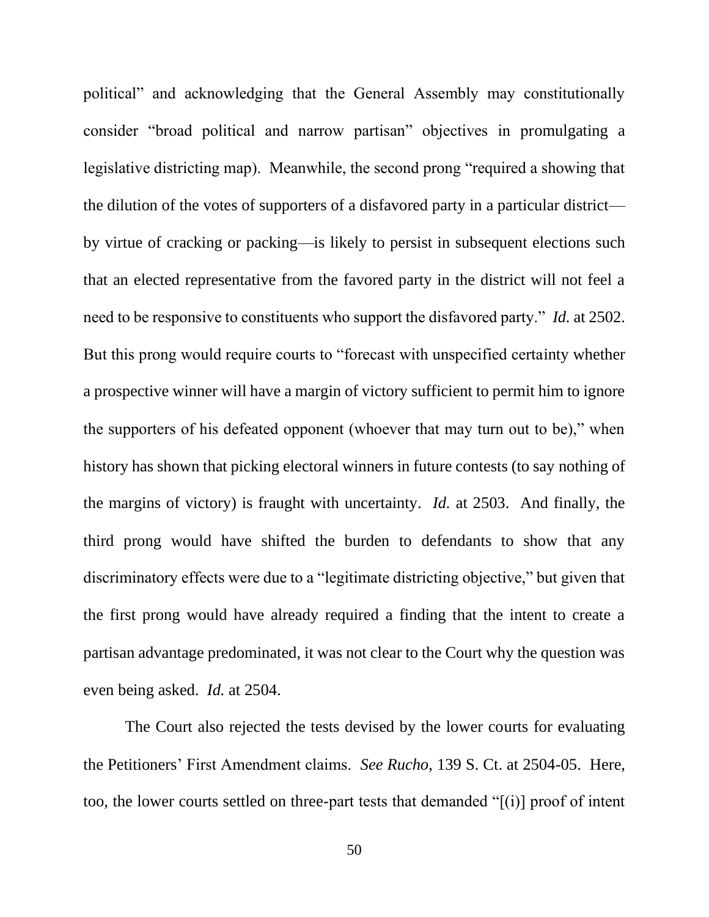political" and acknowledging that the General Assembly may constitutionally consider "broad political and narrow partisan" objectives in promulgating a legislative districting map). Meanwhile, the second prong "required a showing that the dilution of the votes of supporters of a disfavored party in a particular district—by virtue of cracking or packing—is likely to persist in subsequent elections such that an elected representative from the favored party in the district will not feel a need to be responsive to constituents who support the disfavored party." *Id.* at 2502. But this prong would require courts to "forecast with unspecified certainty whether a prospective winner will have a margin of victory sufficient to permit him to ignore the supporters of his defeated opponent (whoever that may turn out to be)," when history has shown that picking electoral winners in future contests (to say nothing of the margins of victory) is fraught with uncertainty. *Id.* at 2503. And finally, the third prong would have shifted the burden to defendants to show that any discriminatory effects were due to a "legitimate districting objective," but given that the first prong would have already required a finding that the intent to create a partisan advantage predominated, it was not clear to the Court why the question was even being asked. *Id.* at 2504.

The Court also rejected the tests devised by the lower courts for evaluating the Petitioners' First Amendment claims. *See Rucho*, 139 S. Ct. at 2504-05. Here, too, the lower courts settled on three-part tests that demanded "[(i)] proof of intent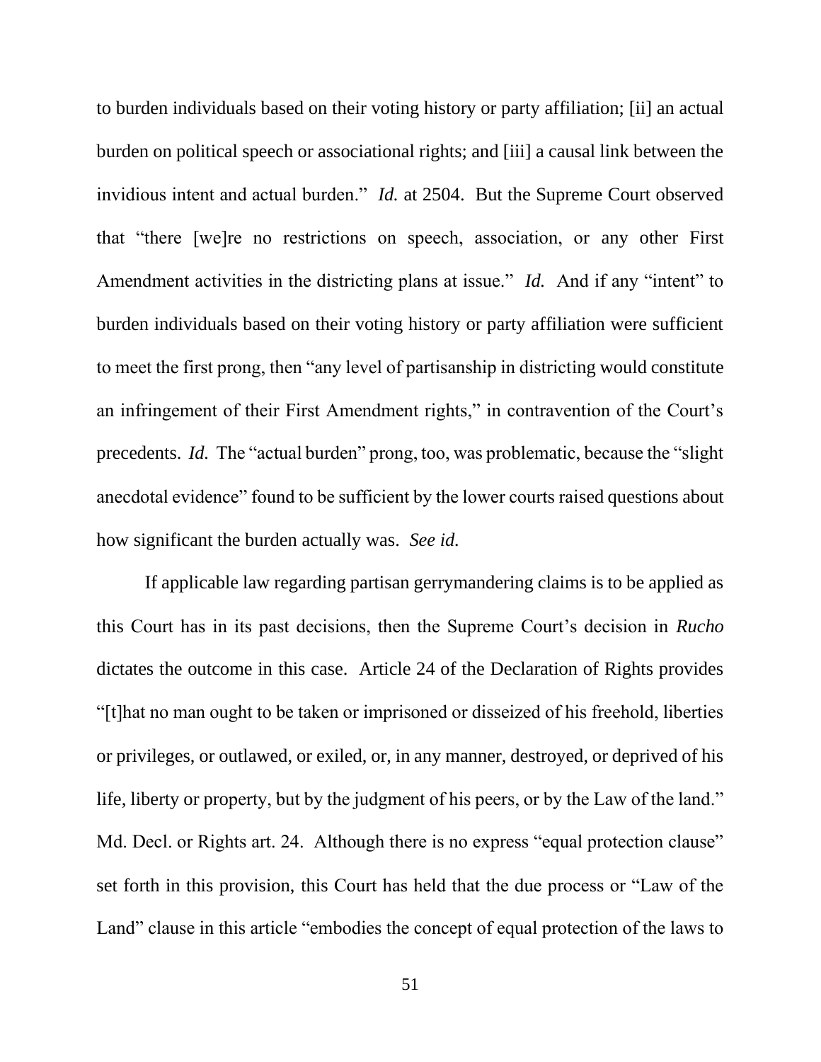to burden individuals based on their voting history or party affiliation; [ii] an actual burden on political speech or associational rights; and [iii] a causal link between the invidious intent and actual burden." *Id.* at 2504. But the Supreme Court observed that "there [we]re no restrictions on speech, association, or any other First Amendment activities in the districting plans at issue." *Id.* And if any "intent" to burden individuals based on their voting history or party affiliation were sufficient to meet the first prong, then "any level of partisanship in districting would constitute an infringement of their First Amendment rights," in contravention of the Court's precedents. *Id.* The "actual burden" prong, too, was problematic, because the "slight anecdotal evidence" found to be sufficient by the lower courts raised questions about how significant the burden actually was. *See id.*

If applicable law regarding partisan gerrymandering claims is to be applied as this Court has in its past decisions, then the Supreme Court's decision in *Rucho* dictates the outcome in this case. Article 24 of the Declaration of Rights provides "[t]hat no man ought to be taken or imprisoned or disseized of his freehold, liberties or privileges, or outlawed, or exiled, or, in any manner, destroyed, or deprived of his life, liberty or property, but by the judgment of his peers, or by the Law of the land." Md. Decl. or Rights art. 24. Although there is no express "equal protection clause" set forth in this provision, this Court has held that the due process or "Law of the Land" clause in this article "embodies the concept of equal protection of the laws to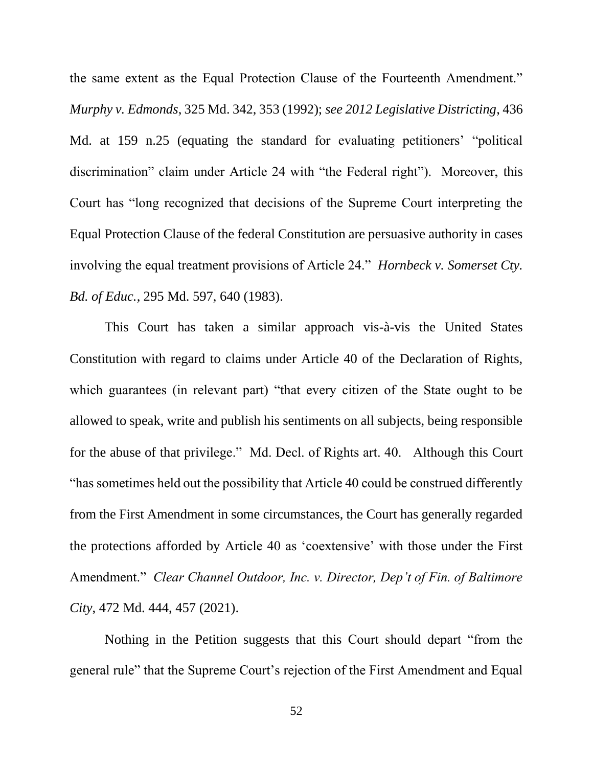the same extent as the Equal Protection Clause of the Fourteenth Amendment." *Murphy v. Edmonds*, 325 Md. 342, 353 (1992); *see 2012 Legislative Districting*, 436 Md. at 159 n.25 (equating the standard for evaluating petitioners' "political discrimination" claim under Article 24 with "the Federal right"). Moreover, this Court has "long recognized that decisions of the Supreme Court interpreting the Equal Protection Clause of the federal Constitution are persuasive authority in cases involving the equal treatment provisions of Article 24." *Hornbeck v. Somerset Cty. Bd. of Educ.*, 295 Md. 597, 640 (1983).

This Court has taken a similar approach vis-à-vis the United States Constitution with regard to claims under Article 40 of the Declaration of Rights, which guarantees (in relevant part) "that every citizen of the State ought to be allowed to speak, write and publish his sentiments on all subjects, being responsible for the abuse of that privilege." Md. Decl. of Rights art. 40. Although this Court "has sometimes held out the possibility that Article 40 could be construed differently from the First Amendment in some circumstances, the Court has generally regarded the protections afforded by Article 40 as 'coextensive' with those under the First Amendment." *Clear Channel Outdoor, Inc. v. Director, Dep't of Fin. of Baltimore City*, 472 Md. 444, 457 (2021).

Nothing in the Petition suggests that this Court should depart "from the general rule" that the Supreme Court's rejection of the First Amendment and Equal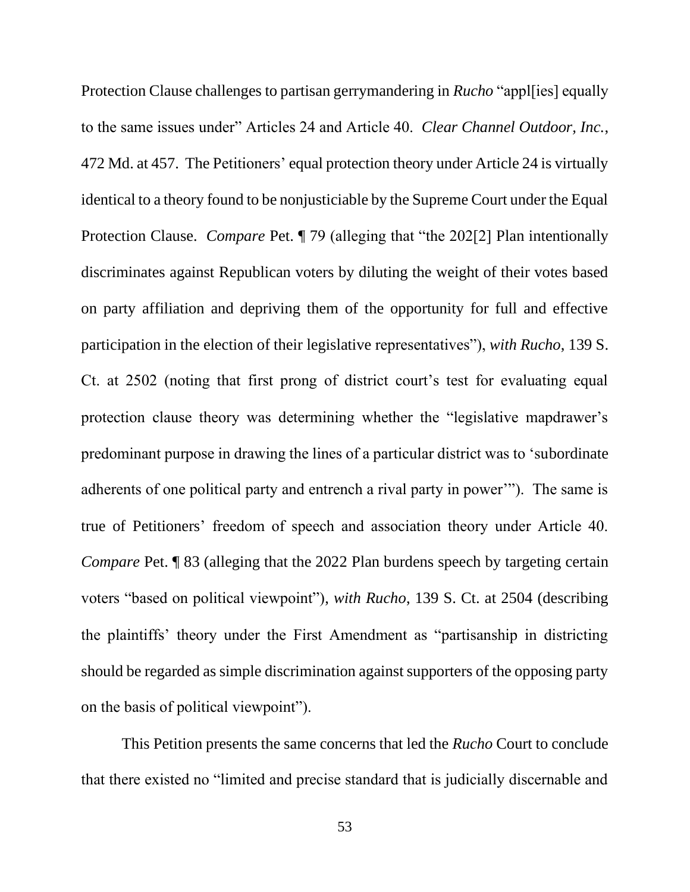Protection Clause challenges to partisan gerrymandering in *Rucho* "appl[ies] equally to the same issues under" Articles 24 and Article 40. *Clear Channel Outdoor, Inc.*, 472 Md. at 457. The Petitioners' equal protection theory under Article 24 is virtually identical to a theory found to be nonjusticiable by the Supreme Court under the Equal Protection Clause. *Compare* Pet. ¶ 79 (alleging that "the 202[2] Plan intentionally discriminates against Republican voters by diluting the weight of their votes based on party affiliation and depriving them of the opportunity for full and effective participation in the election of their legislative representatives"), *with Rucho*, 139 S. Ct. at 2502 (noting that first prong of district court's test for evaluating equal protection clause theory was determining whether the "legislative mapdrawer's predominant purpose in drawing the lines of a particular district was to 'subordinate adherents of one political party and entrench a rival party in power'"). The same is true of Petitioners' freedom of speech and association theory under Article 40. *Compare* Pet. ¶ 83 (alleging that the 2022 Plan burdens speech by targeting certain voters "based on political viewpoint"), *with Rucho*, 139 S. Ct. at 2504 (describing the plaintiffs' theory under the First Amendment as "partisanship in districting should be regarded as simple discrimination against supporters of the opposing party on the basis of political viewpoint").

This Petition presents the same concerns that led the *Rucho* Court to conclude that there existed no "limited and precise standard that is judicially discernable and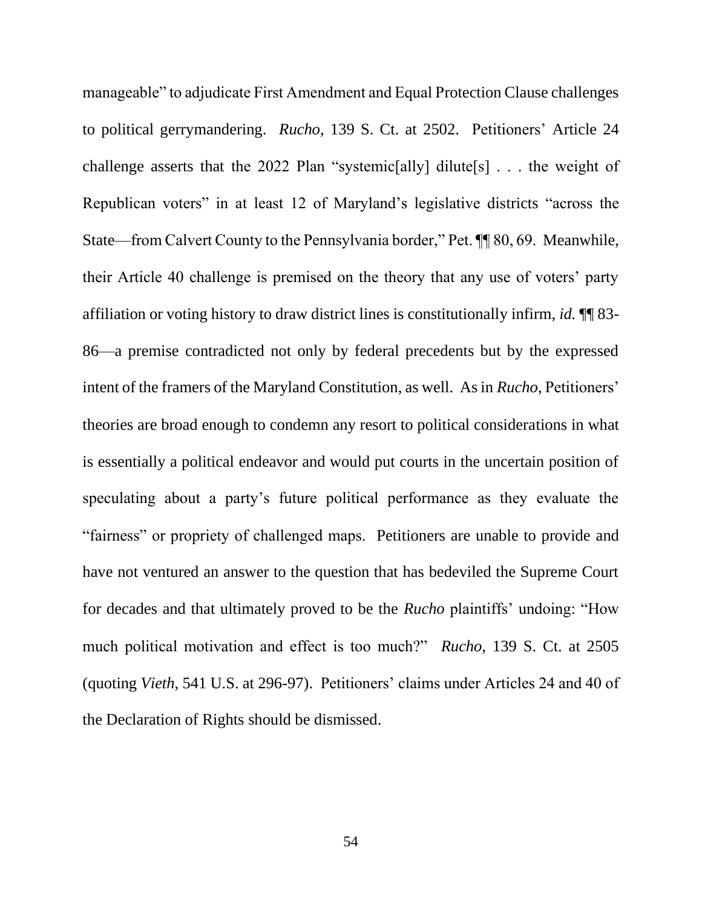manageable" to adjudicate First Amendment and Equal Protection Clause challenges to political gerrymandering. *Rucho*, 139 S. Ct. at 2502. Petitioners' Article 24 challenge asserts that the 2022 Plan "systemic[ally] dilute[s] . . . the weight of Republican voters" in at least 12 of Maryland's legislative districts "across the State—from Calvert County to the Pennsylvania border," Pet. ¶¶ 80, 69. Meanwhile, their Article 40 challenge is premised on the theory that any use of voters' party affiliation or voting history to draw district lines is constitutionally infirm, *id.* ¶¶ 83-86—a premise contradicted not only by federal precedents but by the expressed intent of the framers of the Maryland Constitution, as well. As in *Rucho*, Petitioners' theories are broad enough to condemn any resort to political considerations in what is essentially a political endeavor and would put courts in the uncertain position of speculating about a party's future political performance as they evaluate the "fairness" or propriety of challenged maps. Petitioners are unable to provide and have not ventured an answer to the question that has bedeviled the Supreme Court for decades and that ultimately proved to be the *Rucho* plaintiffs' undoing: "How much political motivation and effect is too much?" *Rucho*, 139 S. Ct. at 2505 (quoting *Vieth*, 541 U.S. at 296-97). Petitioners' claims under Articles 24 and 40 of the Declaration of Rights should be dismissed.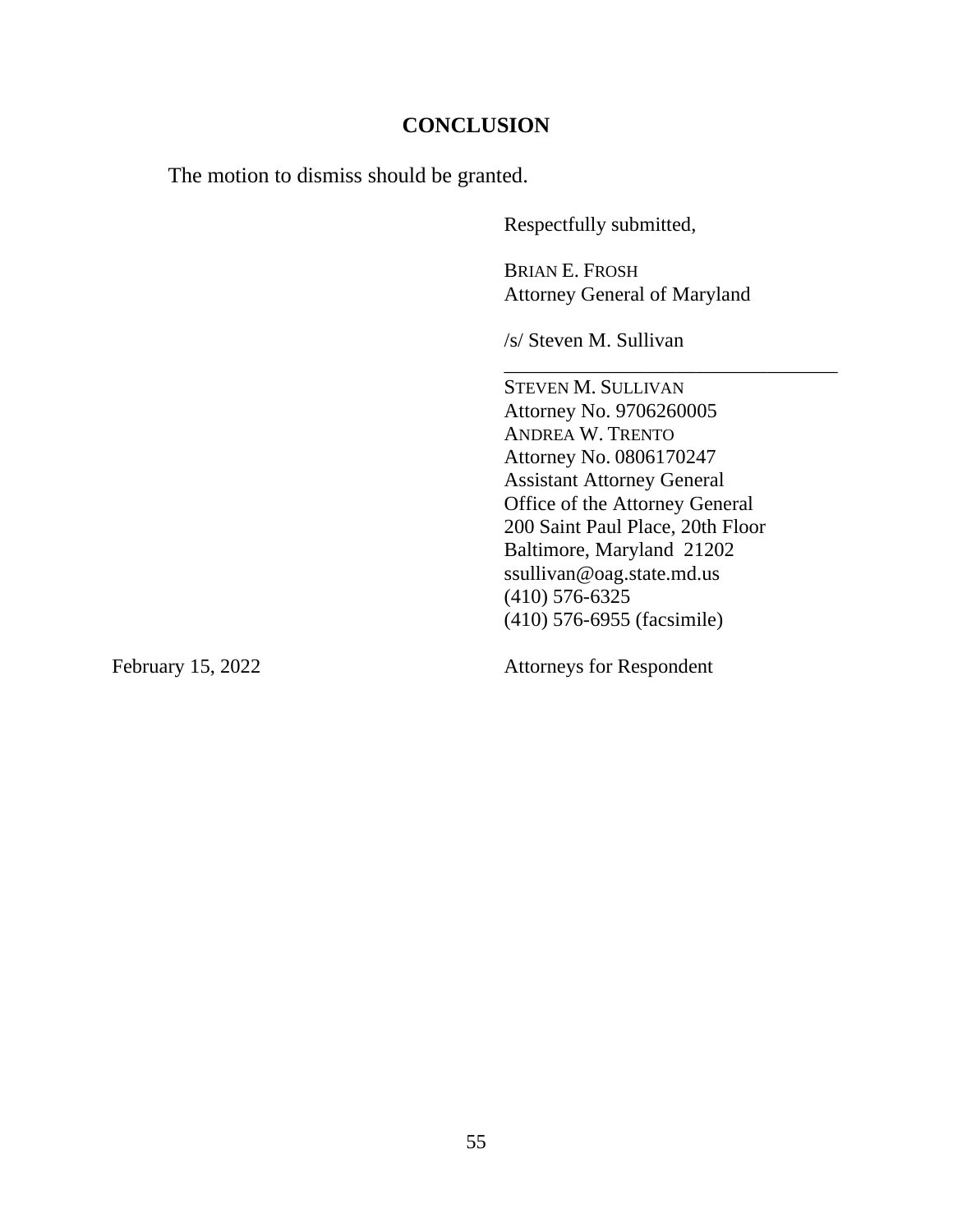## CONCLUSION

The motion to dismiss should be granted.

Respectfully submitted,

BRIAN E. FROSH
Attorney General of Maryland

/s/ Steven M. Sullivan
\_\_\_\_\_\_\_\_\_\_\_\_\_\_\_\_\_\_\_\_\_\_\_\_\_\_\_\_\_\_\_\_\_\_

STEVEN M. SULLIVAN
Attorney No. 9706260005
ANDREA W. TRENTO
Attorney No. 0806170247
Assistant Attorney General
Office of the Attorney General
200 Saint Paul Place, 20th Floor
Baltimore, Maryland 21202
ssullivan@oag.state.md.us
(410) 576-6325
(410) 576-6955 (facsimile)

February 15, 2022

Attorneys for Respondent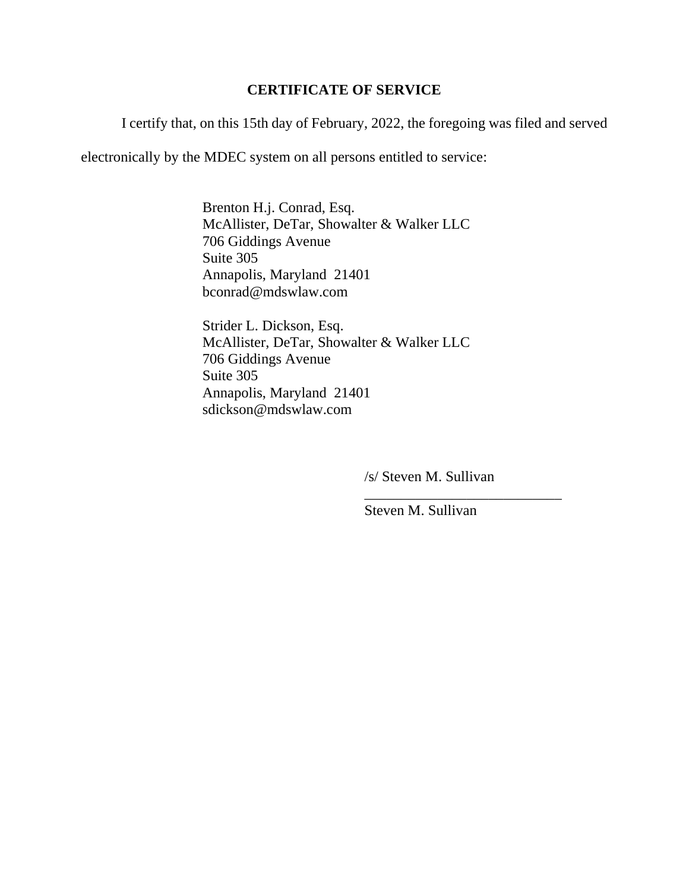## CERTIFICATE OF SERVICE

I certify that, on this 15th day of February, 2022, the foregoing was filed and served electronically by the MDEC system on all persons entitled to service:

Brenton H.j. Conrad, Esq.
McAllister, DeTar, Showalter & Walker LLC
706 Giddings Avenue
Suite 305
Annapolis, Maryland 21401
bconrad@mdswlaw.com

Strider L. Dickson, Esq.
McAllister, DeTar, Showalter & Walker LLC
706 Giddings Avenue
Suite 305
Annapolis, Maryland 21401
sdickson@mdswlaw.com

/s/ Steven M. Sullivan
___________________________
Steven M. Sullivan